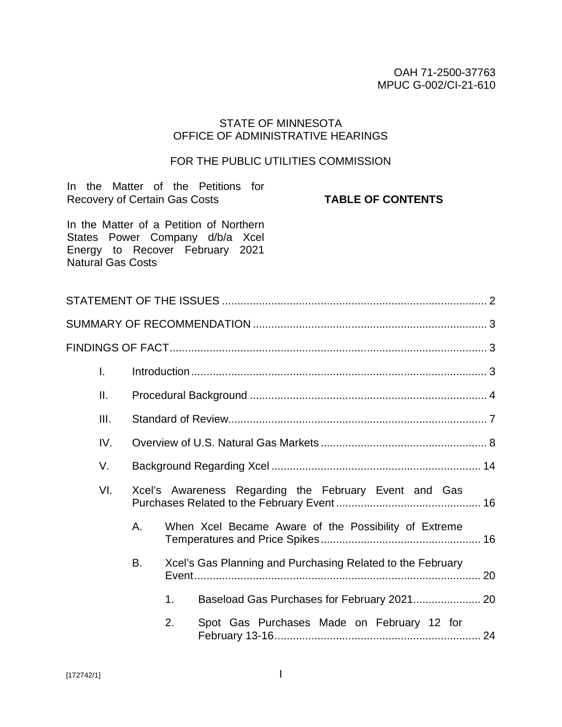OAH 71-2500-37763
MPUC G-002/CI-21-610

STATE OF MINNESOTA
OFFICE OF ADMINISTRATIVE HEARINGS

FOR THE PUBLIC UTILITIES COMMISSION

In the Matter of the Petitions for Recovery of Certain Gas Costs

In the Matter of a Petition of Northern States Power Company d/b/a Xcel Energy to Recover February 2021 Natural Gas Costs

**TABLE OF CONTENTS**

STATEMENT OF THE ISSUES ..................................................................................... 2

SUMMARY OF RECOMMENDATION ............................................................................ 3

FINDINGS OF FACT........................................................................................................ 3

- I. Introduction ................................................................................................ 3
- II. Procedural Background ............................................................................. 4
- III. Standard of Review.................................................................................... 7
- IV. Overview of U.S. Natural Gas Markets ...................................................... 8
- V. Background Regarding Xcel .................................................................... 14
- VI. Xcel's Awareness Regarding the February Event and Gas Purchases Related to the February Event ............................................... 16
  - A. When Xcel Became Aware of the Possibility of Extreme Temperatures and Price Spikes.................................................... 16
  - B. Xcel's Gas Planning and Purchasing Related to the February Event............................................................................... 20
    - 1. Baseload Gas Purchases for February 2021...................... 20
    - 2. Spot Gas Purchases Made on February 12 for February 13-16.................................................................... 24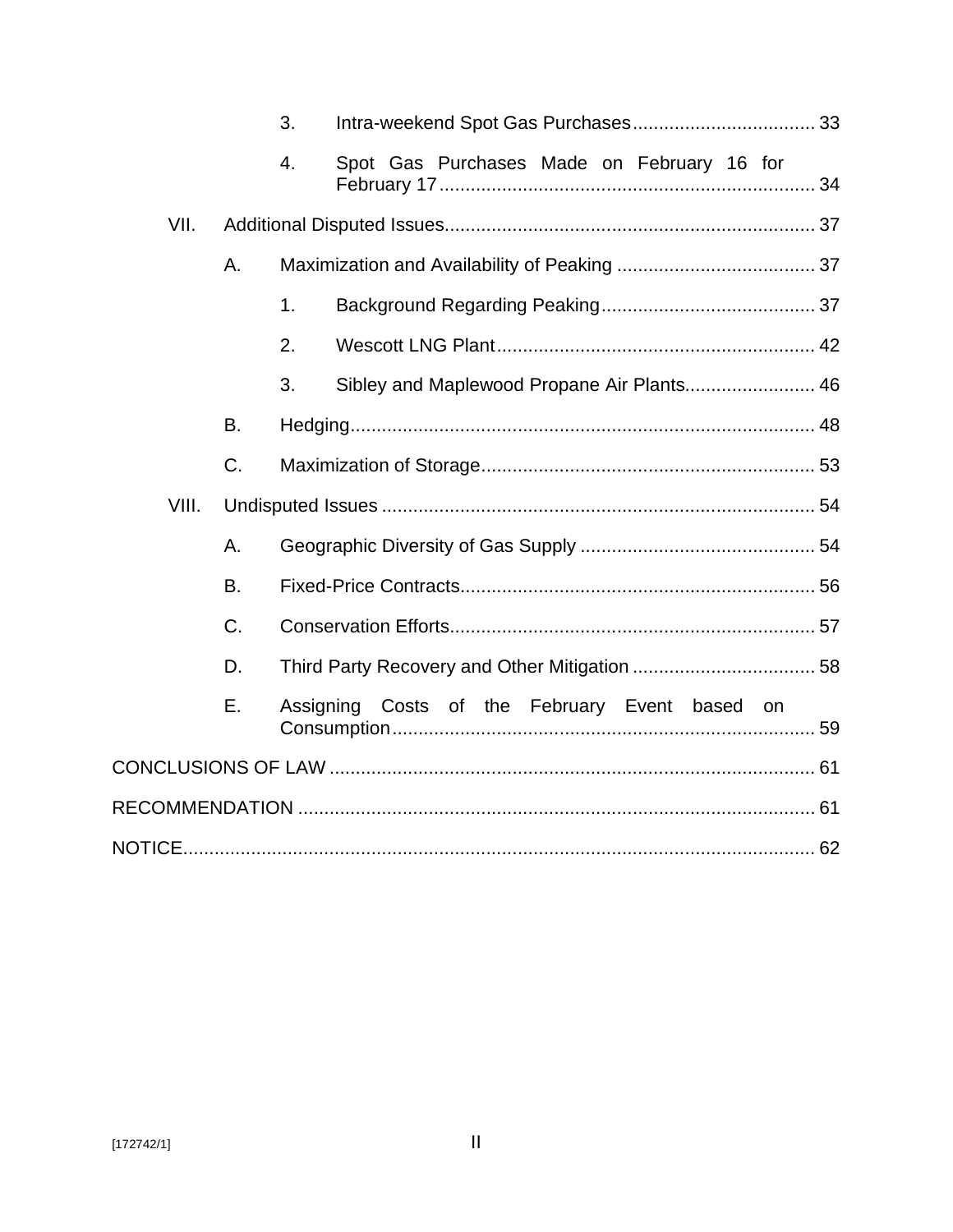3. Intra-weekend Spot Gas Purchases ... 33

4. Spot Gas Purchases Made on February 16 for February 17 ... 34

VII. Additional Disputed Issues ... 37

A. Maximization and Availability of Peaking ... 37

1. Background Regarding Peaking ... 37

2. Wescott LNG Plant ... 42

3. Sibley and Maplewood Propane Air Plants ... 46

B. Hedging ... 48

C. Maximization of Storage ... 53

VIII. Undisputed Issues ... 54

A. Geographic Diversity of Gas Supply ... 54

B. Fixed-Price Contracts ... 56

C. Conservation Efforts ... 57

D. Third Party Recovery and Other Mitigation ... 58

E. Assigning Costs of the February Event based on Consumption ... 59

CONCLUSIONS OF LAW ... 61

RECOMMENDATION ... 61

NOTICE ... 62

[172742/1]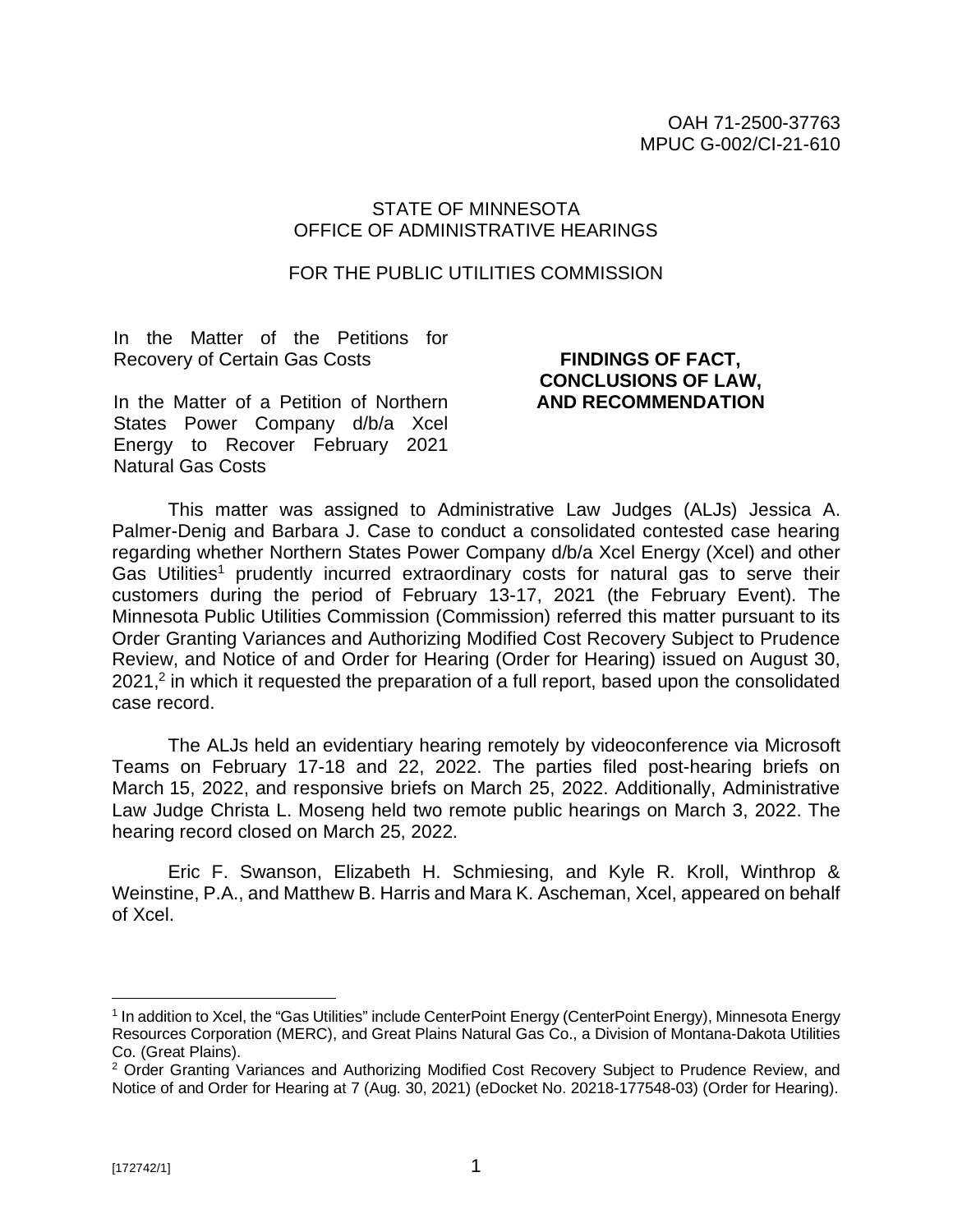OAH 71-2500-37763
MPUC G-002/CI-21-610

STATE OF MINNESOTA
OFFICE OF ADMINISTRATIVE HEARINGS

FOR THE PUBLIC UTILITIES COMMISSION

In the Matter of the Petitions for Recovery of Certain Gas Costs

In the Matter of a Petition of Northern States Power Company d/b/a Xcel Energy to Recover February 2021 Natural Gas Costs

**FINDINGS OF FACT, CONCLUSIONS OF LAW, AND RECOMMENDATION**

This matter was assigned to Administrative Law Judges (ALJs) Jessica A. Palmer-Denig and Barbara J. Case to conduct a consolidated contested case hearing regarding whether Northern States Power Company d/b/a Xcel Energy (Xcel) and other Gas Utilities[1] prudently incurred extraordinary costs for natural gas to serve their customers during the period of February 13-17, 2021 (the February Event). The Minnesota Public Utilities Commission (Commission) referred this matter pursuant to its Order Granting Variances and Authorizing Modified Cost Recovery Subject to Prudence Review, and Notice of and Order for Hearing (Order for Hearing) issued on August 30, 2021,[2] in which it requested the preparation of a full report, based upon the consolidated case record.

The ALJs held an evidentiary hearing remotely by videoconference via Microsoft Teams on February 17-18 and 22, 2022. The parties filed post-hearing briefs on March 15, 2022, and responsive briefs on March 25, 2022. Additionally, Administrative Law Judge Christa L. Moseng held two remote public hearings on March 3, 2022. The hearing record closed on March 25, 2022.

Eric F. Swanson, Elizabeth H. Schmiesing, and Kyle R. Kroll, Winthrop & Weinstine, P.A., and Matthew B. Harris and Mara K. Ascheman, Xcel, appeared on behalf of Xcel.

---

[1] In addition to Xcel, the "Gas Utilities" include CenterPoint Energy (CenterPoint Energy), Minnesota Energy Resources Corporation (MERC), and Great Plains Natural Gas Co., a Division of Montana-Dakota Utilities Co. (Great Plains).

[2] Order Granting Variances and Authorizing Modified Cost Recovery Subject to Prudence Review, and Notice of and Order for Hearing at 7 (Aug. 30, 2021) (eDocket No. 20218-177548-03) (Order for Hearing).

[172742/1]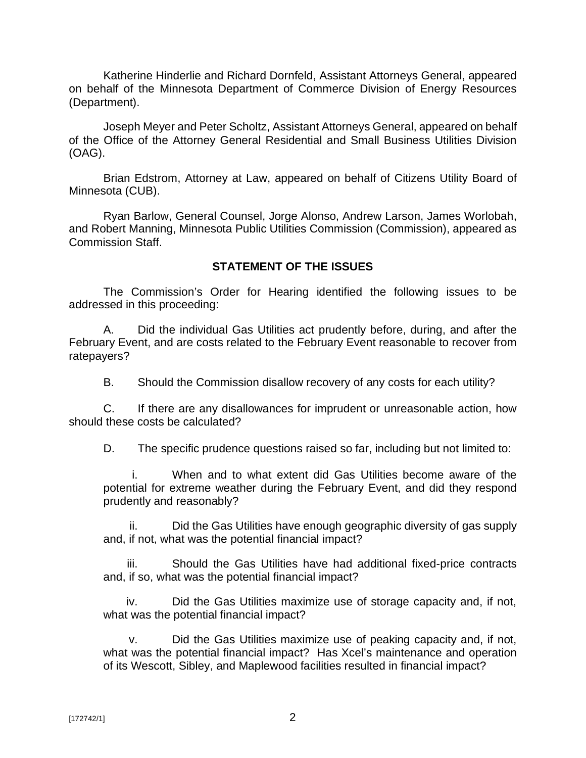Katherine Hinderlie and Richard Dornfeld, Assistant Attorneys General, appeared on behalf of the Minnesota Department of Commerce Division of Energy Resources (Department).

Joseph Meyer and Peter Scholtz, Assistant Attorneys General, appeared on behalf of the Office of the Attorney General Residential and Small Business Utilities Division (OAG).

Brian Edstrom, Attorney at Law, appeared on behalf of Citizens Utility Board of Minnesota (CUB).

Ryan Barlow, General Counsel, Jorge Alonso, Andrew Larson, James Worlobah, and Robert Manning, Minnesota Public Utilities Commission (Commission), appeared as Commission Staff.

## STATEMENT OF THE ISSUES

The Commission's Order for Hearing identified the following issues to be addressed in this proceeding:

A. Did the individual Gas Utilities act prudently before, during, and after the February Event, and are costs related to the February Event reasonable to recover from ratepayers?

B. Should the Commission disallow recovery of any costs for each utility?

C. If there are any disallowances for imprudent or unreasonable action, how should these costs be calculated?

D. The specific prudence questions raised so far, including but not limited to:

i. When and to what extent did Gas Utilities become aware of the potential for extreme weather during the February Event, and did they respond prudently and reasonably?

ii. Did the Gas Utilities have enough geographic diversity of gas supply and, if not, what was the potential financial impact?

iii. Should the Gas Utilities have had additional fixed-price contracts and, if so, what was the potential financial impact?

iv. Did the Gas Utilities maximize use of storage capacity and, if not, what was the potential financial impact?

v. Did the Gas Utilities maximize use of peaking capacity and, if not, what was the potential financial impact? Has Xcel's maintenance and operation of its Wescott, Sibley, and Maplewood facilities resulted in financial impact?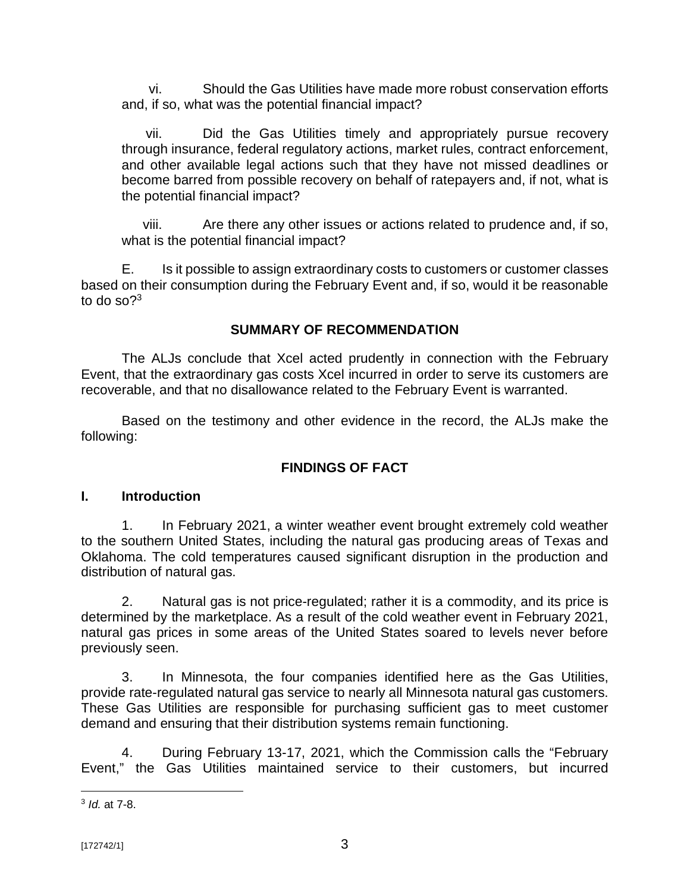vi. Should the Gas Utilities have made more robust conservation efforts and, if so, what was the potential financial impact?

vii. Did the Gas Utilities timely and appropriately pursue recovery through insurance, federal regulatory actions, market rules, contract enforcement, and other available legal actions such that they have not missed deadlines or become barred from possible recovery on behalf of ratepayers and, if not, what is the potential financial impact?

viii. Are there any other issues or actions related to prudence and, if so, what is the potential financial impact?

E. Is it possible to assign extraordinary costs to customers or customer classes based on their consumption during the February Event and, if so, would it be reasonable to do so?[3]

## SUMMARY OF RECOMMENDATION

The ALJs conclude that Xcel acted prudently in connection with the February Event, that the extraordinary gas costs Xcel incurred in order to serve its customers are recoverable, and that no disallowance related to the February Event is warranted.

Based on the testimony and other evidence in the record, the ALJs make the following:

## FINDINGS OF FACT

### I. Introduction

1. In February 2021, a winter weather event brought extremely cold weather to the southern United States, including the natural gas producing areas of Texas and Oklahoma. The cold temperatures caused significant disruption in the production and distribution of natural gas.

2. Natural gas is not price-regulated; rather it is a commodity, and its price is determined by the marketplace. As a result of the cold weather event in February 2021, natural gas prices in some areas of the United States soared to levels never before previously seen.

3. In Minnesota, the four companies identified here as the Gas Utilities, provide rate-regulated natural gas service to nearly all Minnesota natural gas customers. These Gas Utilities are responsible for purchasing sufficient gas to meet customer demand and ensuring that their distribution systems remain functioning.

4. During February 13-17, 2021, which the Commission calls the "February Event," the Gas Utilities maintained service to their customers, but incurred

[3] *Id.* at 7-8.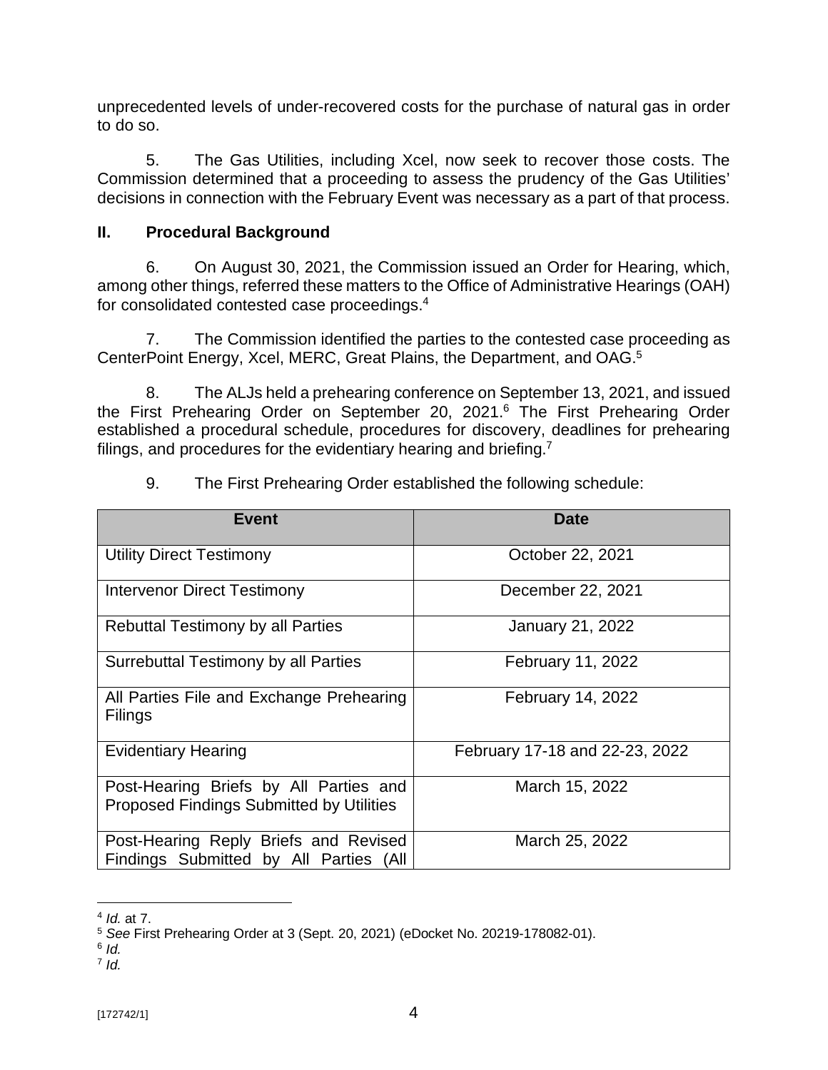unprecedented levels of under-recovered costs for the purchase of natural gas in order to do so.

5. The Gas Utilities, including Xcel, now seek to recover those costs. The Commission determined that a proceeding to assess the prudency of the Gas Utilities' decisions in connection with the February Event was necessary as a part of that process.

## II. Procedural Background

6. On August 30, 2021, the Commission issued an Order for Hearing, which, among other things, referred these matters to the Office of Administrative Hearings (OAH) for consolidated contested case proceedings.[4]

7. The Commission identified the parties to the contested case proceeding as CenterPoint Energy, Xcel, MERC, Great Plains, the Department, and OAG.[5]

8. The ALJs held a prehearing conference on September 13, 2021, and issued the First Prehearing Order on September 20, 2021.[6] The First Prehearing Order established a procedural schedule, procedures for discovery, deadlines for prehearing filings, and procedures for the evidentiary hearing and briefing.[7]

9. The First Prehearing Order established the following schedule:

| Event | Date |
|---|---|
| Utility Direct Testimony | October 22, 2021 |
| Intervenor Direct Testimony | December 22, 2021 |
| Rebuttal Testimony by all Parties | January 21, 2022 |
| Surrebuttal Testimony by all Parties | February 11, 2022 |
| All Parties File and Exchange Prehearing Filings | February 14, 2022 |
| Evidentiary Hearing | February 17-18 and 22-23, 2022 |
| Post-Hearing Briefs by All Parties and Proposed Findings Submitted by Utilities | March 15, 2022 |
| Post-Hearing Reply Briefs and Revised Findings Submitted by All Parties (All | March 25, 2022 |

[4] *Id.* at 7.

[5] *See* First Prehearing Order at 3 (Sept. 20, 2021) (eDocket No. 20219-178082-01).

[6] *Id.*

[7] *Id.*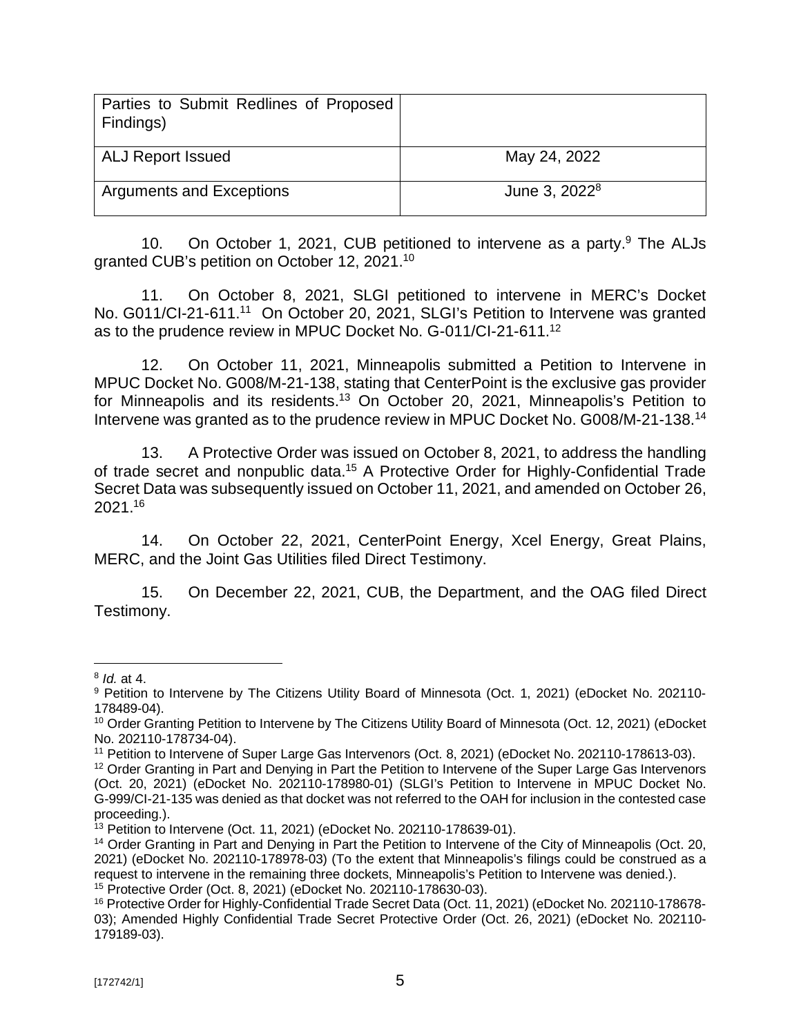| Parties to Submit Redlines of Proposed Findings) | |
|---|---|
| ALJ Report Issued | May 24, 2022 |
| Arguments and Exceptions | June 3, 2022[8] |

10. On October 1, 2021, CUB petitioned to intervene as a party.[9] The ALJs granted CUB's petition on October 12, 2021.[10]

11. On October 8, 2021, SLGI petitioned to intervene in MERC's Docket No. G011/CI-21-611.[11] On October 20, 2021, SLGI's Petition to Intervene was granted as to the prudence review in MPUC Docket No. G-011/CI-21-611.[12]

12. On October 11, 2021, Minneapolis submitted a Petition to Intervene in MPUC Docket No. G008/M-21-138, stating that CenterPoint is the exclusive gas provider for Minneapolis and its residents.[13] On October 20, 2021, Minneapolis's Petition to Intervene was granted as to the prudence review in MPUC Docket No. G008/M-21-138.[14]

13. A Protective Order was issued on October 8, 2021, to address the handling of trade secret and nonpublic data.[15] A Protective Order for Highly-Confidential Trade Secret Data was subsequently issued on October 11, 2021, and amended on October 26, 2021.[16]

14. On October 22, 2021, CenterPoint Energy, Xcel Energy, Great Plains, MERC, and the Joint Gas Utilities filed Direct Testimony.

15. On December 22, 2021, CUB, the Department, and the OAG filed Direct Testimony.

---

[8] *Id.* at 4.

[9] Petition to Intervene by The Citizens Utility Board of Minnesota (Oct. 1, 2021) (eDocket No. 202110-178489-04).

[10] Order Granting Petition to Intervene by The Citizens Utility Board of Minnesota (Oct. 12, 2021) (eDocket No. 202110-178734-04).

[11] Petition to Intervene of Super Large Gas Intervenors (Oct. 8, 2021) (eDocket No. 202110-178613-03).

[12] Order Granting in Part and Denying in Part the Petition to Intervene of the Super Large Gas Intervenors (Oct. 20, 2021) (eDocket No. 202110-178980-01) (SLGI's Petition to Intervene in MPUC Docket No. G-999/CI-21-135 was denied as that docket was not referred to the OAH for inclusion in the contested case proceeding.).

[13] Petition to Intervene (Oct. 11, 2021) (eDocket No. 202110-178639-01).

[14] Order Granting in Part and Denying in Part the Petition to Intervene of the City of Minneapolis (Oct. 20, 2021) (eDocket No. 202110-178978-03) (To the extent that Minneapolis's filings could be construed as a request to intervene in the remaining three dockets, Minneapolis's Petition to Intervene was denied.).

[15] Protective Order (Oct. 8, 2021) (eDocket No. 202110-178630-03).

[16] Protective Order for Highly-Confidential Trade Secret Data (Oct. 11, 2021) (eDocket No. 202110-178678-03); Amended Highly Confidential Trade Secret Protective Order (Oct. 26, 2021) (eDocket No. 202110-179189-03).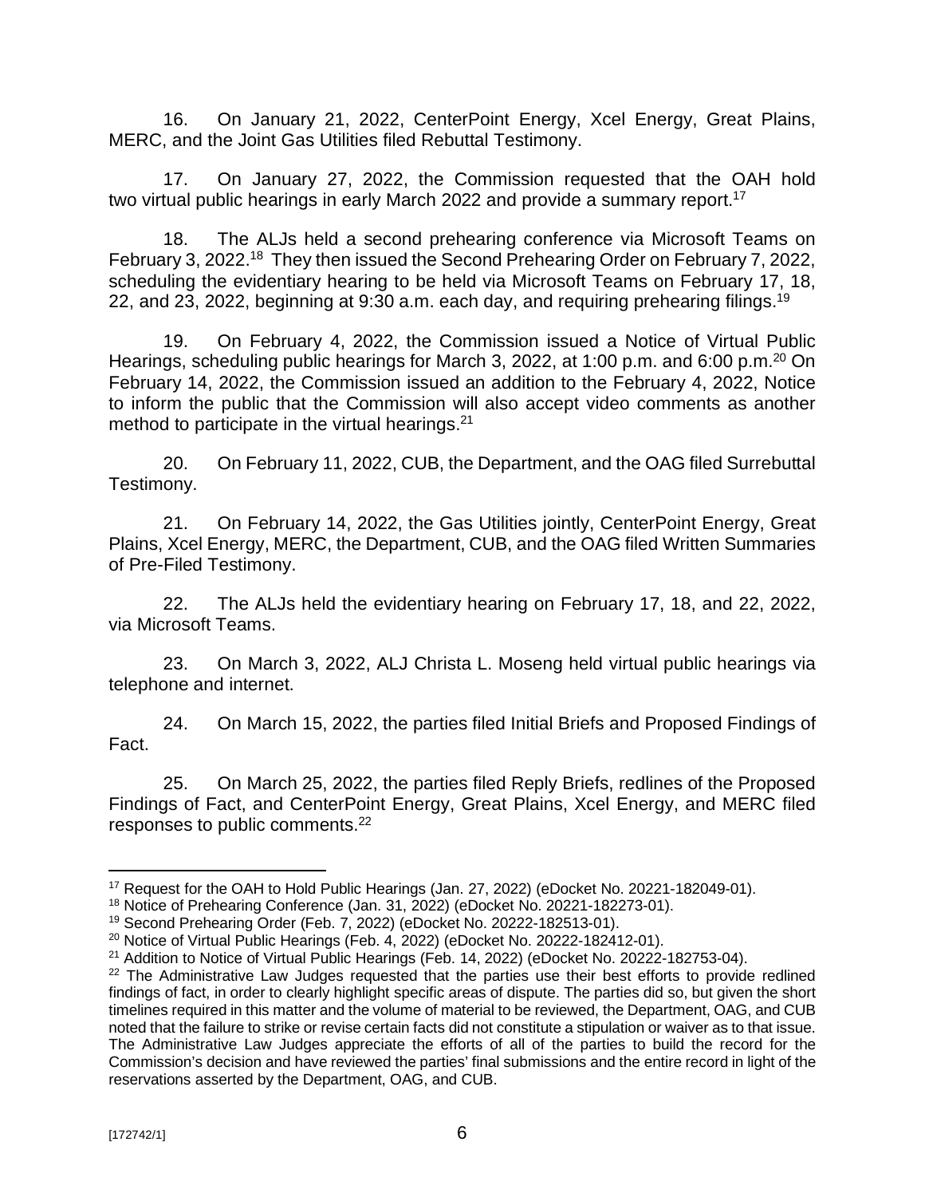16. On January 21, 2022, CenterPoint Energy, Xcel Energy, Great Plains, MERC, and the Joint Gas Utilities filed Rebuttal Testimony.

17. On January 27, 2022, the Commission requested that the OAH hold two virtual public hearings in early March 2022 and provide a summary report.[17]

18. The ALJs held a second prehearing conference via Microsoft Teams on February 3, 2022.[18] They then issued the Second Prehearing Order on February 7, 2022, scheduling the evidentiary hearing to be held via Microsoft Teams on February 17, 18, 22, and 23, 2022, beginning at 9:30 a.m. each day, and requiring prehearing filings.[19]

19. On February 4, 2022, the Commission issued a Notice of Virtual Public Hearings, scheduling public hearings for March 3, 2022, at 1:00 p.m. and 6:00 p.m.[20] On February 14, 2022, the Commission issued an addition to the February 4, 2022, Notice to inform the public that the Commission will also accept video comments as another method to participate in the virtual hearings.[21]

20. On February 11, 2022, CUB, the Department, and the OAG filed Surrebuttal Testimony.

21. On February 14, 2022, the Gas Utilities jointly, CenterPoint Energy, Great Plains, Xcel Energy, MERC, the Department, CUB, and the OAG filed Written Summaries of Pre-Filed Testimony.

22. The ALJs held the evidentiary hearing on February 17, 18, and 22, 2022, via Microsoft Teams.

23. On March 3, 2022, ALJ Christa L. Moseng held virtual public hearings via telephone and internet.

24. On March 15, 2022, the parties filed Initial Briefs and Proposed Findings of Fact.

25. On March 25, 2022, the parties filed Reply Briefs, redlines of the Proposed Findings of Fact, and CenterPoint Energy, Great Plains, Xcel Energy, and MERC filed responses to public comments.[22]

---

[17] Request for the OAH to Hold Public Hearings (Jan. 27, 2022) (eDocket No. 20221-182049-01).

[18] Notice of Prehearing Conference (Jan. 31, 2022) (eDocket No. 20221-182273-01).

[19] Second Prehearing Order (Feb. 7, 2022) (eDocket No. 20222-182513-01).

[20] Notice of Virtual Public Hearings (Feb. 4, 2022) (eDocket No. 20222-182412-01).

[21] Addition to Notice of Virtual Public Hearings (Feb. 14, 2022) (eDocket No. 20222-182753-04).

[22] The Administrative Law Judges requested that the parties use their best efforts to provide redlined findings of fact, in order to clearly highlight specific areas of dispute. The parties did so, but given the short timelines required in this matter and the volume of material to be reviewed, the Department, OAG, and CUB noted that the failure to strike or revise certain facts did not constitute a stipulation or waiver as to that issue. The Administrative Law Judges appreciate the efforts of all of the parties to build the record for the Commission's decision and have reviewed the parties' final submissions and the entire record in light of the reservations asserted by the Department, OAG, and CUB.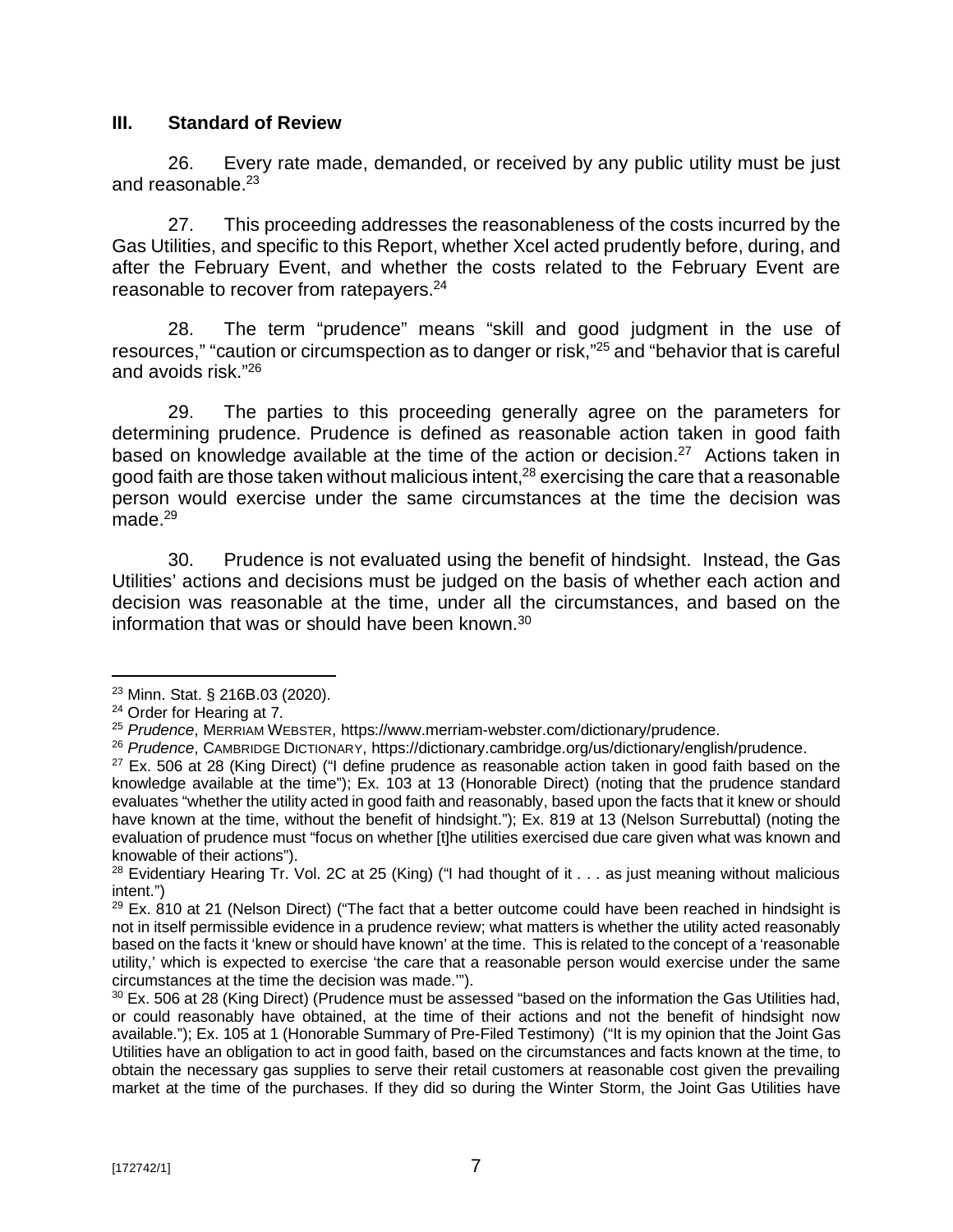## III. Standard of Review

26. Every rate made, demanded, or received by any public utility must be just and reasonable.[23]

27. This proceeding addresses the reasonableness of the costs incurred by the Gas Utilities, and specific to this Report, whether Xcel acted prudently before, during, and after the February Event, and whether the costs related to the February Event are reasonable to recover from ratepayers.[24]

28. The term "prudence" means "skill and good judgment in the use of resources," "caution or circumspection as to danger or risk,"[25] and "behavior that is careful and avoids risk."[26]

29. The parties to this proceeding generally agree on the parameters for determining prudence. Prudence is defined as reasonable action taken in good faith based on knowledge available at the time of the action or decision.[27] Actions taken in good faith are those taken without malicious intent,[28] exercising the care that a reasonable person would exercise under the same circumstances at the time the decision was made.[29]

30. Prudence is not evaluated using the benefit of hindsight. Instead, the Gas Utilities' actions and decisions must be judged on the basis of whether each action and decision was reasonable at the time, under all the circumstances, and based on the information that was or should have been known.[30]

---

[23] Minn. Stat. § 216B.03 (2020).

[24] Order for Hearing at 7.

[25] *Prudence*, MERRIAM WEBSTER, https://www.merriam-webster.com/dictionary/prudence.

[26] *Prudence*, CAMBRIDGE DICTIONARY, https://dictionary.cambridge.org/us/dictionary/english/prudence.

[27] Ex. 506 at 28 (King Direct) ("I define prudence as reasonable action taken in good faith based on the knowledge available at the time"); Ex. 103 at 13 (Honorable Direct) (noting that the prudence standard evaluates "whether the utility acted in good faith and reasonably, based upon the facts that it knew or should have known at the time, without the benefit of hindsight."); Ex. 819 at 13 (Nelson Surrebuttal) (noting the evaluation of prudence must "focus on whether [t]he utilities exercised due care given what was known and knowable of their actions").

[28] Evidentiary Hearing Tr. Vol. 2C at 25 (King) ("I had thought of it . . . as just meaning without malicious intent.")

[29] Ex. 810 at 21 (Nelson Direct) ("The fact that a better outcome could have been reached in hindsight is not in itself permissible evidence in a prudence review; what matters is whether the utility acted reasonably based on the facts it 'knew or should have known' at the time. This is related to the concept of a 'reasonable utility,' which is expected to exercise 'the care that a reasonable person would exercise under the same circumstances at the time the decision was made.'").

[30] Ex. 506 at 28 (King Direct) (Prudence must be assessed "based on the information the Gas Utilities had, or could reasonably have obtained, at the time of their actions and not the benefit of hindsight now available."); Ex. 105 at 1 (Honorable Summary of Pre-Filed Testimony) ("It is my opinion that the Joint Gas Utilities have an obligation to act in good faith, based on the circumstances and facts known at the time, to obtain the necessary gas supplies to serve their retail customers at reasonable cost given the prevailing market at the time of the purchases. If they did so during the Winter Storm, the Joint Gas Utilities have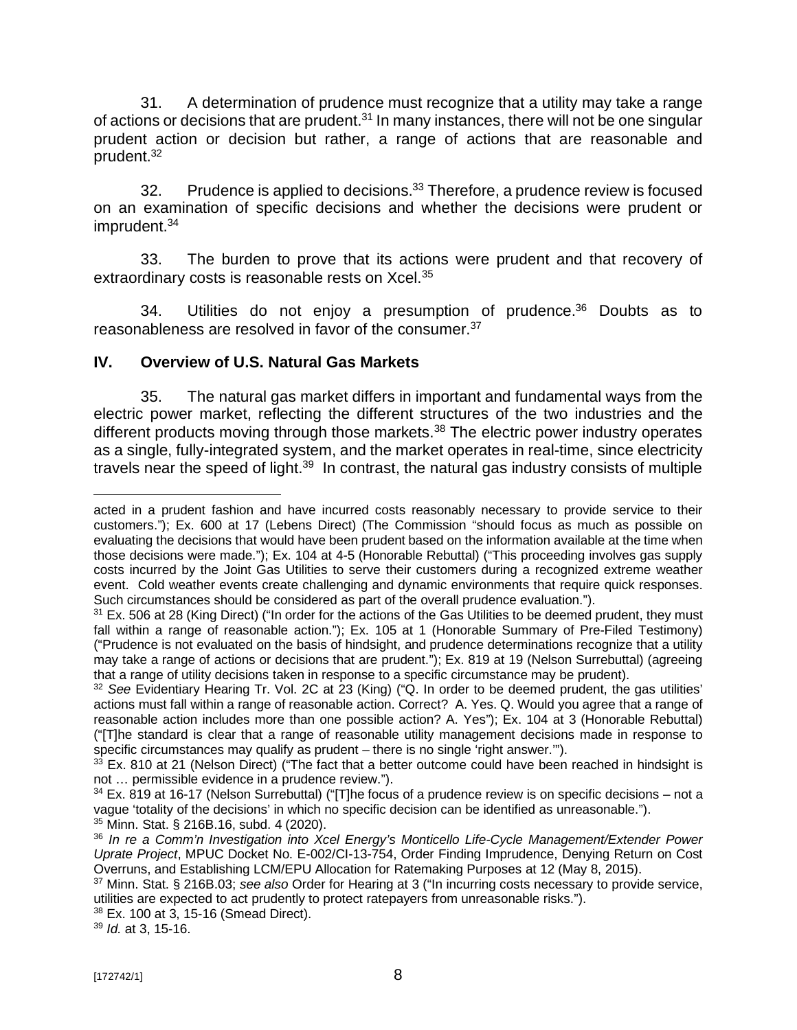31. A determination of prudence must recognize that a utility may take a range of actions or decisions that are prudent.[31] In many instances, there will not be one singular prudent action or decision but rather, a range of actions that are reasonable and prudent.[32]

32. Prudence is applied to decisions.[33] Therefore, a prudence review is focused on an examination of specific decisions and whether the decisions were prudent or imprudent.[34]

33. The burden to prove that its actions were prudent and that recovery of extraordinary costs is reasonable rests on Xcel.[35]

34. Utilities do not enjoy a presumption of prudence.[36] Doubts as to reasonableness are resolved in favor of the consumer.[37]

## IV. Overview of U.S. Natural Gas Markets

35. The natural gas market differs in important and fundamental ways from the electric power market, reflecting the different structures of the two industries and the different products moving through those markets.[38] The electric power industry operates as a single, fully-integrated system, and the market operates in real-time, since electricity travels near the speed of light.[39] In contrast, the natural gas industry consists of multiple

---

acted in a prudent fashion and have incurred costs reasonably necessary to provide service to their customers."); Ex. 600 at 17 (Lebens Direct) (The Commission "should focus as much as possible on evaluating the decisions that would have been prudent based on the information available at the time when those decisions were made."); Ex. 104 at 4-5 (Honorable Rebuttal) ("This proceeding involves gas supply costs incurred by the Joint Gas Utilities to serve their customers during a recognized extreme weather event. Cold weather events create challenging and dynamic environments that require quick responses. Such circumstances should be considered as part of the overall prudence evaluation.").

[31] Ex. 506 at 28 (King Direct) ("In order for the actions of the Gas Utilities to be deemed prudent, they must fall within a range of reasonable action."); Ex. 105 at 1 (Honorable Summary of Pre-Filed Testimony) ("Prudence is not evaluated on the basis of hindsight, and prudence determinations recognize that a utility may take a range of actions or decisions that are prudent."); Ex. 819 at 19 (Nelson Surrebuttal) (agreeing that a range of utility decisions taken in response to a specific circumstance may be prudent).

[32] *See* Evidentiary Hearing Tr. Vol. 2C at 23 (King) ("Q. In order to be deemed prudent, the gas utilities' actions must fall within a range of reasonable action. Correct? A. Yes. Q. Would you agree that a range of reasonable action includes more than one possible action? A. Yes"); Ex. 104 at 3 (Honorable Rebuttal) ("[T]he standard is clear that a range of reasonable utility management decisions made in response to specific circumstances may qualify as prudent – there is no single 'right answer.'").

[33] Ex. 810 at 21 (Nelson Direct) ("The fact that a better outcome could have been reached in hindsight is not … permissible evidence in a prudence review.").

[34] Ex. 819 at 16-17 (Nelson Surrebuttal) ("[T]he focus of a prudence review is on specific decisions – not a vague 'totality of the decisions' in which no specific decision can be identified as unreasonable.").

[35] Minn. Stat. § 216B.16, subd. 4 (2020).

[36] *In re a Comm'n Investigation into Xcel Energy's Monticello Life-Cycle Management/Extender Power Uprate Project*, MPUC Docket No. E-002/CI-13-754, Order Finding Imprudence, Denying Return on Cost Overruns, and Establishing LCM/EPU Allocation for Ratemaking Purposes at 12 (May 8, 2015).

[37] Minn. Stat. § 216B.03; *see also* Order for Hearing at 3 ("In incurring costs necessary to provide service, utilities are expected to act prudently to protect ratepayers from unreasonable risks.").

[38] Ex. 100 at 3, 15-16 (Smead Direct).

[39] *Id.* at 3, 15-16.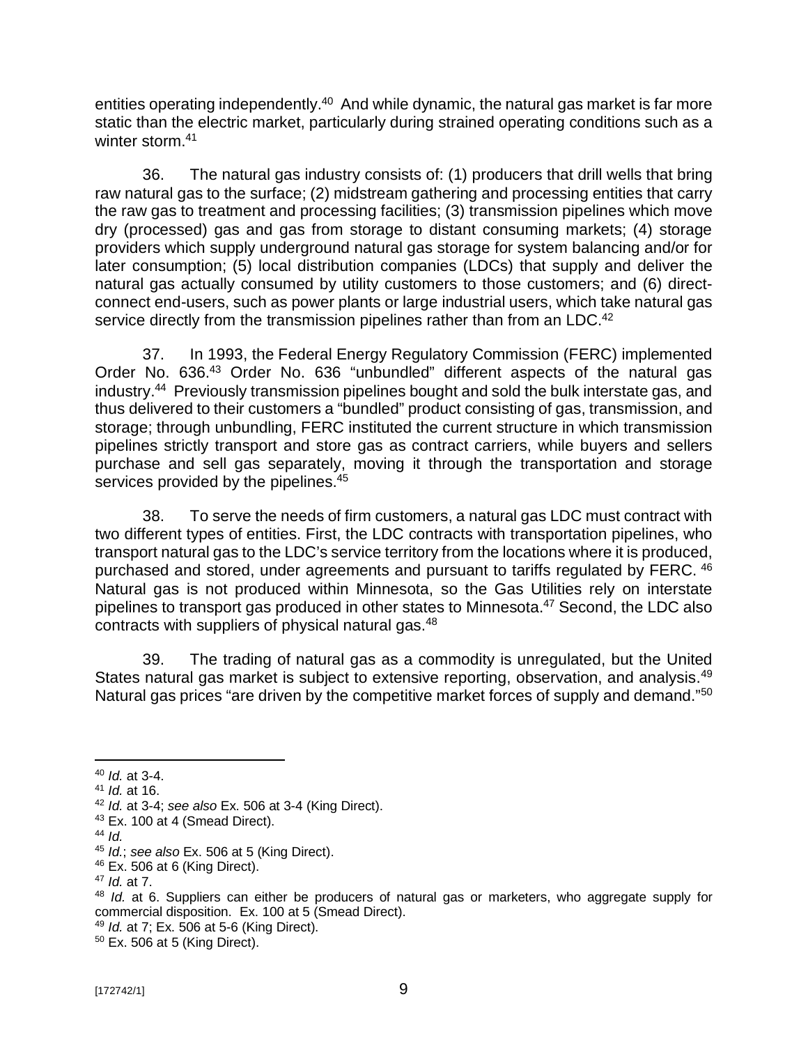entities operating independently.[40] And while dynamic, the natural gas market is far more static than the electric market, particularly during strained operating conditions such as a winter storm.[41]

36. The natural gas industry consists of: (1) producers that drill wells that bring raw natural gas to the surface; (2) midstream gathering and processing entities that carry the raw gas to treatment and processing facilities; (3) transmission pipelines which move dry (processed) gas and gas from storage to distant consuming markets; (4) storage providers which supply underground natural gas storage for system balancing and/or for later consumption; (5) local distribution companies (LDCs) that supply and deliver the natural gas actually consumed by utility customers to those customers; and (6) direct-connect end-users, such as power plants or large industrial users, which take natural gas service directly from the transmission pipelines rather than from an LDC.[42]

37. In 1993, the Federal Energy Regulatory Commission (FERC) implemented Order No. 636.[43] Order No. 636 "unbundled" different aspects of the natural gas industry.[44] Previously transmission pipelines bought and sold the bulk interstate gas, and thus delivered to their customers a "bundled" product consisting of gas, transmission, and storage; through unbundling, FERC instituted the current structure in which transmission pipelines strictly transport and store gas as contract carriers, while buyers and sellers purchase and sell gas separately, moving it through the transportation and storage services provided by the pipelines.[45]

38. To serve the needs of firm customers, a natural gas LDC must contract with two different types of entities. First, the LDC contracts with transportation pipelines, who transport natural gas to the LDC's service territory from the locations where it is produced, purchased and stored, under agreements and pursuant to tariffs regulated by FERC.[46] Natural gas is not produced within Minnesota, so the Gas Utilities rely on interstate pipelines to transport gas produced in other states to Minnesota.[47] Second, the LDC also contracts with suppliers of physical natural gas.[48]

39. The trading of natural gas as a commodity is unregulated, but the United States natural gas market is subject to extensive reporting, observation, and analysis.[49] Natural gas prices "are driven by the competitive market forces of supply and demand."[50]

---

[40] *Id.* at 3-4.

[41] *Id.* at 16.

[42] *Id.* at 3-4; *see also* Ex. 506 at 3-4 (King Direct).

[43] Ex. 100 at 4 (Smead Direct).

[44] *Id.*

[45] *Id.*; *see also* Ex. 506 at 5 (King Direct).

[46] Ex. 506 at 6 (King Direct).

[47] *Id.* at 7.

[48] *Id.* at 6. Suppliers can either be producers of natural gas or marketers, who aggregate supply for commercial disposition. Ex. 100 at 5 (Smead Direct).

[49] *Id.* at 7; Ex. 506 at 5-6 (King Direct).

[50] Ex. 506 at 5 (King Direct).

[172742/1]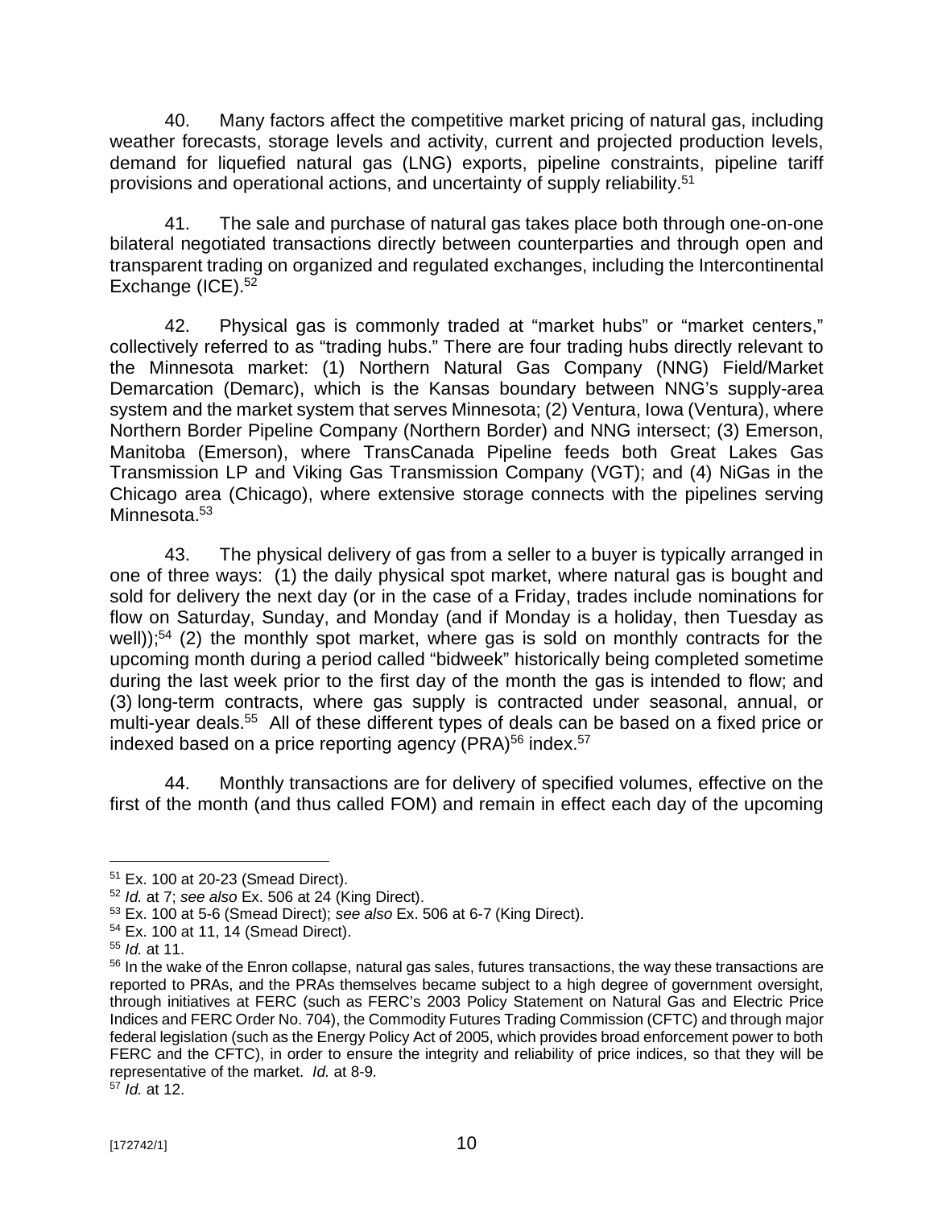40. Many factors affect the competitive market pricing of natural gas, including weather forecasts, storage levels and activity, current and projected production levels, demand for liquefied natural gas (LNG) exports, pipeline constraints, pipeline tariff provisions and operational actions, and uncertainty of supply reliability.[51]

41. The sale and purchase of natural gas takes place both through one-on-one bilateral negotiated transactions directly between counterparties and through open and transparent trading on organized and regulated exchanges, including the Intercontinental Exchange (ICE).[52]

42. Physical gas is commonly traded at "market hubs" or "market centers," collectively referred to as "trading hubs." There are four trading hubs directly relevant to the Minnesota market: (1) Northern Natural Gas Company (NNG) Field/Market Demarcation (Demarc), which is the Kansas boundary between NNG's supply-area system and the market system that serves Minnesota; (2) Ventura, Iowa (Ventura), where Northern Border Pipeline Company (Northern Border) and NNG intersect; (3) Emerson, Manitoba (Emerson), where TransCanada Pipeline feeds both Great Lakes Gas Transmission LP and Viking Gas Transmission Company (VGT); and (4) NiGas in the Chicago area (Chicago), where extensive storage connects with the pipelines serving Minnesota.[53]

43. The physical delivery of gas from a seller to a buyer is typically arranged in one of three ways: (1) the daily physical spot market, where natural gas is bought and sold for delivery the next day (or in the case of a Friday, trades include nominations for flow on Saturday, Sunday, and Monday (and if Monday is a holiday, then Tuesday as well));[54] (2) the monthly spot market, where gas is sold on monthly contracts for the upcoming month during a period called "bidweek" historically being completed sometime during the last week prior to the first day of the month the gas is intended to flow; and (3) long-term contracts, where gas supply is contracted under seasonal, annual, or multi-year deals.[55] All of these different types of deals can be based on a fixed price or indexed based on a price reporting agency (PRA)[56] index.[57]

44. Monthly transactions are for delivery of specified volumes, effective on the first of the month (and thus called FOM) and remain in effect each day of the upcoming

---

[51] Ex. 100 at 20-23 (Smead Direct).

[52] *Id.* at 7; *see also* Ex. 506 at 24 (King Direct).

[53] Ex. 100 at 5-6 (Smead Direct); *see also* Ex. 506 at 6-7 (King Direct).

[54] Ex. 100 at 11, 14 (Smead Direct).

[55] *Id.* at 11.

[56] In the wake of the Enron collapse, natural gas sales, futures transactions, the way these transactions are reported to PRAs, and the PRAs themselves became subject to a high degree of government oversight, through initiatives at FERC (such as FERC's 2003 Policy Statement on Natural Gas and Electric Price Indices and FERC Order No. 704), the Commodity Futures Trading Commission (CFTC) and through major federal legislation (such as the Energy Policy Act of 2005, which provides broad enforcement power to both FERC and the CFTC), in order to ensure the integrity and reliability of price indices, so that they will be representative of the market. *Id.* at 8-9.

[57] *Id.* at 12.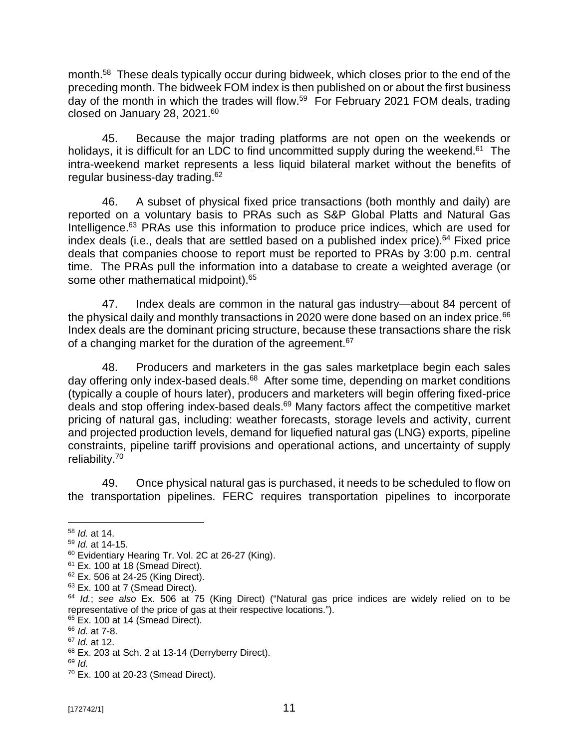month.[58] These deals typically occur during bidweek, which closes prior to the end of the preceding month. The bidweek FOM index is then published on or about the first business day of the month in which the trades will flow.[59] For February 2021 FOM deals, trading closed on January 28, 2021.[60]

45. Because the major trading platforms are not open on the weekends or holidays, it is difficult for an LDC to find uncommitted supply during the weekend.[61] The intra-weekend market represents a less liquid bilateral market without the benefits of regular business-day trading.[62]

46. A subset of physical fixed price transactions (both monthly and daily) are reported on a voluntary basis to PRAs such as S&P Global Platts and Natural Gas Intelligence.[63] PRAs use this information to produce price indices, which are used for index deals (i.e., deals that are settled based on a published index price).[64] Fixed price deals that companies choose to report must be reported to PRAs by 3:00 p.m. central time. The PRAs pull the information into a database to create a weighted average (or some other mathematical midpoint).[65]

47. Index deals are common in the natural gas industry—about 84 percent of the physical daily and monthly transactions in 2020 were done based on an index price.[66] Index deals are the dominant pricing structure, because these transactions share the risk of a changing market for the duration of the agreement.[67]

48. Producers and marketers in the gas sales marketplace begin each sales day offering only index-based deals.[68] After some time, depending on market conditions (typically a couple of hours later), producers and marketers will begin offering fixed-price deals and stop offering index-based deals.[69] Many factors affect the competitive market pricing of natural gas, including: weather forecasts, storage levels and activity, current and projected production levels, demand for liquefied natural gas (LNG) exports, pipeline constraints, pipeline tariff provisions and operational actions, and uncertainty of supply reliability.[70]

49. Once physical natural gas is purchased, it needs to be scheduled to flow on the transportation pipelines. FERC requires transportation pipelines to incorporate

---

[58] *Id.* at 14.

[59] *Id.* at 14-15.

[60] Evidentiary Hearing Tr. Vol. 2C at 26-27 (King).

[61] Ex. 100 at 18 (Smead Direct).

[62] Ex. 506 at 24-25 (King Direct).

[63] Ex. 100 at 7 (Smead Direct).

[64] *Id.*; *see also* Ex. 506 at 75 (King Direct) ("Natural gas price indices are widely relied on to be representative of the price of gas at their respective locations.").

[65] Ex. 100 at 14 (Smead Direct).

[66] *Id.* at 7-8.

[67] *Id.* at 12.

[68] Ex. 203 at Sch. 2 at 13-14 (Derryberry Direct).

[69] *Id.*

[70] Ex. 100 at 20-23 (Smead Direct).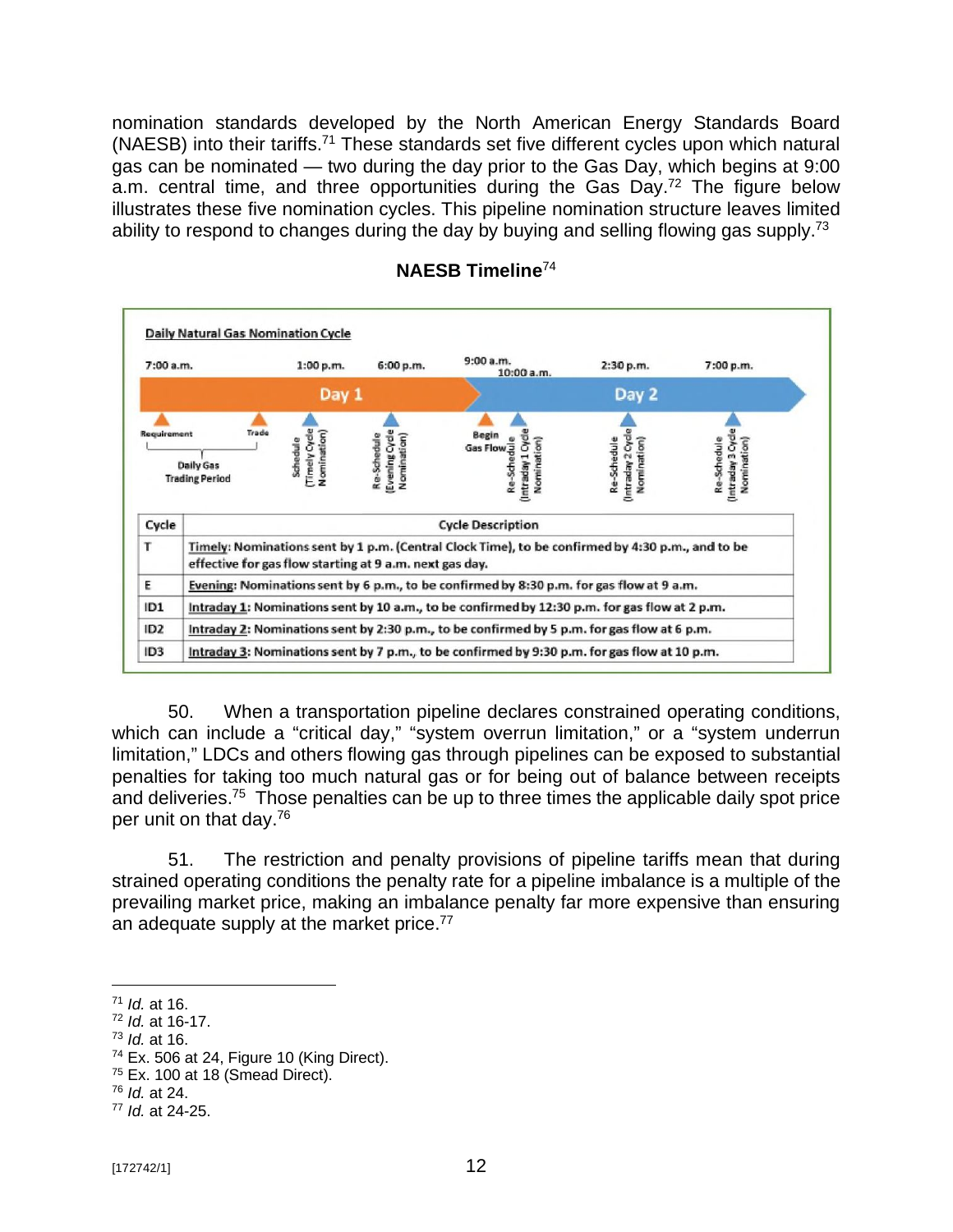nomination standards developed by the North American Energy Standards Board (NAESB) into their tariffs.[71] These standards set five different cycles upon which natural gas can be nominated — two during the day prior to the Gas Day, which begins at 9:00 a.m. central time, and three opportunities during the Gas Day.[72] The figure below illustrates these five nomination cycles. This pipeline nomination structure leaves limited ability to respond to changes during the day by buying and selling flowing gas supply.[73]

**NAESB Timeline**[74]

Daily Natural Gas Nomination Cycle

7:00 a.m. — 1:00 p.m. — 6:00 p.m. — Day 1 — 9:00 a.m. — 10:00 a.m. — 2:30 p.m. — 7:00 p.m. — Day 2

Requirement — Trade — Daily Gas Trading Period — Schedule (Timely Cycle Nomination) — Re-Schedule (Evening Cycle Nomination) — Begin Gas Flow — Re-Schedule (Intraday 1 Cycle Nomination) — Re-Schedule (Intraday 2 Cycle Nomination) — Re-Schedule (Intraday 3 Cycle Nomination)

| Cycle | Cycle Description |
|---|---|
| T | Timely: Nominations sent by 1 p.m. (Central Clock Time), to be confirmed by 4:30 p.m., and to be effective for gas flow starting at 9 a.m. next gas day. |
| E | Evening: Nominations sent by 6 p.m., to be confirmed by 8:30 p.m. for gas flow at 9 a.m. |
| ID1 | Intraday 1: Nominations sent by 10 a.m., to be confirmed by 12:30 p.m. for gas flow at 2 p.m. |
| ID2 | Intraday 2: Nominations sent by 2:30 p.m., to be confirmed by 5 p.m. for gas flow at 6 p.m. |
| ID3 | Intraday 3: Nominations sent by 7 p.m., to be confirmed by 9:30 p.m. for gas flow at 10 p.m. |

50. When a transportation pipeline declares constrained operating conditions, which can include a "critical day," "system overrun limitation," or a "system underrun limitation," LDCs and others flowing gas through pipelines can be exposed to substantial penalties for taking too much natural gas or for being out of balance between receipts and deliveries.[75] Those penalties can be up to three times the applicable daily spot price per unit on that day.[76]

51. The restriction and penalty provisions of pipeline tariffs mean that during strained operating conditions the penalty rate for a pipeline imbalance is a multiple of the prevailing market price, making an imbalance penalty far more expensive than ensuring an adequate supply at the market price.[77]

---

[71] *Id.* at 16.
[72] *Id.* at 16-17.
[73] *Id.* at 16.
[74] Ex. 506 at 24, Figure 10 (King Direct).
[75] Ex. 100 at 18 (Smead Direct).
[76] *Id.* at 24.
[77] *Id.* at 24-25.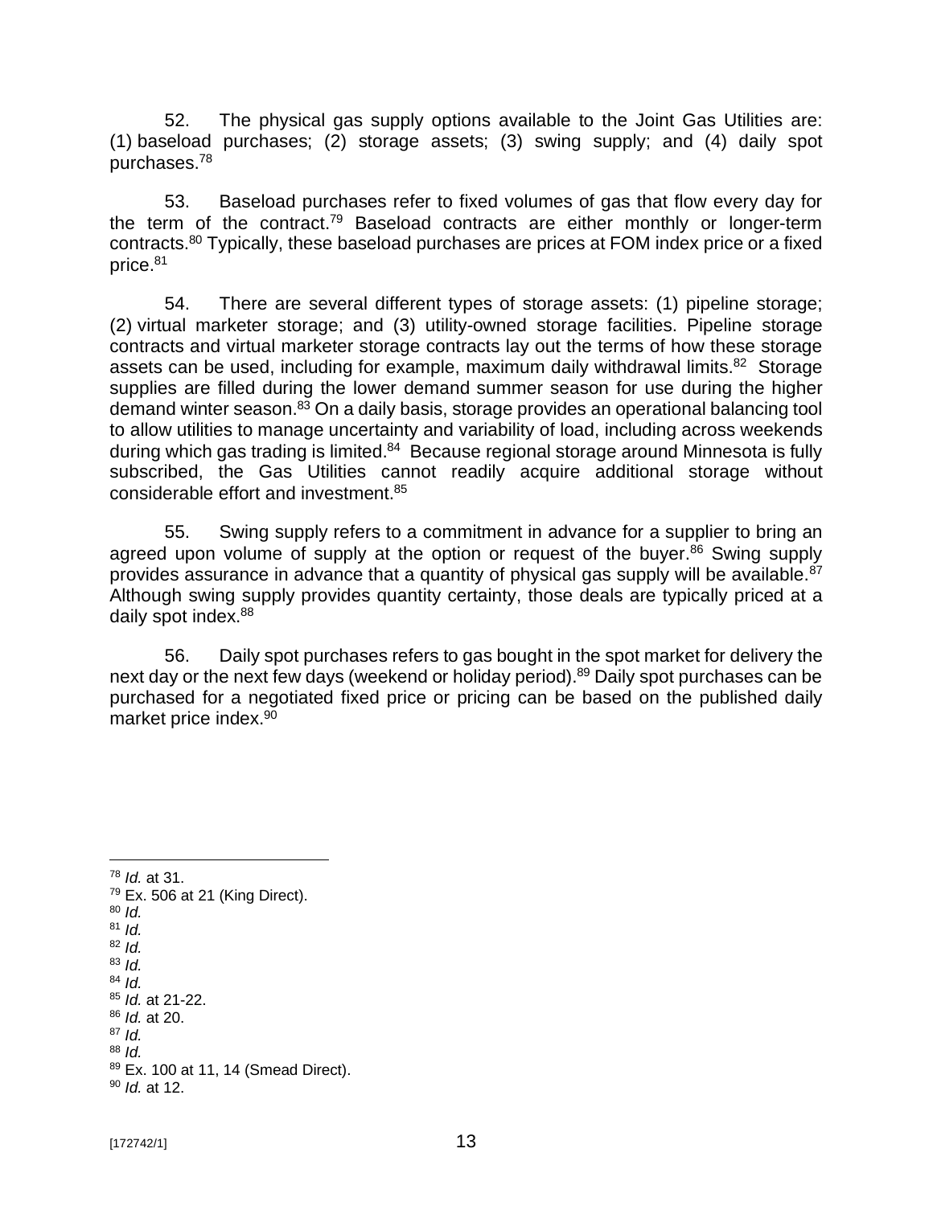52. The physical gas supply options available to the Joint Gas Utilities are: (1) baseload purchases; (2) storage assets; (3) swing supply; and (4) daily spot purchases.[78]

53. Baseload purchases refer to fixed volumes of gas that flow every day for the term of the contract.[79] Baseload contracts are either monthly or longer-term contracts.[80] Typically, these baseload purchases are prices at FOM index price or a fixed price.[81]

54. There are several different types of storage assets: (1) pipeline storage; (2) virtual marketer storage; and (3) utility-owned storage facilities. Pipeline storage contracts and virtual marketer storage contracts lay out the terms of how these storage assets can be used, including for example, maximum daily withdrawal limits.[82] Storage supplies are filled during the lower demand summer season for use during the higher demand winter season.[83] On a daily basis, storage provides an operational balancing tool to allow utilities to manage uncertainty and variability of load, including across weekends during which gas trading is limited.[84] Because regional storage around Minnesota is fully subscribed, the Gas Utilities cannot readily acquire additional storage without considerable effort and investment.[85]

55. Swing supply refers to a commitment in advance for a supplier to bring an agreed upon volume of supply at the option or request of the buyer.[86] Swing supply provides assurance in advance that a quantity of physical gas supply will be available.[87] Although swing supply provides quantity certainty, those deals are typically priced at a daily spot index.[88]

56. Daily spot purchases refers to gas bought in the spot market for delivery the next day or the next few days (weekend or holiday period).[89] Daily spot purchases can be purchased for a negotiated fixed price or pricing can be based on the published daily market price index.[90]

---

[78] *Id.* at 31.
[79] Ex. 506 at 21 (King Direct).
[80] *Id.*
[81] *Id.*
[82] *Id.*
[83] *Id.*
[84] *Id.*
[85] *Id.* at 21-22.
[86] *Id.* at 20.
[87] *Id.*
[88] *Id.*
[89] Ex. 100 at 11, 14 (Smead Direct).
[90] *Id.* at 12.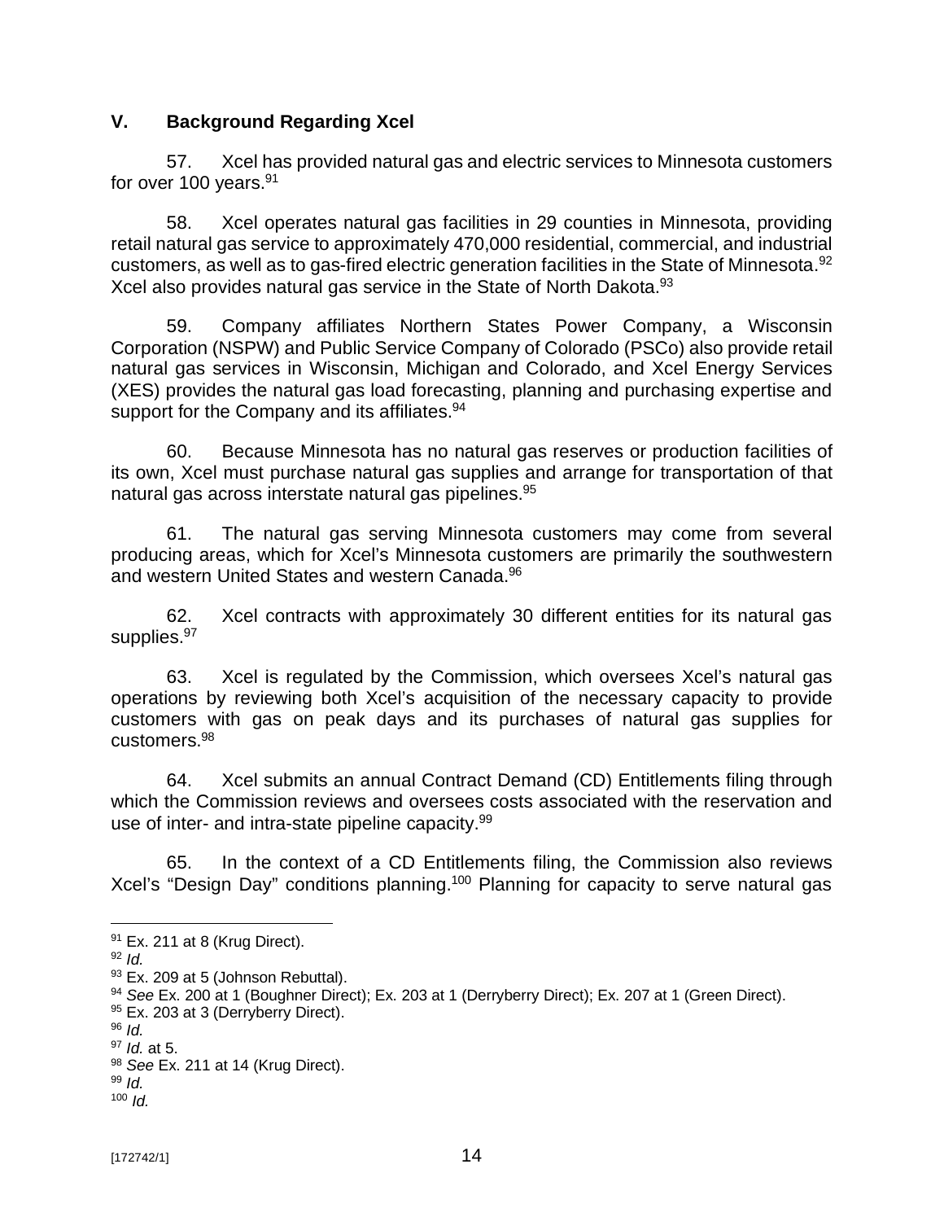## V. Background Regarding Xcel

57. Xcel has provided natural gas and electric services to Minnesota customers for over 100 years.[91]

58. Xcel operates natural gas facilities in 29 counties in Minnesota, providing retail natural gas service to approximately 470,000 residential, commercial, and industrial customers, as well as to gas-fired electric generation facilities in the State of Minnesota.[92] Xcel also provides natural gas service in the State of North Dakota.[93]

59. Company affiliates Northern States Power Company, a Wisconsin Corporation (NSPW) and Public Service Company of Colorado (PSCo) also provide retail natural gas services in Wisconsin, Michigan and Colorado, and Xcel Energy Services (XES) provides the natural gas load forecasting, planning and purchasing expertise and support for the Company and its affiliates.[94]

60. Because Minnesota has no natural gas reserves or production facilities of its own, Xcel must purchase natural gas supplies and arrange for transportation of that natural gas across interstate natural gas pipelines.[95]

61. The natural gas serving Minnesota customers may come from several producing areas, which for Xcel's Minnesota customers are primarily the southwestern and western United States and western Canada.[96]

62. Xcel contracts with approximately 30 different entities for its natural gas supplies.[97]

63. Xcel is regulated by the Commission, which oversees Xcel's natural gas operations by reviewing both Xcel's acquisition of the necessary capacity to provide customers with gas on peak days and its purchases of natural gas supplies for customers.[98]

64. Xcel submits an annual Contract Demand (CD) Entitlements filing through which the Commission reviews and oversees costs associated with the reservation and use of inter- and intra-state pipeline capacity.[99]

65. In the context of a CD Entitlements filing, the Commission also reviews Xcel's "Design Day" conditions planning.[100] Planning for capacity to serve natural gas

---

[91] Ex. 211 at 8 (Krug Direct).

[92] *Id.*

[93] Ex. 209 at 5 (Johnson Rebuttal).

[94] *See* Ex. 200 at 1 (Boughner Direct); Ex. 203 at 1 (Derryberry Direct); Ex. 207 at 1 (Green Direct).

[95] Ex. 203 at 3 (Derryberry Direct).

[96] *Id.*

[97] *Id.* at 5.

[98] *See* Ex. 211 at 14 (Krug Direct).

[99] *Id.*

[100] *Id.*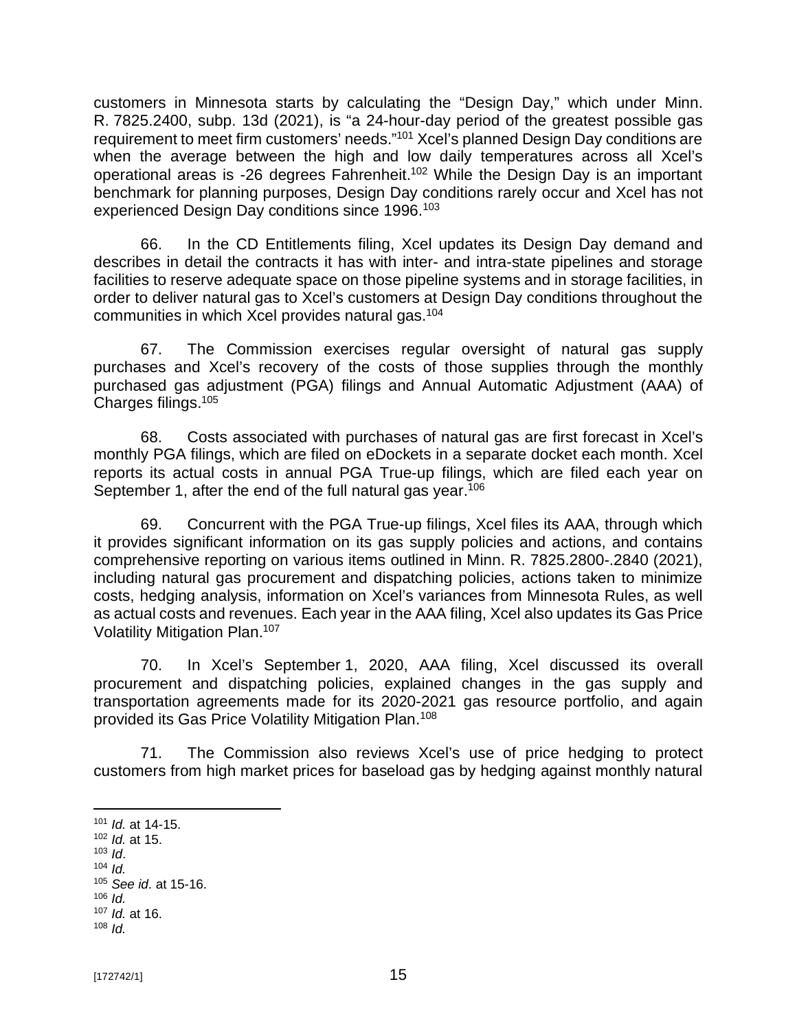customers in Minnesota starts by calculating the "Design Day," which under Minn. R. 7825.2400, subp. 13d (2021), is "a 24-hour-day period of the greatest possible gas requirement to meet firm customers' needs."[101] Xcel's planned Design Day conditions are when the average between the high and low daily temperatures across all Xcel's operational areas is -26 degrees Fahrenheit.[102] While the Design Day is an important benchmark for planning purposes, Design Day conditions rarely occur and Xcel has not experienced Design Day conditions since 1996.[103]

66. In the CD Entitlements filing, Xcel updates its Design Day demand and describes in detail the contracts it has with inter- and intra-state pipelines and storage facilities to reserve adequate space on those pipeline systems and in storage facilities, in order to deliver natural gas to Xcel's customers at Design Day conditions throughout the communities in which Xcel provides natural gas.[104]

67. The Commission exercises regular oversight of natural gas supply purchases and Xcel's recovery of the costs of those supplies through the monthly purchased gas adjustment (PGA) filings and Annual Automatic Adjustment (AAA) of Charges filings.[105]

68. Costs associated with purchases of natural gas are first forecast in Xcel's monthly PGA filings, which are filed on eDockets in a separate docket each month. Xcel reports its actual costs in annual PGA True-up filings, which are filed each year on September 1, after the end of the full natural gas year.[106]

69. Concurrent with the PGA True-up filings, Xcel files its AAA, through which it provides significant information on its gas supply policies and actions, and contains comprehensive reporting on various items outlined in Minn. R. 7825.2800-.2840 (2021), including natural gas procurement and dispatching policies, actions taken to minimize costs, hedging analysis, information on Xcel's variances from Minnesota Rules, as well as actual costs and revenues. Each year in the AAA filing, Xcel also updates its Gas Price Volatility Mitigation Plan.[107]

70. In Xcel's September 1, 2020, AAA filing, Xcel discussed its overall procurement and dispatching policies, explained changes in the gas supply and transportation agreements made for its 2020-2021 gas resource portfolio, and again provided its Gas Price Volatility Mitigation Plan.[108]

71. The Commission also reviews Xcel's use of price hedging to protect customers from high market prices for baseload gas by hedging against monthly natural

---

[101] *Id.* at 14-15.
[102] *Id.* at 15.
[103] *Id*.
[104] *Id.*
[105] *See id*. at 15-16.
[106] *Id.*
[107] *Id.* at 16.
[108] *Id.*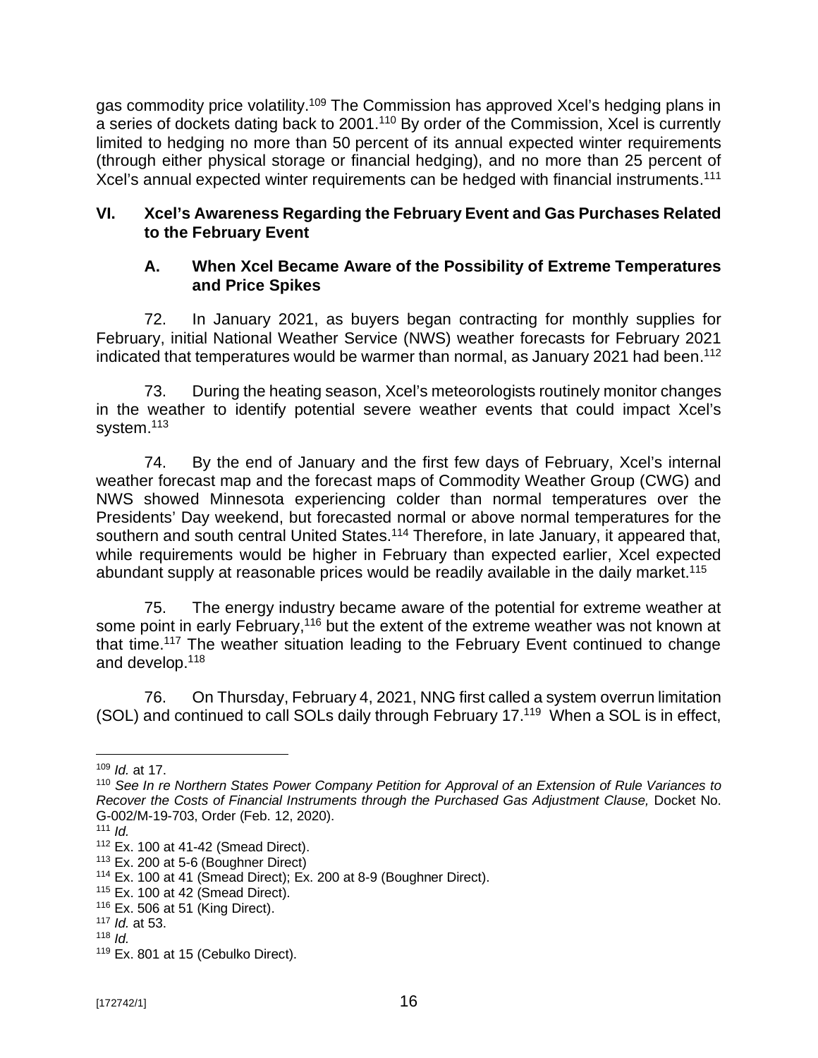gas commodity price volatility.[109] The Commission has approved Xcel's hedging plans in a series of dockets dating back to 2001.[110] By order of the Commission, Xcel is currently limited to hedging no more than 50 percent of its annual expected winter requirements (through either physical storage or financial hedging), and no more than 25 percent of Xcel's annual expected winter requirements can be hedged with financial instruments.[111]

## VI. Xcel's Awareness Regarding the February Event and Gas Purchases Related to the February Event

### A. When Xcel Became Aware of the Possibility of Extreme Temperatures and Price Spikes

72. In January 2021, as buyers began contracting for monthly supplies for February, initial National Weather Service (NWS) weather forecasts for February 2021 indicated that temperatures would be warmer than normal, as January 2021 had been.[112]

73. During the heating season, Xcel's meteorologists routinely monitor changes in the weather to identify potential severe weather events that could impact Xcel's system.[113]

74. By the end of January and the first few days of February, Xcel's internal weather forecast map and the forecast maps of Commodity Weather Group (CWG) and NWS showed Minnesota experiencing colder than normal temperatures over the Presidents' Day weekend, but forecasted normal or above normal temperatures for the southern and south central United States.[114] Therefore, in late January, it appeared that, while requirements would be higher in February than expected earlier, Xcel expected abundant supply at reasonable prices would be readily available in the daily market.[115]

75. The energy industry became aware of the potential for extreme weather at some point in early February,[116] but the extent of the extreme weather was not known at that time.[117] The weather situation leading to the February Event continued to change and develop.[118]

76. On Thursday, February 4, 2021, NNG first called a system overrun limitation (SOL) and continued to call SOLs daily through February 17.[119] When a SOL is in effect,

---

[109] *Id.* at 17.

[110] *See In re Northern States Power Company Petition for Approval of an Extension of Rule Variances to Recover the Costs of Financial Instruments through the Purchased Gas Adjustment Clause,* Docket No. G-002/M-19-703, Order (Feb. 12, 2020).

[111] *Id.*

[112] Ex. 100 at 41-42 (Smead Direct).

[113] Ex. 200 at 5-6 (Boughner Direct)

[114] Ex. 100 at 41 (Smead Direct); Ex. 200 at 8-9 (Boughner Direct).

[115] Ex. 100 at 42 (Smead Direct).

[116] Ex. 506 at 51 (King Direct).

[117] *Id.* at 53.

[118] *Id.*

[119] Ex. 801 at 15 (Cebulko Direct).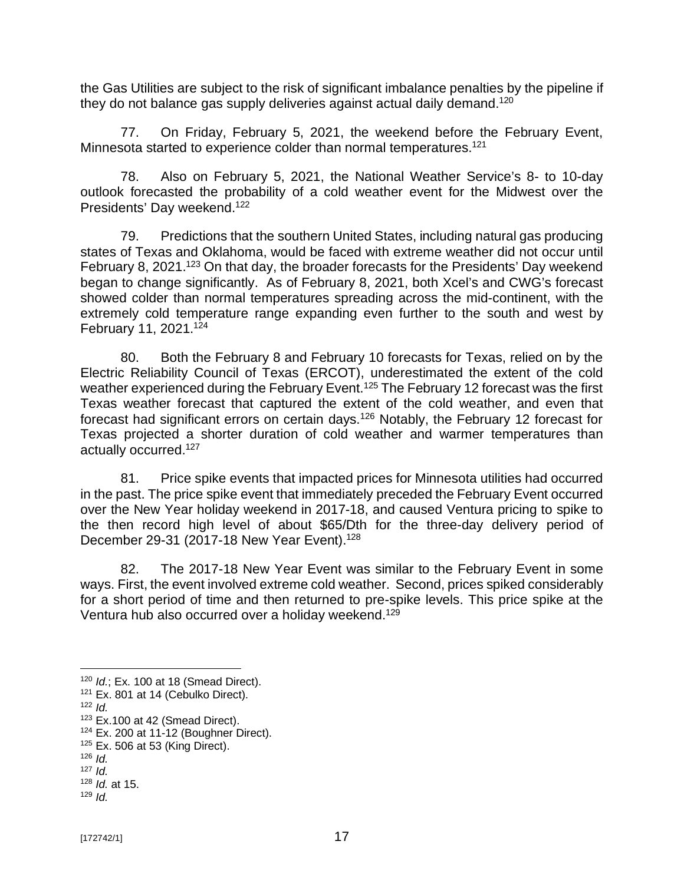the Gas Utilities are subject to the risk of significant imbalance penalties by the pipeline if they do not balance gas supply deliveries against actual daily demand.[120]

77. On Friday, February 5, 2021, the weekend before the February Event, Minnesota started to experience colder than normal temperatures.[121]

78. Also on February 5, 2021, the National Weather Service's 8- to 10-day outlook forecasted the probability of a cold weather event for the Midwest over the Presidents' Day weekend.[122]

79. Predictions that the southern United States, including natural gas producing states of Texas and Oklahoma, would be faced with extreme weather did not occur until February 8, 2021.[123] On that day, the broader forecasts for the Presidents' Day weekend began to change significantly. As of February 8, 2021, both Xcel's and CWG's forecast showed colder than normal temperatures spreading across the mid-continent, with the extremely cold temperature range expanding even further to the south and west by February 11, 2021.[124]

80. Both the February 8 and February 10 forecasts for Texas, relied on by the Electric Reliability Council of Texas (ERCOT), underestimated the extent of the cold weather experienced during the February Event.[125] The February 12 forecast was the first Texas weather forecast that captured the extent of the cold weather, and even that forecast had significant errors on certain days.[126] Notably, the February 12 forecast for Texas projected a shorter duration of cold weather and warmer temperatures than actually occurred.[127]

81. Price spike events that impacted prices for Minnesota utilities had occurred in the past. The price spike event that immediately preceded the February Event occurred over the New Year holiday weekend in 2017-18, and caused Ventura pricing to spike to the then record high level of about \$65/Dth for the three-day delivery period of December 29-31 (2017-18 New Year Event).[128]

82. The 2017-18 New Year Event was similar to the February Event in some ways. First, the event involved extreme cold weather. Second, prices spiked considerably for a short period of time and then returned to pre-spike levels. This price spike at the Ventura hub also occurred over a holiday weekend.[129]

---

[120] *Id.*; Ex. 100 at 18 (Smead Direct).
[121] Ex. 801 at 14 (Cebulko Direct).
[122] *Id.*
[123] Ex.100 at 42 (Smead Direct).
[124] Ex. 200 at 11-12 (Boughner Direct).
[125] Ex. 506 at 53 (King Direct).
[126] *Id.*
[127] *Id.*
[128] *Id.* at 15.
[129] *Id.*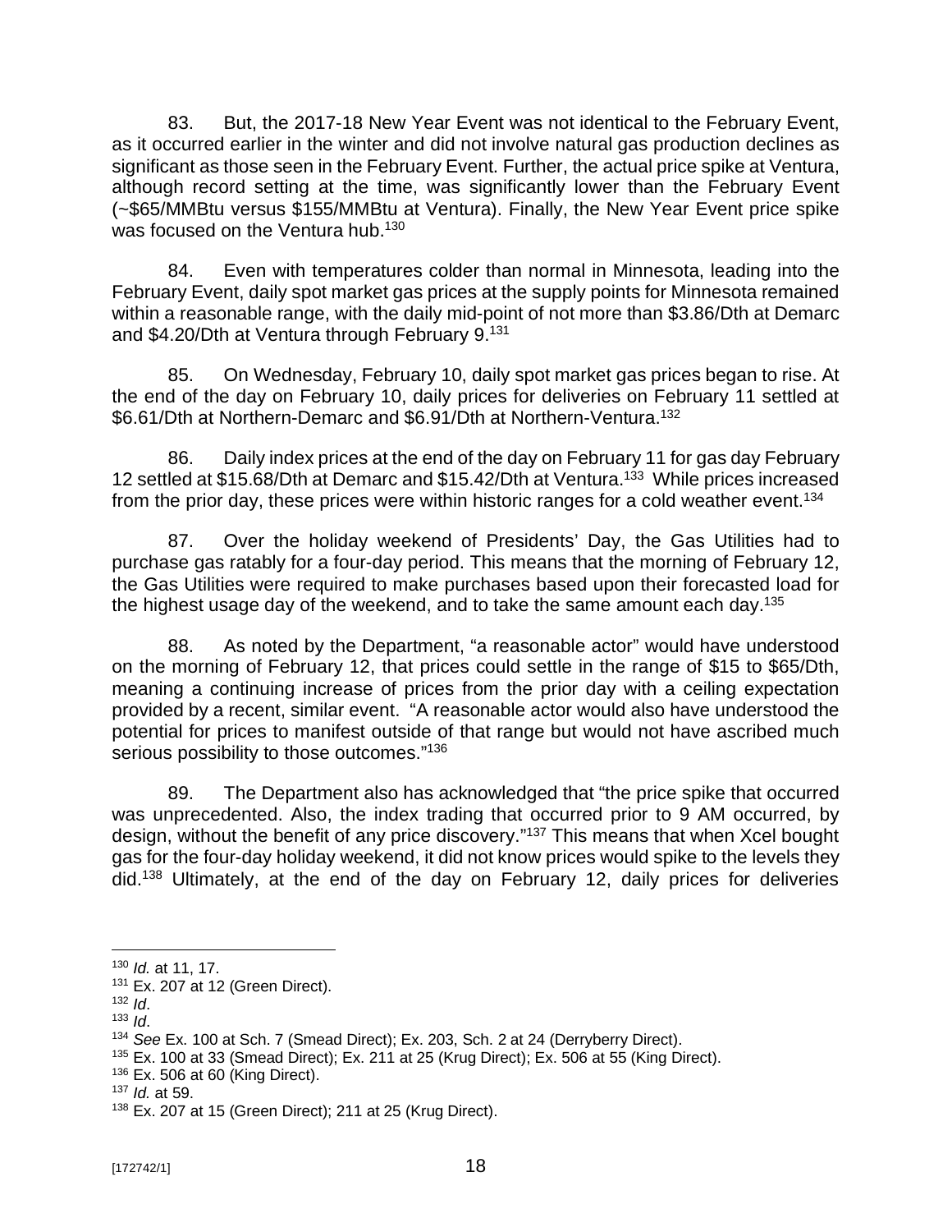83. But, the 2017-18 New Year Event was not identical to the February Event, as it occurred earlier in the winter and did not involve natural gas production declines as significant as those seen in the February Event. Further, the actual price spike at Ventura, although record setting at the time, was significantly lower than the February Event (~$65/MMBtu versus $155/MMBtu at Ventura). Finally, the New Year Event price spike was focused on the Ventura hub.[130]

84. Even with temperatures colder than normal in Minnesota, leading into the February Event, daily spot market gas prices at the supply points for Minnesota remained within a reasonable range, with the daily mid-point of not more than $3.86/Dth at Demarc and $4.20/Dth at Ventura through February 9.[131]

85. On Wednesday, February 10, daily spot market gas prices began to rise. At the end of the day on February 10, daily prices for deliveries on February 11 settled at $6.61/Dth at Northern-Demarc and $6.91/Dth at Northern-Ventura.[132]

86. Daily index prices at the end of the day on February 11 for gas day February 12 settled at $15.68/Dth at Demarc and $15.42/Dth at Ventura.[133] While prices increased from the prior day, these prices were within historic ranges for a cold weather event.[134]

87. Over the holiday weekend of Presidents' Day, the Gas Utilities had to purchase gas ratably for a four-day period. This means that the morning of February 12, the Gas Utilities were required to make purchases based upon their forecasted load for the highest usage day of the weekend, and to take the same amount each day.[135]

88. As noted by the Department, "a reasonable actor" would have understood on the morning of February 12, that prices could settle in the range of $15 to $65/Dth, meaning a continuing increase of prices from the prior day with a ceiling expectation provided by a recent, similar event. "A reasonable actor would also have understood the potential for prices to manifest outside of that range but would not have ascribed much serious possibility to those outcomes."[136]

89. The Department also has acknowledged that "the price spike that occurred was unprecedented. Also, the index trading that occurred prior to 9 AM occurred, by design, without the benefit of any price discovery."[137] This means that when Xcel bought gas for the four-day holiday weekend, it did not know prices would spike to the levels they did.[138] Ultimately, at the end of the day on February 12, daily prices for deliveries

---

[130] *Id.* at 11, 17.

[131] Ex. 207 at 12 (Green Direct).

[132] *Id*.

[133] *Id*.

[134] *See* Ex. 100 at Sch. 7 (Smead Direct); Ex. 203, Sch. 2 at 24 (Derryberry Direct).

[135] Ex. 100 at 33 (Smead Direct); Ex. 211 at 25 (Krug Direct); Ex. 506 at 55 (King Direct).

[136] Ex. 506 at 60 (King Direct).

[137] *Id.* at 59.

[138] Ex. 207 at 15 (Green Direct); 211 at 25 (Krug Direct).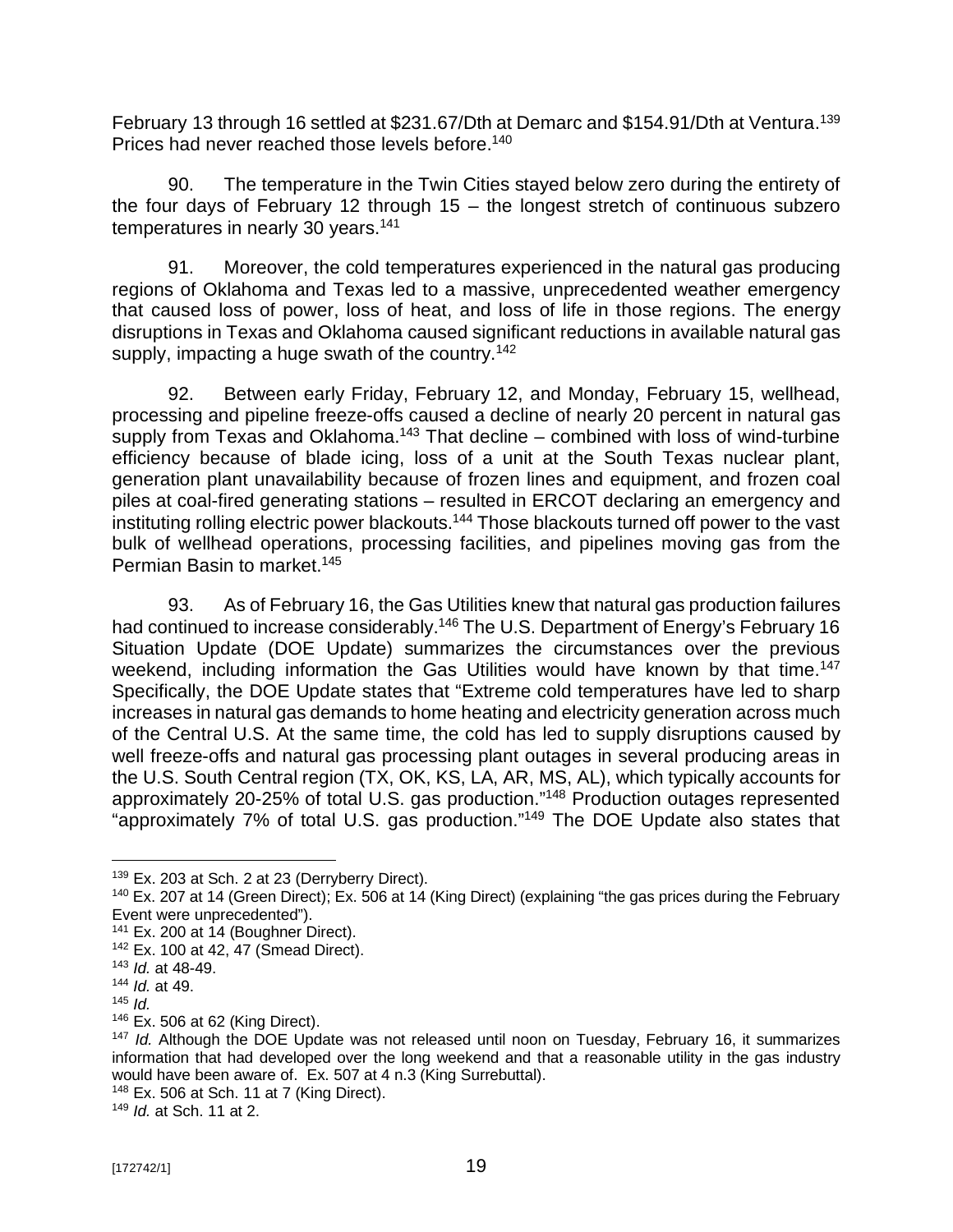February 13 through 16 settled at $231.67/Dth at Demarc and $154.91/Dth at Ventura.[139] Prices had never reached those levels before.[140]

90. The temperature in the Twin Cities stayed below zero during the entirety of the four days of February 12 through 15 – the longest stretch of continuous subzero temperatures in nearly 30 years.[141]

91. Moreover, the cold temperatures experienced in the natural gas producing regions of Oklahoma and Texas led to a massive, unprecedented weather emergency that caused loss of power, loss of heat, and loss of life in those regions. The energy disruptions in Texas and Oklahoma caused significant reductions in available natural gas supply, impacting a huge swath of the country.[142]

92. Between early Friday, February 12, and Monday, February 15, wellhead, processing and pipeline freeze-offs caused a decline of nearly 20 percent in natural gas supply from Texas and Oklahoma.[143] That decline – combined with loss of wind-turbine efficiency because of blade icing, loss of a unit at the South Texas nuclear plant, generation plant unavailability because of frozen lines and equipment, and frozen coal piles at coal-fired generating stations – resulted in ERCOT declaring an emergency and instituting rolling electric power blackouts.[144] Those blackouts turned off power to the vast bulk of wellhead operations, processing facilities, and pipelines moving gas from the Permian Basin to market.[145]

93. As of February 16, the Gas Utilities knew that natural gas production failures had continued to increase considerably.[146] The U.S. Department of Energy's February 16 Situation Update (DOE Update) summarizes the circumstances over the previous weekend, including information the Gas Utilities would have known by that time.[147] Specifically, the DOE Update states that "Extreme cold temperatures have led to sharp increases in natural gas demands to home heating and electricity generation across much of the Central U.S. At the same time, the cold has led to supply disruptions caused by well freeze-offs and natural gas processing plant outages in several producing areas in the U.S. South Central region (TX, OK, KS, LA, AR, MS, AL), which typically accounts for approximately 20-25% of total U.S. gas production."[148] Production outages represented "approximately 7% of total U.S. gas production."[149] The DOE Update also states that

---

[139] Ex. 203 at Sch. 2 at 23 (Derryberry Direct).

[140] Ex. 207 at 14 (Green Direct); Ex. 506 at 14 (King Direct) (explaining "the gas prices during the February Event were unprecedented").

[141] Ex. 200 at 14 (Boughner Direct).

[142] Ex. 100 at 42, 47 (Smead Direct).

[143] *Id.* at 48-49.

[144] *Id.* at 49.

[145] *Id.*

[146] Ex. 506 at 62 (King Direct).

[147] *Id.* Although the DOE Update was not released until noon on Tuesday, February 16, it summarizes information that had developed over the long weekend and that a reasonable utility in the gas industry would have been aware of. Ex. 507 at 4 n.3 (King Surrebuttal).

[148] Ex. 506 at Sch. 11 at 7 (King Direct).

[149] *Id.* at Sch. 11 at 2.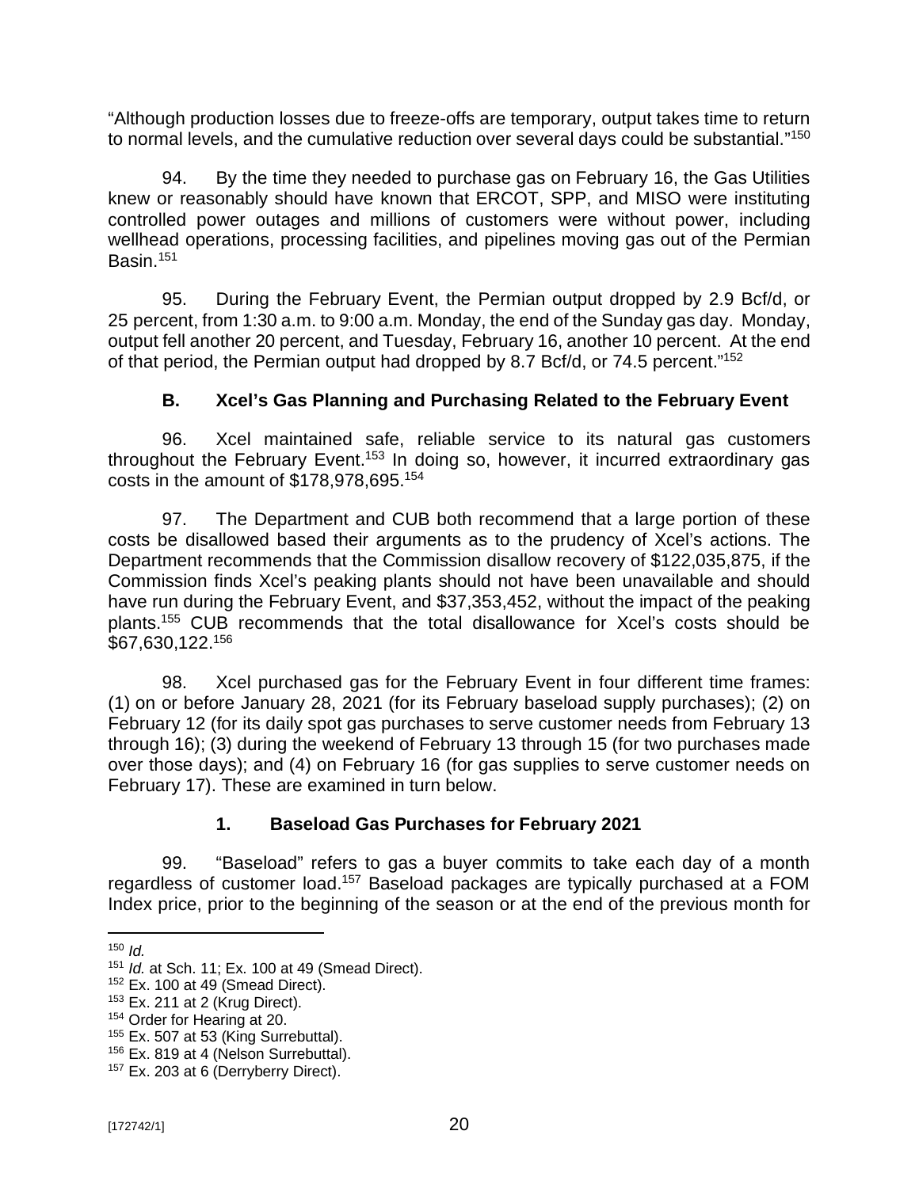"Although production losses due to freeze-offs are temporary, output takes time to return to normal levels, and the cumulative reduction over several days could be substantial."[150]

94. By the time they needed to purchase gas on February 16, the Gas Utilities knew or reasonably should have known that ERCOT, SPP, and MISO were instituting controlled power outages and millions of customers were without power, including wellhead operations, processing facilities, and pipelines moving gas out of the Permian Basin.[151]

95. During the February Event, the Permian output dropped by 2.9 Bcf/d, or 25 percent, from 1:30 a.m. to 9:00 a.m. Monday, the end of the Sunday gas day. Monday, output fell another 20 percent, and Tuesday, February 16, another 10 percent. At the end of that period, the Permian output had dropped by 8.7 Bcf/d, or 74.5 percent."[152]

### B. Xcel's Gas Planning and Purchasing Related to the February Event

96. Xcel maintained safe, reliable service to its natural gas customers throughout the February Event.[153] In doing so, however, it incurred extraordinary gas costs in the amount of $178,978,695.[154]

97. The Department and CUB both recommend that a large portion of these costs be disallowed based their arguments as to the prudency of Xcel's actions. The Department recommends that the Commission disallow recovery of $122,035,875, if the Commission finds Xcel's peaking plants should not have been unavailable and should have run during the February Event, and $37,353,452, without the impact of the peaking plants.[155] CUB recommends that the total disallowance for Xcel's costs should be $67,630,122.[156]

98. Xcel purchased gas for the February Event in four different time frames: (1) on or before January 28, 2021 (for its February baseload supply purchases); (2) on February 12 (for its daily spot gas purchases to serve customer needs from February 13 through 16); (3) during the weekend of February 13 through 15 (for two purchases made over those days); and (4) on February 16 (for gas supplies to serve customer needs on February 17). These are examined in turn below.

#### 1. Baseload Gas Purchases for February 2021

99. "Baseload" refers to gas a buyer commits to take each day of a month regardless of customer load.[157] Baseload packages are typically purchased at a FOM Index price, prior to the beginning of the season or at the end of the previous month for

---

[150] *Id.*

[151] *Id.* at Sch. 11; Ex. 100 at 49 (Smead Direct).

[152] Ex. 100 at 49 (Smead Direct).

[153] Ex. 211 at 2 (Krug Direct).

[154] Order for Hearing at 20.

[155] Ex. 507 at 53 (King Surrebuttal).

[156] Ex. 819 at 4 (Nelson Surrebuttal).

[157] Ex. 203 at 6 (Derryberry Direct).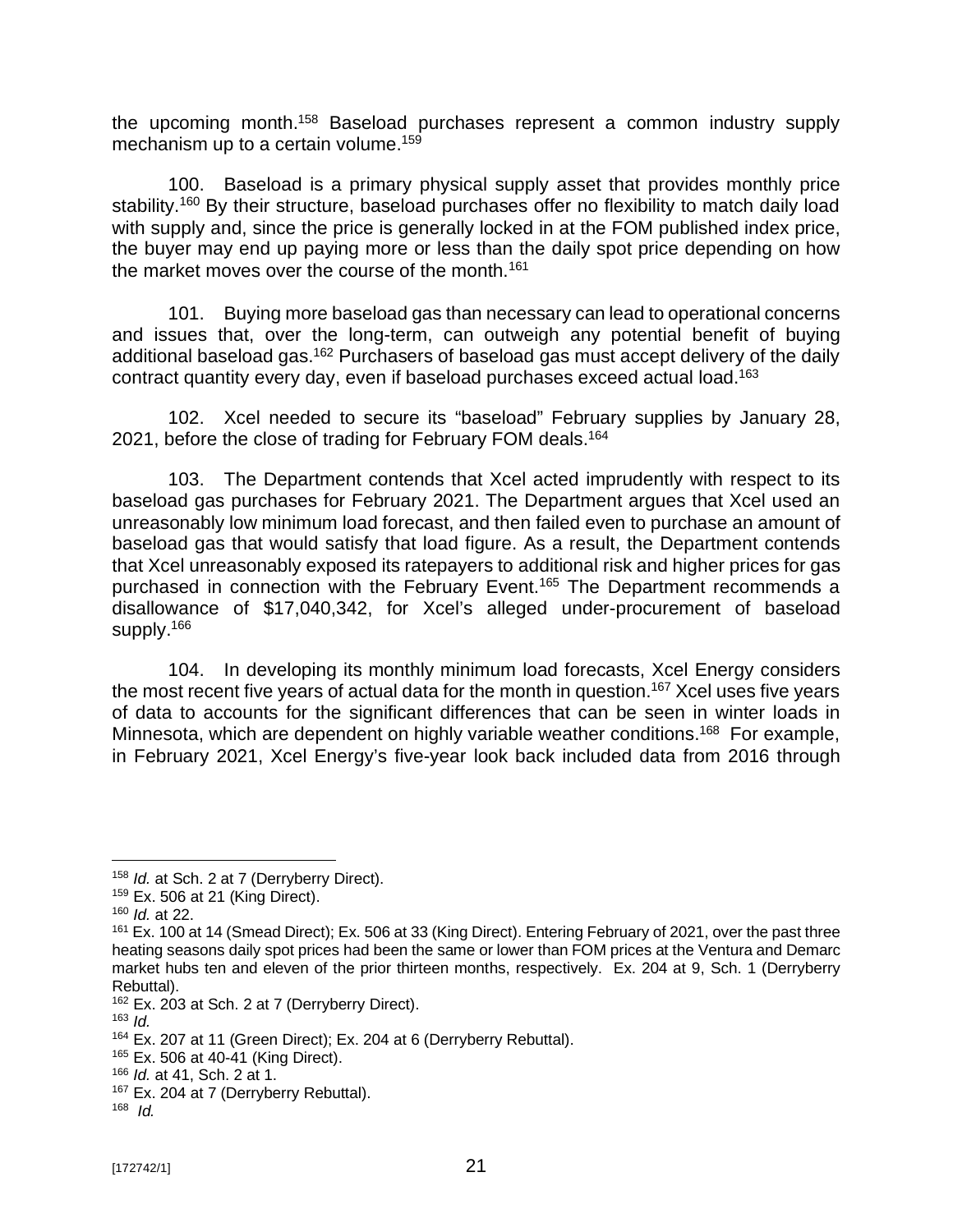the upcoming month.[158] Baseload purchases represent a common industry supply mechanism up to a certain volume.[159]

100. Baseload is a primary physical supply asset that provides monthly price stability.[160] By their structure, baseload purchases offer no flexibility to match daily load with supply and, since the price is generally locked in at the FOM published index price, the buyer may end up paying more or less than the daily spot price depending on how the market moves over the course of the month.[161]

101. Buying more baseload gas than necessary can lead to operational concerns and issues that, over the long-term, can outweigh any potential benefit of buying additional baseload gas.[162] Purchasers of baseload gas must accept delivery of the daily contract quantity every day, even if baseload purchases exceed actual load.[163]

102. Xcel needed to secure its "baseload" February supplies by January 28, 2021, before the close of trading for February FOM deals.[164]

103. The Department contends that Xcel acted imprudently with respect to its baseload gas purchases for February 2021. The Department argues that Xcel used an unreasonably low minimum load forecast, and then failed even to purchase an amount of baseload gas that would satisfy that load figure. As a result, the Department contends that Xcel unreasonably exposed its ratepayers to additional risk and higher prices for gas purchased in connection with the February Event.[165] The Department recommends a disallowance of $17,040,342, for Xcel's alleged under-procurement of baseload supply.[166]

104. In developing its monthly minimum load forecasts, Xcel Energy considers the most recent five years of actual data for the month in question.[167] Xcel uses five years of data to accounts for the significant differences that can be seen in winter loads in Minnesota, which are dependent on highly variable weather conditions.[168] For example, in February 2021, Xcel Energy's five-year look back included data from 2016 through

---

[158] *Id.* at Sch. 2 at 7 (Derryberry Direct).

[159] Ex. 506 at 21 (King Direct).

[160] *Id.* at 22.

[161] Ex. 100 at 14 (Smead Direct); Ex. 506 at 33 (King Direct). Entering February of 2021, over the past three heating seasons daily spot prices had been the same or lower than FOM prices at the Ventura and Demarc market hubs ten and eleven of the prior thirteen months, respectively. Ex. 204 at 9, Sch. 1 (Derryberry Rebuttal).

[162] Ex. 203 at Sch. 2 at 7 (Derryberry Direct).

[163] *Id.*

[164] Ex. 207 at 11 (Green Direct); Ex. 204 at 6 (Derryberry Rebuttal).

[165] Ex. 506 at 40-41 (King Direct).

[166] *Id.* at 41, Sch. 2 at 1.

[167] Ex. 204 at 7 (Derryberry Rebuttal).

[168] *Id.*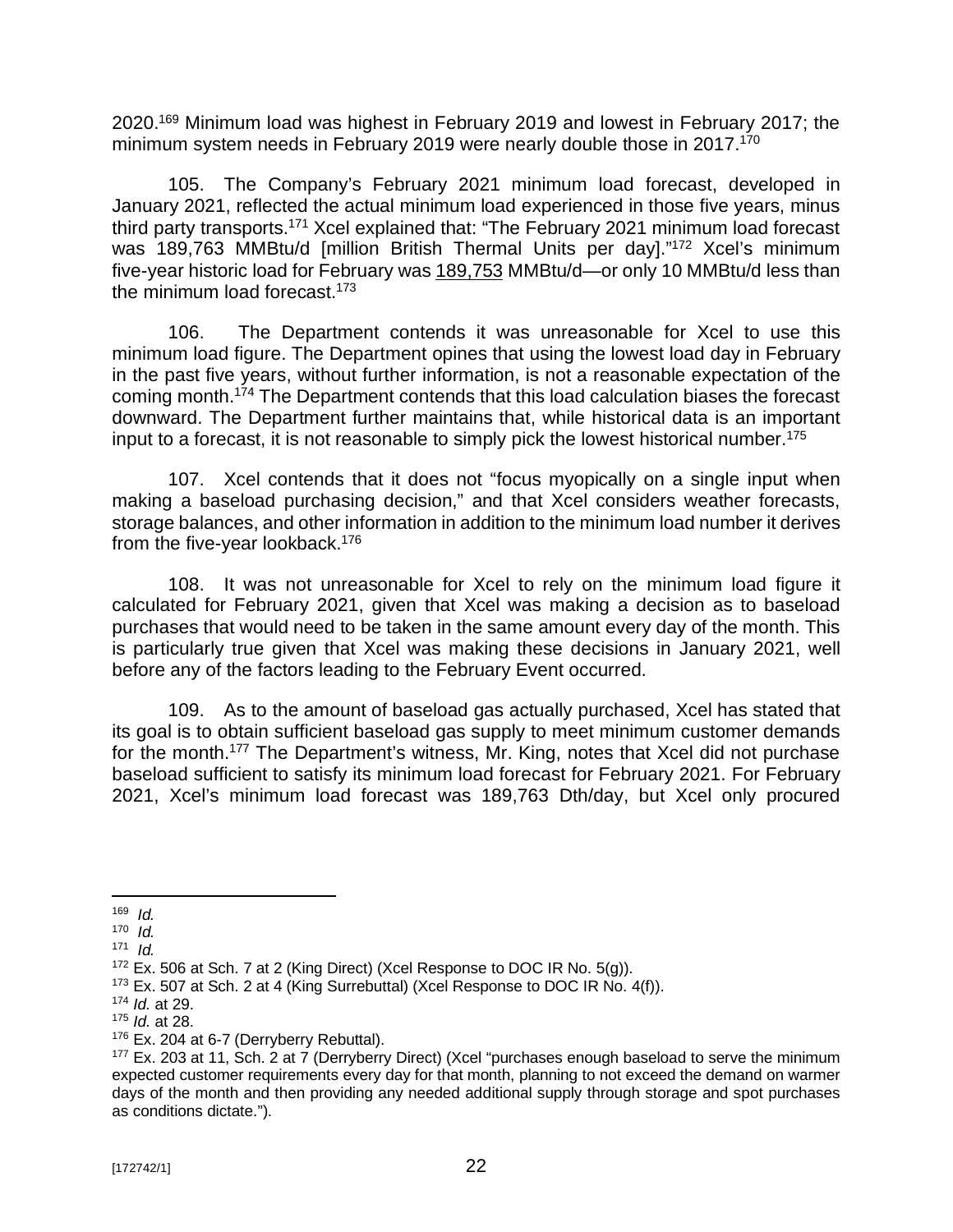2020.[169] Minimum load was highest in February 2019 and lowest in February 2017; the minimum system needs in February 2019 were nearly double those in 2017.[170]

105. The Company's February 2021 minimum load forecast, developed in January 2021, reflected the actual minimum load experienced in those five years, minus third party transports.[171] Xcel explained that: "The February 2021 minimum load forecast was 189,763 MMBtu/d [million British Thermal Units per day]."[172] Xcel's minimum five-year historic load for February was <u>189,753</u> MMBtu/d—or only 10 MMBtu/d less than the minimum load forecast.[173]

106. The Department contends it was unreasonable for Xcel to use this minimum load figure. The Department opines that using the lowest load day in February in the past five years, without further information, is not a reasonable expectation of the coming month.[174] The Department contends that this load calculation biases the forecast downward. The Department further maintains that, while historical data is an important input to a forecast, it is not reasonable to simply pick the lowest historical number.[175]

107. Xcel contends that it does not "focus myopically on a single input when making a baseload purchasing decision," and that Xcel considers weather forecasts, storage balances, and other information in addition to the minimum load number it derives from the five-year lookback.[176]

108. It was not unreasonable for Xcel to rely on the minimum load figure it calculated for February 2021, given that Xcel was making a decision as to baseload purchases that would need to be taken in the same amount every day of the month. This is particularly true given that Xcel was making these decisions in January 2021, well before any of the factors leading to the February Event occurred.

109. As to the amount of baseload gas actually purchased, Xcel has stated that its goal is to obtain sufficient baseload gas supply to meet minimum customer demands for the month.[177] The Department's witness, Mr. King, notes that Xcel did not purchase baseload sufficient to satisfy its minimum load forecast for February 2021. For February 2021, Xcel's minimum load forecast was 189,763 Dth/day, but Xcel only procured

---

[169] *Id.*

[170] *Id.*

[171] *Id.*

[172] Ex. 506 at Sch. 7 at 2 (King Direct) (Xcel Response to DOC IR No. 5(g)).

[173] Ex. 507 at Sch. 2 at 4 (King Surrebuttal) (Xcel Response to DOC IR No. 4(f)).

[174] *Id.* at 29.

[175] *Id.* at 28.

[176] Ex. 204 at 6-7 (Derryberry Rebuttal).

[177] Ex. 203 at 11, Sch. 2 at 7 (Derryberry Direct) (Xcel "purchases enough baseload to serve the minimum expected customer requirements every day for that month, planning to not exceed the demand on warmer days of the month and then providing any needed additional supply through storage and spot purchases as conditions dictate.").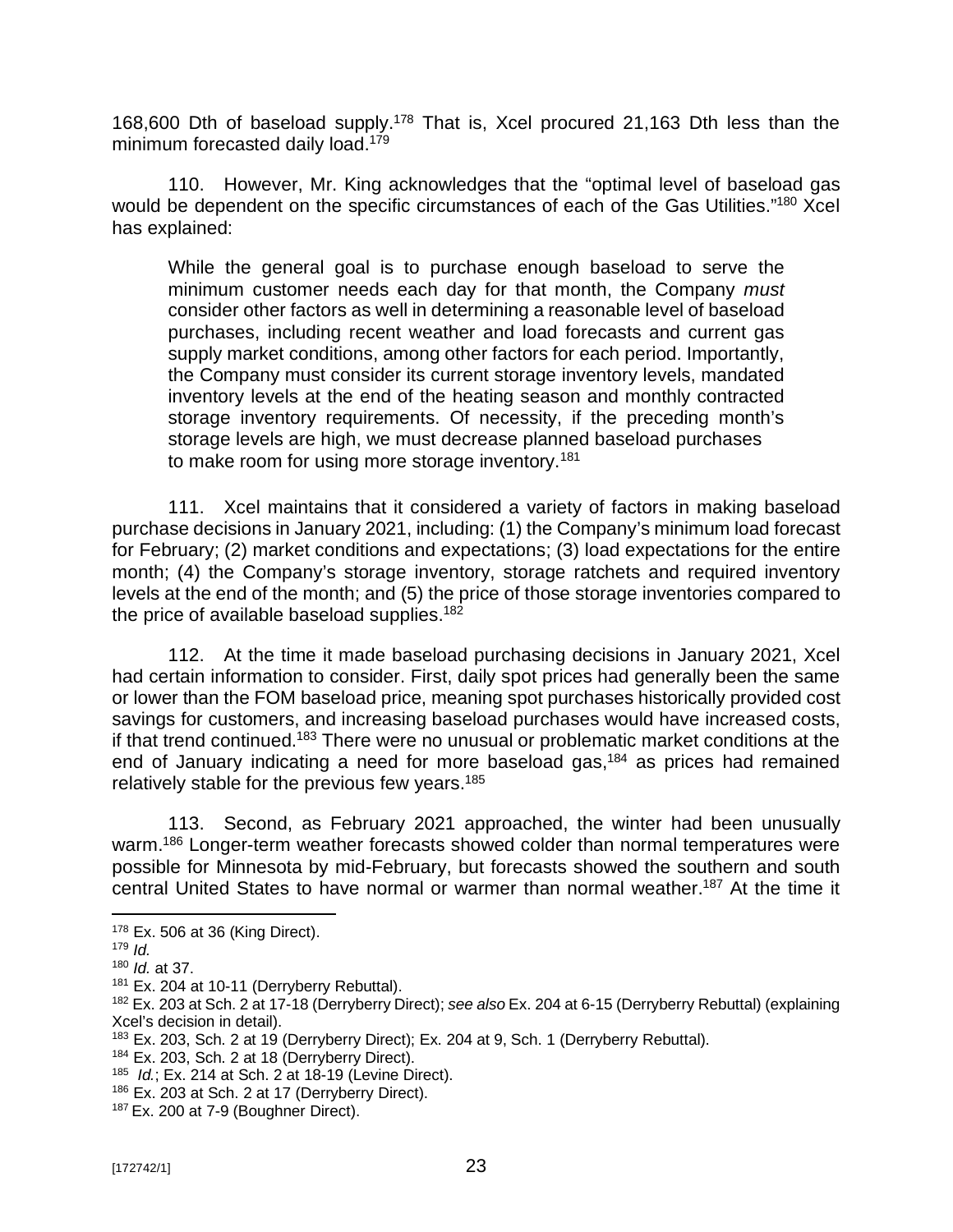168,600 Dth of baseload supply.[178] That is, Xcel procured 21,163 Dth less than the minimum forecasted daily load.[179]

110. However, Mr. King acknowledges that the "optimal level of baseload gas would be dependent on the specific circumstances of each of the Gas Utilities."[180] Xcel has explained:

> While the general goal is to purchase enough baseload to serve the minimum customer needs each day for that month, the Company *must* consider other factors as well in determining a reasonable level of baseload purchases, including recent weather and load forecasts and current gas supply market conditions, among other factors for each period. Importantly, the Company must consider its current storage inventory levels, mandated inventory levels at the end of the heating season and monthly contracted storage inventory requirements. Of necessity, if the preceding month's storage levels are high, we must decrease planned baseload purchases to make room for using more storage inventory.[181]

111. Xcel maintains that it considered a variety of factors in making baseload purchase decisions in January 2021, including: (1) the Company's minimum load forecast for February; (2) market conditions and expectations; (3) load expectations for the entire month; (4) the Company's storage inventory, storage ratchets and required inventory levels at the end of the month; and (5) the price of those storage inventories compared to the price of available baseload supplies.[182]

112. At the time it made baseload purchasing decisions in January 2021, Xcel had certain information to consider. First, daily spot prices had generally been the same or lower than the FOM baseload price, meaning spot purchases historically provided cost savings for customers, and increasing baseload purchases would have increased costs, if that trend continued.[183] There were no unusual or problematic market conditions at the end of January indicating a need for more baseload gas,[184] as prices had remained relatively stable for the previous few years.[185]

113. Second, as February 2021 approached, the winter had been unusually warm.[186] Longer-term weather forecasts showed colder than normal temperatures were possible for Minnesota by mid-February, but forecasts showed the southern and south central United States to have normal or warmer than normal weather.[187] At the time it

---

[178] Ex. 506 at 36 (King Direct).

[179] *Id.*

[180] *Id.* at 37.

[181] Ex. 204 at 10-11 (Derryberry Rebuttal).

[182] Ex. 203 at Sch. 2 at 17-18 (Derryberry Direct); *see also* Ex. 204 at 6-15 (Derryberry Rebuttal) (explaining Xcel's decision in detail).

[183] Ex. 203, Sch. 2 at 19 (Derryberry Direct); Ex. 204 at 9, Sch. 1 (Derryberry Rebuttal).

[184] Ex. 203, Sch. 2 at 18 (Derryberry Direct).

[185] *Id.*; Ex. 214 at Sch. 2 at 18-19 (Levine Direct).

[186] Ex. 203 at Sch. 2 at 17 (Derryberry Direct).

[187] Ex. 200 at 7-9 (Boughner Direct).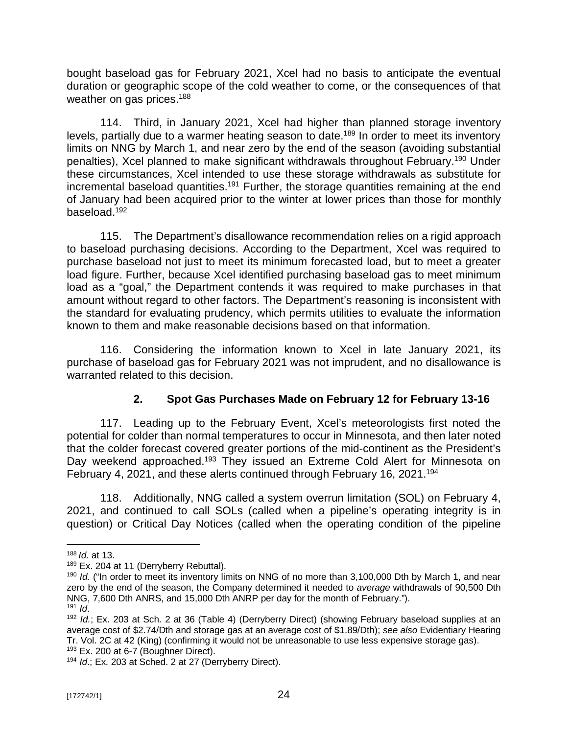bought baseload gas for February 2021, Xcel had no basis to anticipate the eventual duration or geographic scope of the cold weather to come, or the consequences of that weather on gas prices.[188]

114. Third, in January 2021, Xcel had higher than planned storage inventory levels, partially due to a warmer heating season to date.[189] In order to meet its inventory limits on NNG by March 1, and near zero by the end of the season (avoiding substantial penalties), Xcel planned to make significant withdrawals throughout February.[190] Under these circumstances, Xcel intended to use these storage withdrawals as substitute for incremental baseload quantities.[191] Further, the storage quantities remaining at the end of January had been acquired prior to the winter at lower prices than those for monthly baseload.[192]

115. The Department's disallowance recommendation relies on a rigid approach to baseload purchasing decisions. According to the Department, Xcel was required to purchase baseload not just to meet its minimum forecasted load, but to meet a greater load figure. Further, because Xcel identified purchasing baseload gas to meet minimum load as a "goal," the Department contends it was required to make purchases in that amount without regard to other factors. The Department's reasoning is inconsistent with the standard for evaluating prudency, which permits utilities to evaluate the information known to them and make reasonable decisions based on that information.

116. Considering the information known to Xcel in late January 2021, its purchase of baseload gas for February 2021 was not imprudent, and no disallowance is warranted related to this decision.

### 2. Spot Gas Purchases Made on February 12 for February 13-16

117. Leading up to the February Event, Xcel's meteorologists first noted the potential for colder than normal temperatures to occur in Minnesota, and then later noted that the colder forecast covered greater portions of the mid-continent as the President's Day weekend approached.[193] They issued an Extreme Cold Alert for Minnesota on February 4, 2021, and these alerts continued through February 16, 2021.[194]

118. Additionally, NNG called a system overrun limitation (SOL) on February 4, 2021, and continued to call SOLs (called when a pipeline's operating integrity is in question) or Critical Day Notices (called when the operating condition of the pipeline

---

[188] *Id.* at 13.

[189] Ex. 204 at 11 (Derryberry Rebuttal).

[190] *Id.* ("In order to meet its inventory limits on NNG of no more than 3,100,000 Dth by March 1, and near zero by the end of the season, the Company determined it needed to *average* withdrawals of 90,500 Dth NNG, 7,600 Dth ANRS, and 15,000 Dth ANRP per day for the month of February.").

[191] *Id*.

[192] *Id.*; Ex. 203 at Sch. 2 at 36 (Table 4) (Derryberry Direct) (showing February baseload supplies at an average cost of \$2.74/Dth and storage gas at an average cost of \$1.89/Dth); *see also* Evidentiary Hearing Tr. Vol. 2C at 42 (King) (confirming it would not be unreasonable to use less expensive storage gas).

[193] Ex. 200 at 6-7 (Boughner Direct).

[194] *Id*.; Ex. 203 at Sched. 2 at 27 (Derryberry Direct).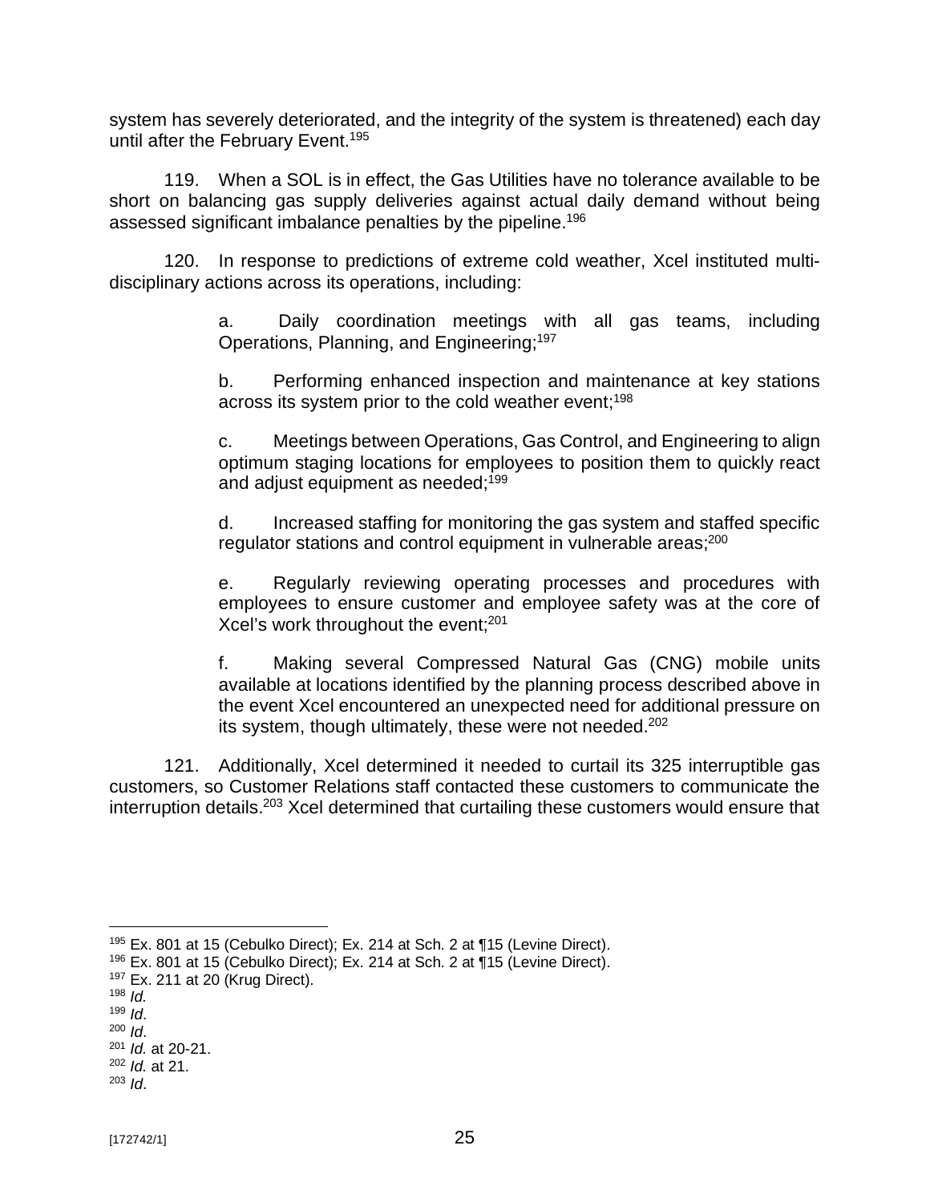system has severely deteriorated, and the integrity of the system is threatened) each day until after the February Event.[195]

119. When a SOL is in effect, the Gas Utilities have no tolerance available to be short on balancing gas supply deliveries against actual daily demand without being assessed significant imbalance penalties by the pipeline.[196]

120. In response to predictions of extreme cold weather, Xcel instituted multi-disciplinary actions across its operations, including:

> a. Daily coordination meetings with all gas teams, including Operations, Planning, and Engineering;[197]
>
> b. Performing enhanced inspection and maintenance at key stations across its system prior to the cold weather event;[198]
>
> c. Meetings between Operations, Gas Control, and Engineering to align optimum staging locations for employees to position them to quickly react and adjust equipment as needed;[199]
>
> d. Increased staffing for monitoring the gas system and staffed specific regulator stations and control equipment in vulnerable areas;[200]
>
> e. Regularly reviewing operating processes and procedures with employees to ensure customer and employee safety was at the core of Xcel's work throughout the event;[201]
>
> f. Making several Compressed Natural Gas (CNG) mobile units available at locations identified by the planning process described above in the event Xcel encountered an unexpected need for additional pressure on its system, though ultimately, these were not needed.[202]

121. Additionally, Xcel determined it needed to curtail its 325 interruptible gas customers, so Customer Relations staff contacted these customers to communicate the interruption details.[203] Xcel determined that curtailing these customers would ensure that

---

[195] Ex. 801 at 15 (Cebulko Direct); Ex. 214 at Sch. 2 at ¶15 (Levine Direct).

[196] Ex. 801 at 15 (Cebulko Direct); Ex. 214 at Sch. 2 at ¶15 (Levine Direct).

[197] Ex. 211 at 20 (Krug Direct).

[198] *Id.*

[199] *Id*.

[200] *Id*.

[201] *Id.* at 20-21.

[202] *Id.* at 21.

[203] *Id*.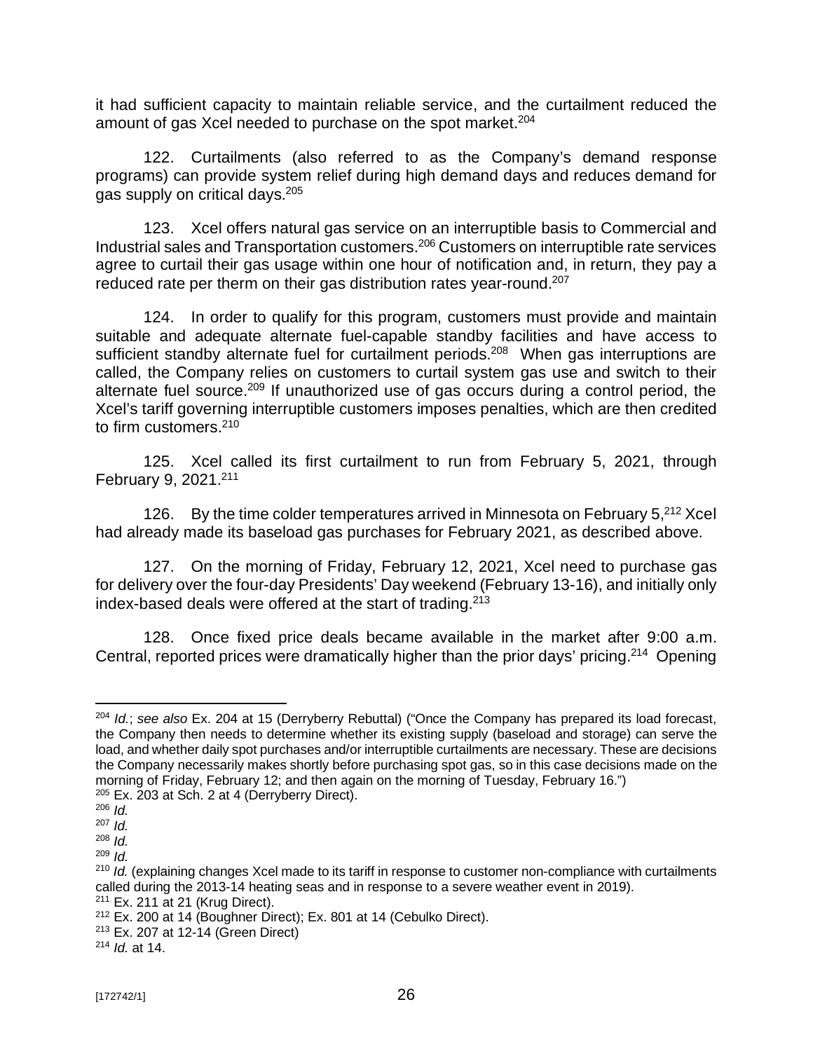it had sufficient capacity to maintain reliable service, and the curtailment reduced the amount of gas Xcel needed to purchase on the spot market.[204]

122. Curtailments (also referred to as the Company's demand response programs) can provide system relief during high demand days and reduces demand for gas supply on critical days.[205]

123. Xcel offers natural gas service on an interruptible basis to Commercial and Industrial sales and Transportation customers.[206] Customers on interruptible rate services agree to curtail their gas usage within one hour of notification and, in return, they pay a reduced rate per therm on their gas distribution rates year-round.[207]

124. In order to qualify for this program, customers must provide and maintain suitable and adequate alternate fuel-capable standby facilities and have access to sufficient standby alternate fuel for curtailment periods.[208] When gas interruptions are called, the Company relies on customers to curtail system gas use and switch to their alternate fuel source.[209] If unauthorized use of gas occurs during a control period, the Xcel's tariff governing interruptible customers imposes penalties, which are then credited to firm customers.[210]

125. Xcel called its first curtailment to run from February 5, 2021, through February 9, 2021.[211]

126. By the time colder temperatures arrived in Minnesota on February 5,[212] Xcel had already made its baseload gas purchases for February 2021, as described above.

127. On the morning of Friday, February 12, 2021, Xcel need to purchase gas for delivery over the four-day Presidents' Day weekend (February 13-16), and initially only index-based deals were offered at the start of trading.[213]

128. Once fixed price deals became available in the market after 9:00 a.m. Central, reported prices were dramatically higher than the prior days' pricing.[214] Opening

---

[204] *Id.*; *see also* Ex. 204 at 15 (Derryberry Rebuttal) ("Once the Company has prepared its load forecast, the Company then needs to determine whether its existing supply (baseload and storage) can serve the load, and whether daily spot purchases and/or interruptible curtailments are necessary. These are decisions the Company necessarily makes shortly before purchasing spot gas, so in this case decisions made on the morning of Friday, February 12; and then again on the morning of Tuesday, February 16.")

[205] Ex. 203 at Sch. 2 at 4 (Derryberry Direct).

[206] *Id.*

[207] *Id.*

[208] *Id.*

[209] *Id.*

[210] *Id.* (explaining changes Xcel made to its tariff in response to customer non-compliance with curtailments called during the 2013-14 heating seas and in response to a severe weather event in 2019).

[211] Ex. 211 at 21 (Krug Direct).

[212] Ex. 200 at 14 (Boughner Direct); Ex. 801 at 14 (Cebulko Direct).

[213] Ex. 207 at 12-14 (Green Direct)

[214] *Id.* at 14.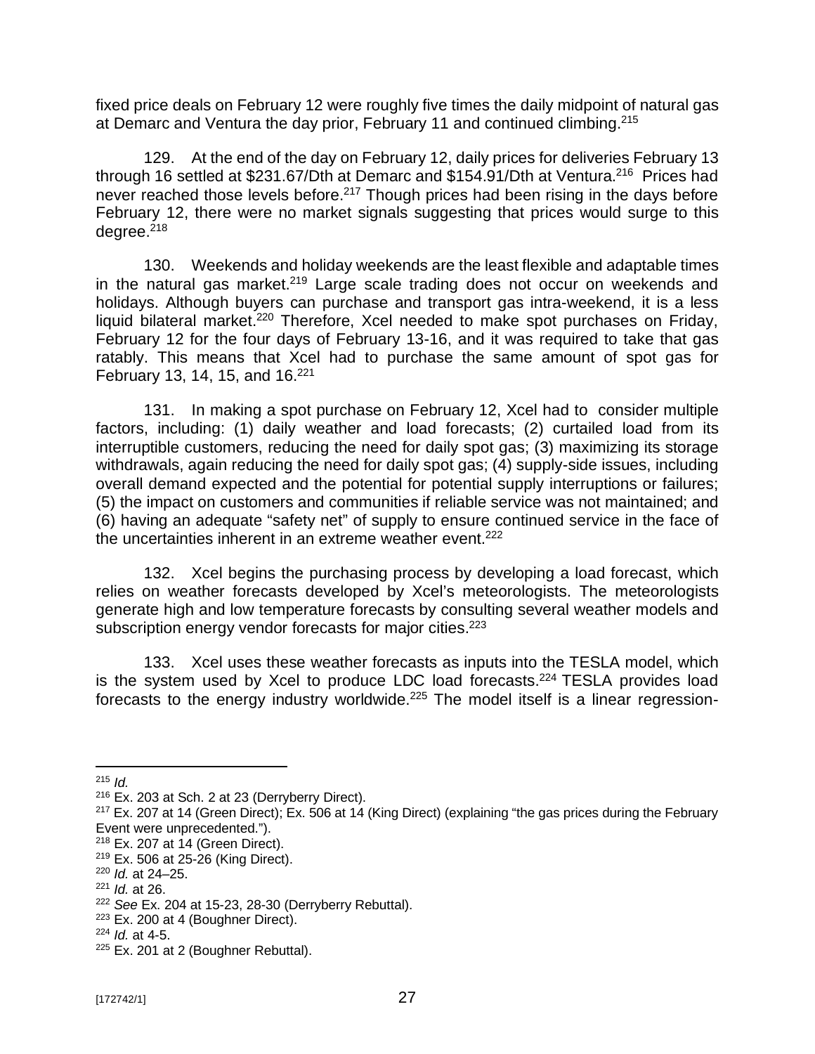fixed price deals on February 12 were roughly five times the daily midpoint of natural gas at Demarc and Ventura the day prior, February 11 and continued climbing.[215]

129. At the end of the day on February 12, daily prices for deliveries February 13 through 16 settled at $231.67/Dth at Demarc and $154.91/Dth at Ventura.[216] Prices had never reached those levels before.[217] Though prices had been rising in the days before February 12, there were no market signals suggesting that prices would surge to this degree.[218]

130. Weekends and holiday weekends are the least flexible and adaptable times in the natural gas market.[219] Large scale trading does not occur on weekends and holidays. Although buyers can purchase and transport gas intra-weekend, it is a less liquid bilateral market.[220] Therefore, Xcel needed to make spot purchases on Friday, February 12 for the four days of February 13-16, and it was required to take that gas ratably. This means that Xcel had to purchase the same amount of spot gas for February 13, 14, 15, and 16.[221]

131. In making a spot purchase on February 12, Xcel had to consider multiple factors, including: (1) daily weather and load forecasts; (2) curtailed load from its interruptible customers, reducing the need for daily spot gas; (3) maximizing its storage withdrawals, again reducing the need for daily spot gas; (4) supply-side issues, including overall demand expected and the potential for potential supply interruptions or failures; (5) the impact on customers and communities if reliable service was not maintained; and (6) having an adequate "safety net" of supply to ensure continued service in the face of the uncertainties inherent in an extreme weather event.[222]

132. Xcel begins the purchasing process by developing a load forecast, which relies on weather forecasts developed by Xcel's meteorologists. The meteorologists generate high and low temperature forecasts by consulting several weather models and subscription energy vendor forecasts for major cities.[223]

133. Xcel uses these weather forecasts as inputs into the TESLA model, which is the system used by Xcel to produce LDC load forecasts.[224] TESLA provides load forecasts to the energy industry worldwide.[225] The model itself is a linear regression-

---

[215] *Id.*

[216] Ex. 203 at Sch. 2 at 23 (Derryberry Direct).

[217] Ex. 207 at 14 (Green Direct); Ex. 506 at 14 (King Direct) (explaining "the gas prices during the February Event were unprecedented.").

[218] Ex. 207 at 14 (Green Direct).

[219] Ex. 506 at 25-26 (King Direct).

[220] *Id.* at 24–25.

[221] *Id.* at 26.

[222] *See* Ex. 204 at 15-23, 28-30 (Derryberry Rebuttal).

[223] Ex. 200 at 4 (Boughner Direct).

[224] *Id.* at 4-5.

[225] Ex. 201 at 2 (Boughner Rebuttal).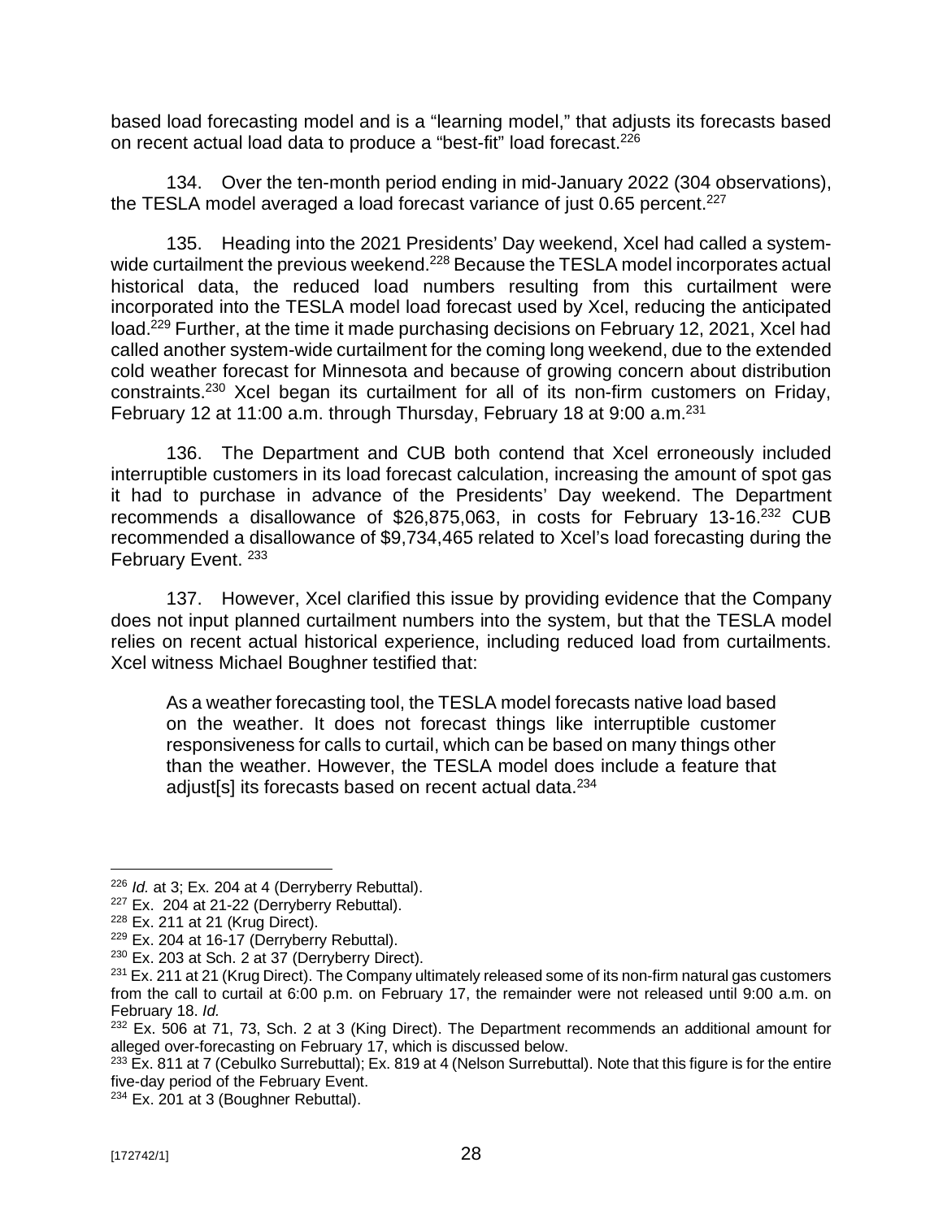based load forecasting model and is a "learning model," that adjusts its forecasts based on recent actual load data to produce a "best-fit" load forecast.[226]

134. Over the ten-month period ending in mid-January 2022 (304 observations), the TESLA model averaged a load forecast variance of just 0.65 percent.[227]

135. Heading into the 2021 Presidents' Day weekend, Xcel had called a system-wide curtailment the previous weekend.[228] Because the TESLA model incorporates actual historical data, the reduced load numbers resulting from this curtailment were incorporated into the TESLA model load forecast used by Xcel, reducing the anticipated load.[229] Further, at the time it made purchasing decisions on February 12, 2021, Xcel had called another system-wide curtailment for the coming long weekend, due to the extended cold weather forecast for Minnesota and because of growing concern about distribution constraints.[230] Xcel began its curtailment for all of its non-firm customers on Friday, February 12 at 11:00 a.m. through Thursday, February 18 at 9:00 a.m.[231]

136. The Department and CUB both contend that Xcel erroneously included interruptible customers in its load forecast calculation, increasing the amount of spot gas it had to purchase in advance of the Presidents' Day weekend. The Department recommends a disallowance of $26,875,063, in costs for February 13-16.[232] CUB recommended a disallowance of $9,734,465 related to Xcel's load forecasting during the February Event. [233]

137. However, Xcel clarified this issue by providing evidence that the Company does not input planned curtailment numbers into the system, but that the TESLA model relies on recent actual historical experience, including reduced load from curtailments. Xcel witness Michael Boughner testified that:

> As a weather forecasting tool, the TESLA model forecasts native load based on the weather. It does not forecast things like interruptible customer responsiveness for calls to curtail, which can be based on many things other than the weather. However, the TESLA model does include a feature that adjust[s] its forecasts based on recent actual data.[234]

---

[226] *Id.* at 3; Ex. 204 at 4 (Derryberry Rebuttal).

[227] Ex. 204 at 21-22 (Derryberry Rebuttal).

[228] Ex. 211 at 21 (Krug Direct).

[229] Ex. 204 at 16-17 (Derryberry Rebuttal).

[230] Ex. 203 at Sch. 2 at 37 (Derryberry Direct).

[231] Ex. 211 at 21 (Krug Direct). The Company ultimately released some of its non-firm natural gas customers from the call to curtail at 6:00 p.m. on February 17, the remainder were not released until 9:00 a.m. on February 18. *Id.*

[232] Ex. 506 at 71, 73, Sch. 2 at 3 (King Direct). The Department recommends an additional amount for alleged over-forecasting on February 17, which is discussed below.

[233] Ex. 811 at 7 (Cebulko Surrebuttal); Ex. 819 at 4 (Nelson Surrebuttal). Note that this figure is for the entire five-day period of the February Event.

[234] Ex. 201 at 3 (Boughner Rebuttal).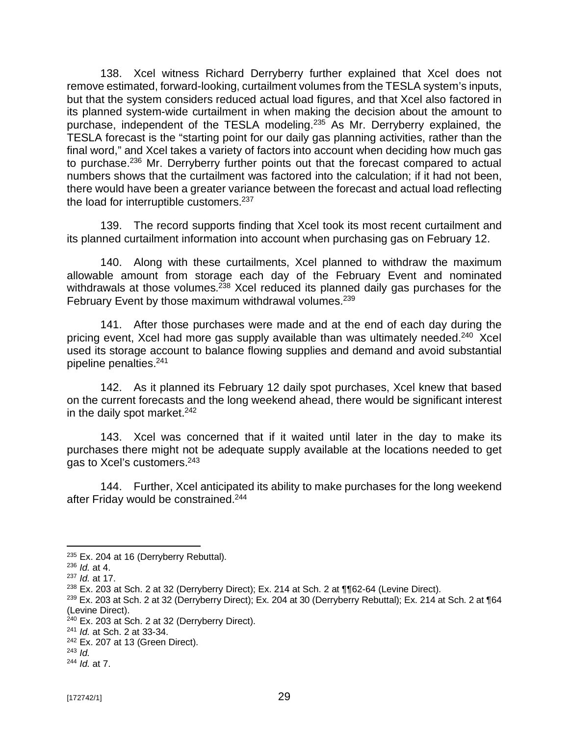138. Xcel witness Richard Derryberry further explained that Xcel does not remove estimated, forward-looking, curtailment volumes from the TESLA system's inputs, but that the system considers reduced actual load figures, and that Xcel also factored in its planned system-wide curtailment in when making the decision about the amount to purchase, independent of the TESLA modeling.[235] As Mr. Derryberry explained, the TESLA forecast is the "starting point for our daily gas planning activities, rather than the final word," and Xcel takes a variety of factors into account when deciding how much gas to purchase.[236] Mr. Derryberry further points out that the forecast compared to actual numbers shows that the curtailment was factored into the calculation; if it had not been, there would have been a greater variance between the forecast and actual load reflecting the load for interruptible customers.[237]

139. The record supports finding that Xcel took its most recent curtailment and its planned curtailment information into account when purchasing gas on February 12.

140. Along with these curtailments, Xcel planned to withdraw the maximum allowable amount from storage each day of the February Event and nominated withdrawals at those volumes.[238] Xcel reduced its planned daily gas purchases for the February Event by those maximum withdrawal volumes.[239]

141. After those purchases were made and at the end of each day during the pricing event, Xcel had more gas supply available than was ultimately needed.[240] Xcel used its storage account to balance flowing supplies and demand and avoid substantial pipeline penalties.[241]

142. As it planned its February 12 daily spot purchases, Xcel knew that based on the current forecasts and the long weekend ahead, there would be significant interest in the daily spot market.[242]

143. Xcel was concerned that if it waited until later in the day to make its purchases there might not be adequate supply available at the locations needed to get gas to Xcel's customers.[243]

144. Further, Xcel anticipated its ability to make purchases for the long weekend after Friday would be constrained.[244]

---

[235] Ex. 204 at 16 (Derryberry Rebuttal).
[236] *Id.* at 4.
[237] *Id.* at 17.
[238] Ex. 203 at Sch. 2 at 32 (Derryberry Direct); Ex. 214 at Sch. 2 at ¶¶62-64 (Levine Direct).
[239] Ex. 203 at Sch. 2 at 32 (Derryberry Direct); Ex. 204 at 30 (Derryberry Rebuttal); Ex. 214 at Sch. 2 at ¶64 (Levine Direct).
[240] Ex. 203 at Sch. 2 at 32 (Derryberry Direct).
[241] *Id.* at Sch. 2 at 33-34.
[242] Ex. 207 at 13 (Green Direct).
[243] *Id.*
[244] *Id.* at 7.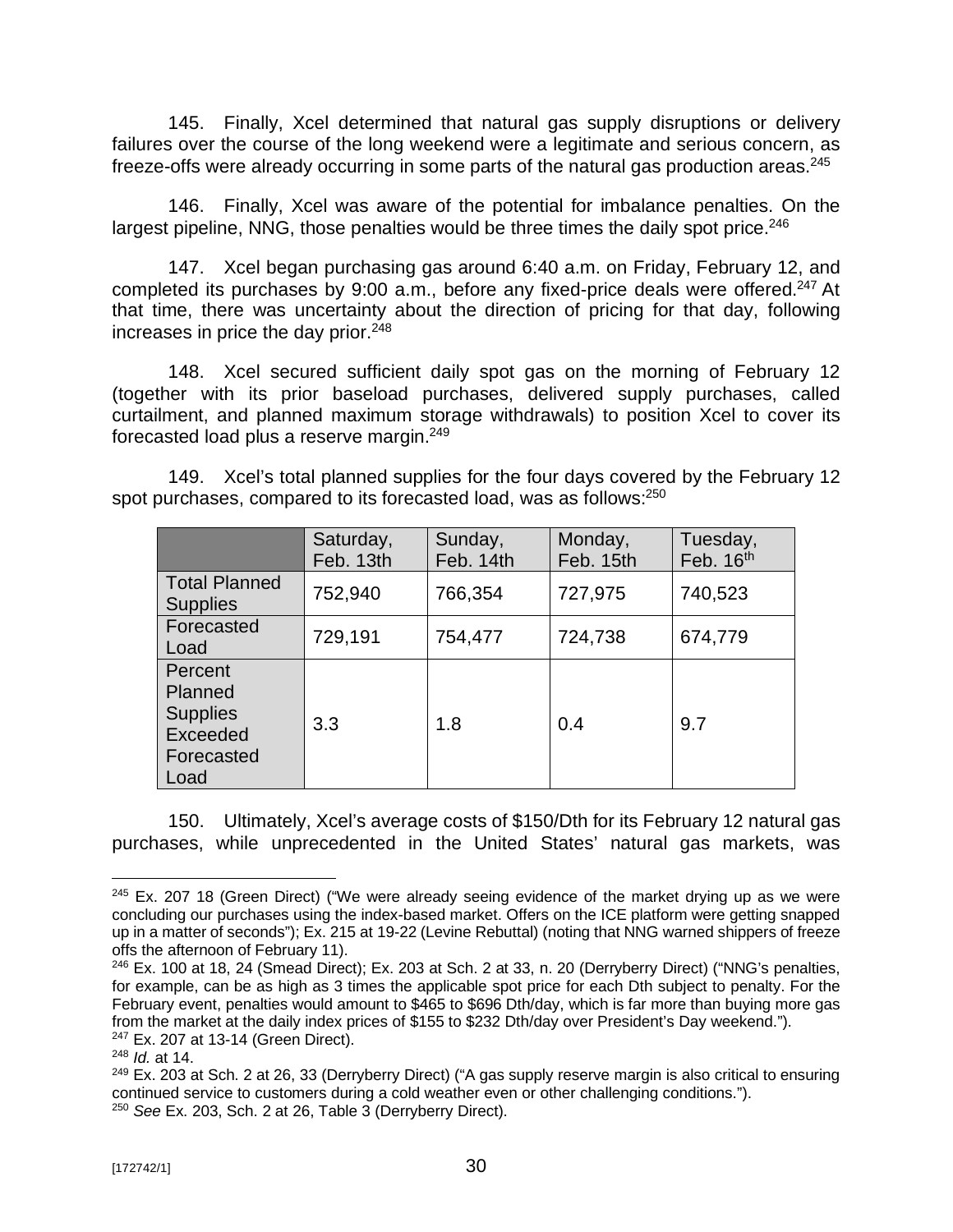145. Finally, Xcel determined that natural gas supply disruptions or delivery failures over the course of the long weekend were a legitimate and serious concern, as freeze-offs were already occurring in some parts of the natural gas production areas.[245]

146. Finally, Xcel was aware of the potential for imbalance penalties. On the largest pipeline, NNG, those penalties would be three times the daily spot price.[246]

147. Xcel began purchasing gas around 6:40 a.m. on Friday, February 12, and completed its purchases by 9:00 a.m., before any fixed-price deals were offered.[247] At that time, there was uncertainty about the direction of pricing for that day, following increases in price the day prior.[248]

148. Xcel secured sufficient daily spot gas on the morning of February 12 (together with its prior baseload purchases, delivered supply purchases, called curtailment, and planned maximum storage withdrawals) to position Xcel to cover its forecasted load plus a reserve margin.[249]

149. Xcel's total planned supplies for the four days covered by the February 12 spot purchases, compared to its forecasted load, was as follows:[250]

| | Saturday, Feb. 13th | Sunday, Feb. 14th | Monday, Feb. 15th | Tuesday, Feb. 16th |
|---|---|---|---|---|
| Total Planned Supplies | 752,940 | 766,354 | 727,975 | 740,523 |
| Forecasted Load | 729,191 | 754,477 | 724,738 | 674,779 |
| Percent Planned Supplies Exceeded Forecasted Load | 3.3 | 1.8 | 0.4 | 9.7 |

150. Ultimately, Xcel's average costs of $150/Dth for its February 12 natural gas purchases, while unprecedented in the United States' natural gas markets, was

---

[245] Ex. 207 18 (Green Direct) ("We were already seeing evidence of the market drying up as we were concluding our purchases using the index-based market. Offers on the ICE platform were getting snapped up in a matter of seconds"); Ex. 215 at 19-22 (Levine Rebuttal) (noting that NNG warned shippers of freeze offs the afternoon of February 11).

[246] Ex. 100 at 18, 24 (Smead Direct); Ex. 203 at Sch. 2 at 33, n. 20 (Derryberry Direct) ("NNG's penalties, for example, can be as high as 3 times the applicable spot price for each Dth subject to penalty. For the February event, penalties would amount to $465 to $696 Dth/day, which is far more than buying more gas from the market at the daily index prices of $155 to $232 Dth/day over President's Day weekend.").

[247] Ex. 207 at 13-14 (Green Direct).

[248] *Id.* at 14.

[249] Ex. 203 at Sch. 2 at 26, 33 (Derryberry Direct) ("A gas supply reserve margin is also critical to ensuring continued service to customers during a cold weather even or other challenging conditions.").

[250] *See* Ex. 203, Sch. 2 at 26, Table 3 (Derryberry Direct).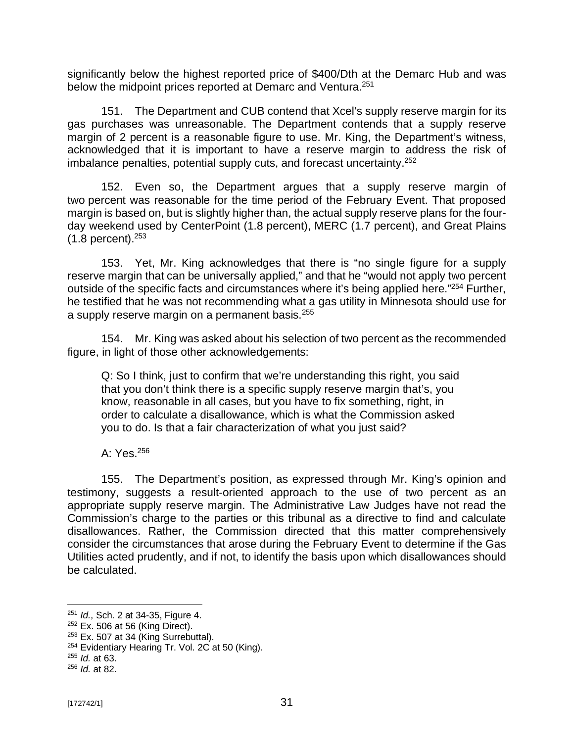significantly below the highest reported price of $400/Dth at the Demarc Hub and was below the midpoint prices reported at Demarc and Ventura.[251]

151. The Department and CUB contend that Xcel's supply reserve margin for its gas purchases was unreasonable. The Department contends that a supply reserve margin of 2 percent is a reasonable figure to use. Mr. King, the Department's witness, acknowledged that it is important to have a reserve margin to address the risk of imbalance penalties, potential supply cuts, and forecast uncertainty.[252]

152. Even so, the Department argues that a supply reserve margin of two percent was reasonable for the time period of the February Event. That proposed margin is based on, but is slightly higher than, the actual supply reserve plans for the four-day weekend used by CenterPoint (1.8 percent), MERC (1.7 percent), and Great Plains (1.8 percent).[253]

153. Yet, Mr. King acknowledges that there is "no single figure for a supply reserve margin that can be universally applied," and that he "would not apply two percent outside of the specific facts and circumstances where it's being applied here."[254] Further, he testified that he was not recommending what a gas utility in Minnesota should use for a supply reserve margin on a permanent basis.[255]

154. Mr. King was asked about his selection of two percent as the recommended figure, in light of those other acknowledgements:

> Q: So I think, just to confirm that we're understanding this right, you said that you don't think there is a specific supply reserve margin that's, you know, reasonable in all cases, but you have to fix something, right, in order to calculate a disallowance, which is what the Commission asked you to do. Is that a fair characterization of what you just said?
>
> A: Yes.[256]

155. The Department's position, as expressed through Mr. King's opinion and testimony, suggests a result-oriented approach to the use of two percent as an appropriate supply reserve margin. The Administrative Law Judges have not read the Commission's charge to the parties or this tribunal as a directive to find and calculate disallowances. Rather, the Commission directed that this matter comprehensively consider the circumstances that arose during the February Event to determine if the Gas Utilities acted prudently, and if not, to identify the basis upon which disallowances should be calculated.

---

[251] *Id.*, Sch. 2 at 34-35, Figure 4.

[252] Ex. 506 at 56 (King Direct).

[253] Ex. 507 at 34 (King Surrebuttal).

[254] Evidentiary Hearing Tr. Vol. 2C at 50 (King).

[255] *Id.* at 63.

[256] *Id.* at 82.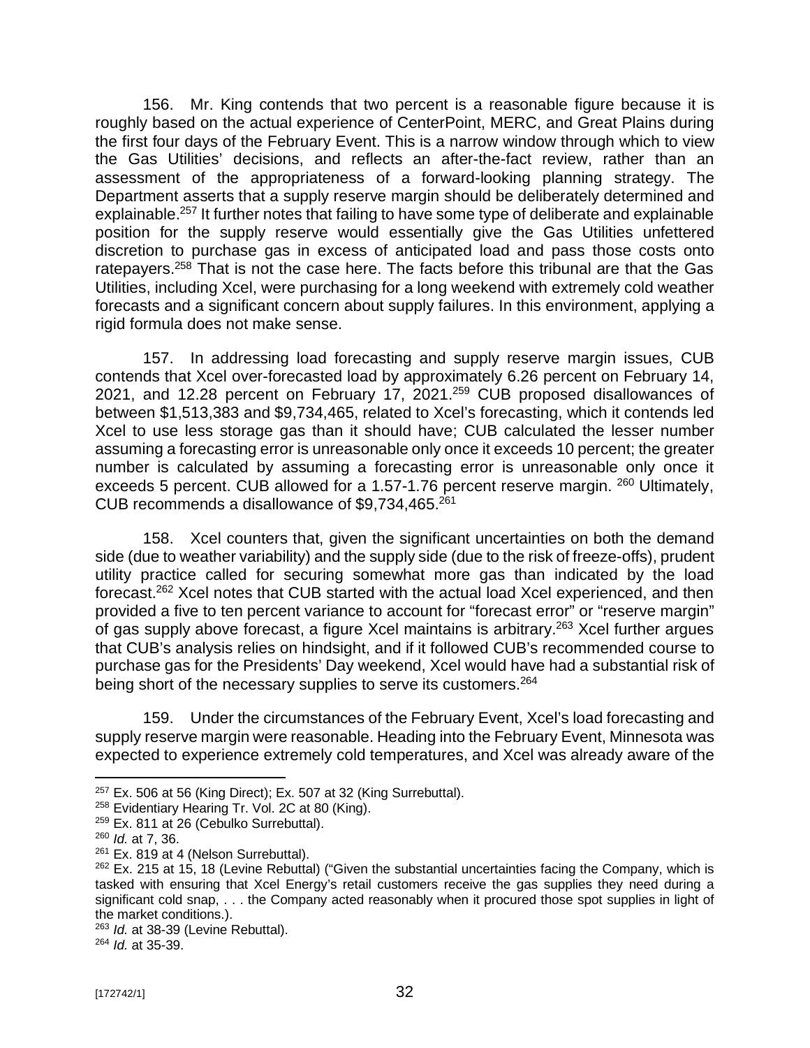156. Mr. King contends that two percent is a reasonable figure because it is roughly based on the actual experience of CenterPoint, MERC, and Great Plains during the first four days of the February Event. This is a narrow window through which to view the Gas Utilities' decisions, and reflects an after-the-fact review, rather than an assessment of the appropriateness of a forward-looking planning strategy. The Department asserts that a supply reserve margin should be deliberately determined and explainable.[257] It further notes that failing to have some type of deliberate and explainable position for the supply reserve would essentially give the Gas Utilities unfettered discretion to purchase gas in excess of anticipated load and pass those costs onto ratepayers.[258] That is not the case here. The facts before this tribunal are that the Gas Utilities, including Xcel, were purchasing for a long weekend with extremely cold weather forecasts and a significant concern about supply failures. In this environment, applying a rigid formula does not make sense.

157. In addressing load forecasting and supply reserve margin issues, CUB contends that Xcel over-forecasted load by approximately 6.26 percent on February 14, 2021, and 12.28 percent on February 17, 2021.[259] CUB proposed disallowances of between $1,513,383 and $9,734,465, related to Xcel's forecasting, which it contends led Xcel to use less storage gas than it should have; CUB calculated the lesser number assuming a forecasting error is unreasonable only once it exceeds 10 percent; the greater number is calculated by assuming a forecasting error is unreasonable only once it exceeds 5 percent. CUB allowed for a 1.57-1.76 percent reserve margin.[260] Ultimately, CUB recommends a disallowance of $9,734,465.[261]

158. Xcel counters that, given the significant uncertainties on both the demand side (due to weather variability) and the supply side (due to the risk of freeze-offs), prudent utility practice called for securing somewhat more gas than indicated by the load forecast.[262] Xcel notes that CUB started with the actual load Xcel experienced, and then provided a five to ten percent variance to account for "forecast error" or "reserve margin" of gas supply above forecast, a figure Xcel maintains is arbitrary.[263] Xcel further argues that CUB's analysis relies on hindsight, and if it followed CUB's recommended course to purchase gas for the Presidents' Day weekend, Xcel would have had a substantial risk of being short of the necessary supplies to serve its customers.[264]

159. Under the circumstances of the February Event, Xcel's load forecasting and supply reserve margin were reasonable. Heading into the February Event, Minnesota was expected to experience extremely cold temperatures, and Xcel was already aware of the

---

[257] Ex. 506 at 56 (King Direct); Ex. 507 at 32 (King Surrebuttal).

[258] Evidentiary Hearing Tr. Vol. 2C at 80 (King).

[259] Ex. 811 at 26 (Cebulko Surrebuttal).

[260] *Id.* at 7, 36.

[261] Ex. 819 at 4 (Nelson Surrebuttal).

[262] Ex. 215 at 15, 18 (Levine Rebuttal) ("Given the substantial uncertainties facing the Company, which is tasked with ensuring that Xcel Energy's retail customers receive the gas supplies they need during a significant cold snap, . . . the Company acted reasonably when it procured those spot supplies in light of the market conditions.).

[263] *Id.* at 38-39 (Levine Rebuttal).

[264] *Id.* at 35-39.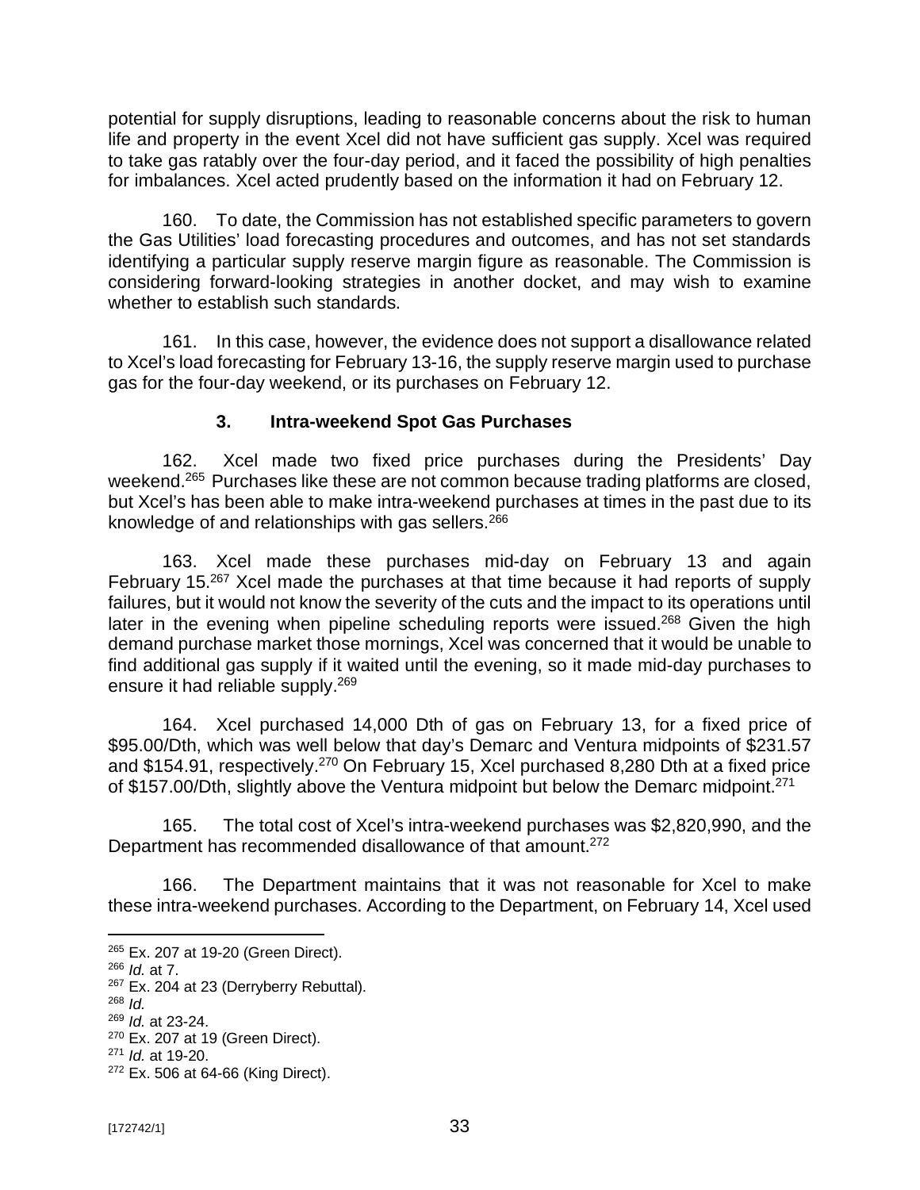potential for supply disruptions, leading to reasonable concerns about the risk to human life and property in the event Xcel did not have sufficient gas supply. Xcel was required to take gas ratably over the four-day period, and it faced the possibility of high penalties for imbalances. Xcel acted prudently based on the information it had on February 12.

160. To date, the Commission has not established specific parameters to govern the Gas Utilities' load forecasting procedures and outcomes, and has not set standards identifying a particular supply reserve margin figure as reasonable. The Commission is considering forward-looking strategies in another docket, and may wish to examine whether to establish such standards.

161. In this case, however, the evidence does not support a disallowance related to Xcel's load forecasting for February 13-16, the supply reserve margin used to purchase gas for the four-day weekend, or its purchases on February 12.

### 3. Intra-weekend Spot Gas Purchases

162. Xcel made two fixed price purchases during the Presidents' Day weekend.[265] Purchases like these are not common because trading platforms are closed, but Xcel's has been able to make intra-weekend purchases at times in the past due to its knowledge of and relationships with gas sellers.[266]

163. Xcel made these purchases mid-day on February 13 and again February 15.[267] Xcel made the purchases at that time because it had reports of supply failures, but it would not know the severity of the cuts and the impact to its operations until later in the evening when pipeline scheduling reports were issued.[268] Given the high demand purchase market those mornings, Xcel was concerned that it would be unable to find additional gas supply if it waited until the evening, so it made mid-day purchases to ensure it had reliable supply.[269]

164. Xcel purchased 14,000 Dth of gas on February 13, for a fixed price of \$95.00/Dth, which was well below that day's Demarc and Ventura midpoints of \$231.57 and \$154.91, respectively.[270] On February 15, Xcel purchased 8,280 Dth at a fixed price of \$157.00/Dth, slightly above the Ventura midpoint but below the Demarc midpoint.[271]

165. The total cost of Xcel's intra-weekend purchases was \$2,820,990, and the Department has recommended disallowance of that amount.[272]

166. The Department maintains that it was not reasonable for Xcel to make these intra-weekend purchases. According to the Department, on February 14, Xcel used

---

[265] Ex. 207 at 19-20 (Green Direct).
[266] *Id.* at 7.
[267] Ex. 204 at 23 (Derryberry Rebuttal).
[268] *Id.*
[269] *Id.* at 23-24.
[270] Ex. 207 at 19 (Green Direct).
[271] *Id.* at 19-20.
[272] Ex. 506 at 64-66 (King Direct).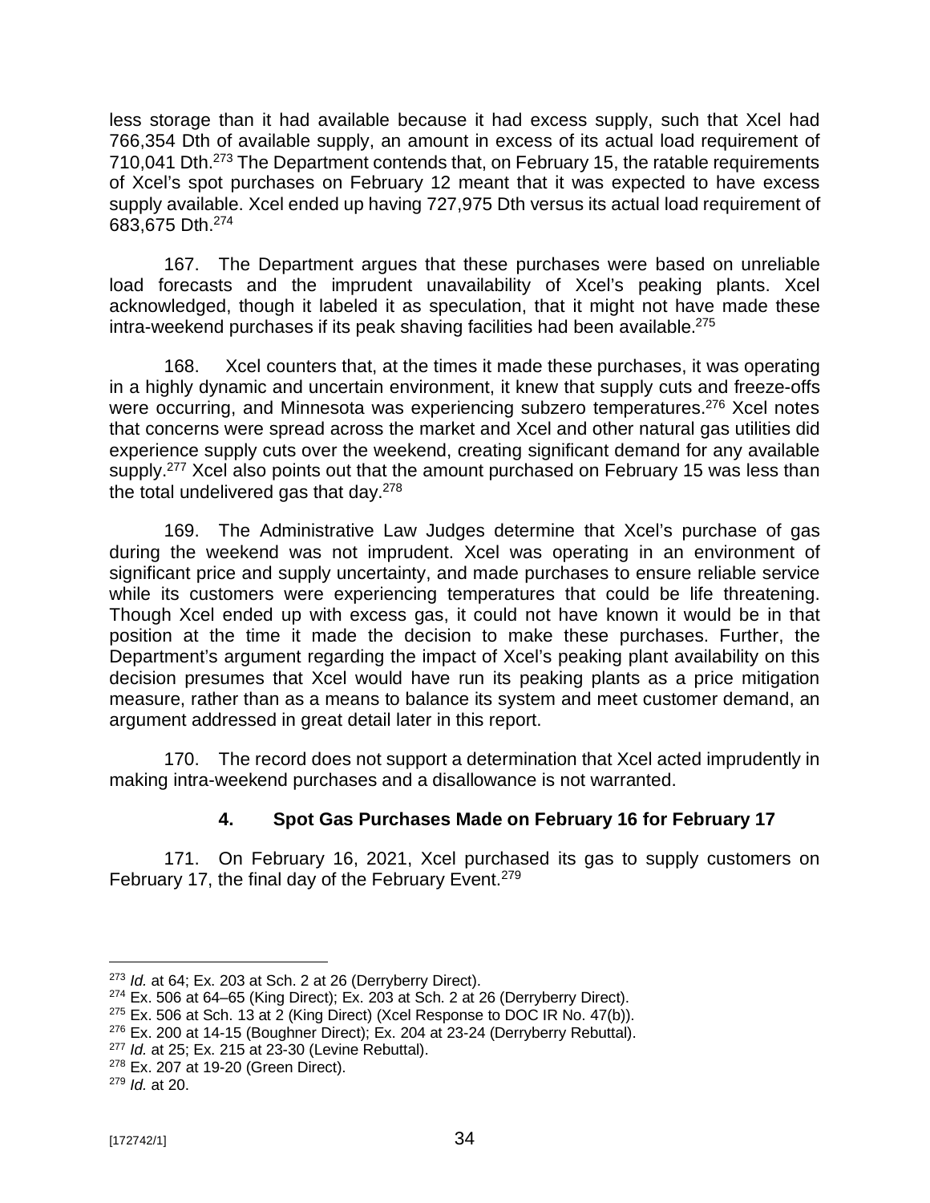less storage than it had available because it had excess supply, such that Xcel had 766,354 Dth of available supply, an amount in excess of its actual load requirement of 710,041 Dth.[273] The Department contends that, on February 15, the ratable requirements of Xcel's spot purchases on February 12 meant that it was expected to have excess supply available. Xcel ended up having 727,975 Dth versus its actual load requirement of 683,675 Dth.[274]

167. The Department argues that these purchases were based on unreliable load forecasts and the imprudent unavailability of Xcel's peaking plants. Xcel acknowledged, though it labeled it as speculation, that it might not have made these intra-weekend purchases if its peak shaving facilities had been available.[275]

168. Xcel counters that, at the times it made these purchases, it was operating in a highly dynamic and uncertain environment, it knew that supply cuts and freeze-offs were occurring, and Minnesota was experiencing subzero temperatures.[276] Xcel notes that concerns were spread across the market and Xcel and other natural gas utilities did experience supply cuts over the weekend, creating significant demand for any available supply.[277] Xcel also points out that the amount purchased on February 15 was less than the total undelivered gas that day.[278]

169. The Administrative Law Judges determine that Xcel's purchase of gas during the weekend was not imprudent. Xcel was operating in an environment of significant price and supply uncertainty, and made purchases to ensure reliable service while its customers were experiencing temperatures that could be life threatening. Though Xcel ended up with excess gas, it could not have known it would be in that position at the time it made the decision to make these purchases. Further, the Department's argument regarding the impact of Xcel's peaking plant availability on this decision presumes that Xcel would have run its peaking plants as a price mitigation measure, rather than as a means to balance its system and meet customer demand, an argument addressed in great detail later in this report.

170. The record does not support a determination that Xcel acted imprudently in making intra-weekend purchases and a disallowance is not warranted.

### 4. Spot Gas Purchases Made on February 16 for February 17

171. On February 16, 2021, Xcel purchased its gas to supply customers on February 17, the final day of the February Event.[279]

---

[273] *Id.* at 64; Ex. 203 at Sch. 2 at 26 (Derryberry Direct).

[274] Ex. 506 at 64–65 (King Direct); Ex. 203 at Sch. 2 at 26 (Derryberry Direct).

[275] Ex. 506 at Sch. 13 at 2 (King Direct) (Xcel Response to DOC IR No. 47(b)).

[276] Ex. 200 at 14-15 (Boughner Direct); Ex. 204 at 23-24 (Derryberry Rebuttal).

[277] *Id.* at 25; Ex. 215 at 23-30 (Levine Rebuttal).

[278] Ex. 207 at 19-20 (Green Direct).

[279] *Id.* at 20.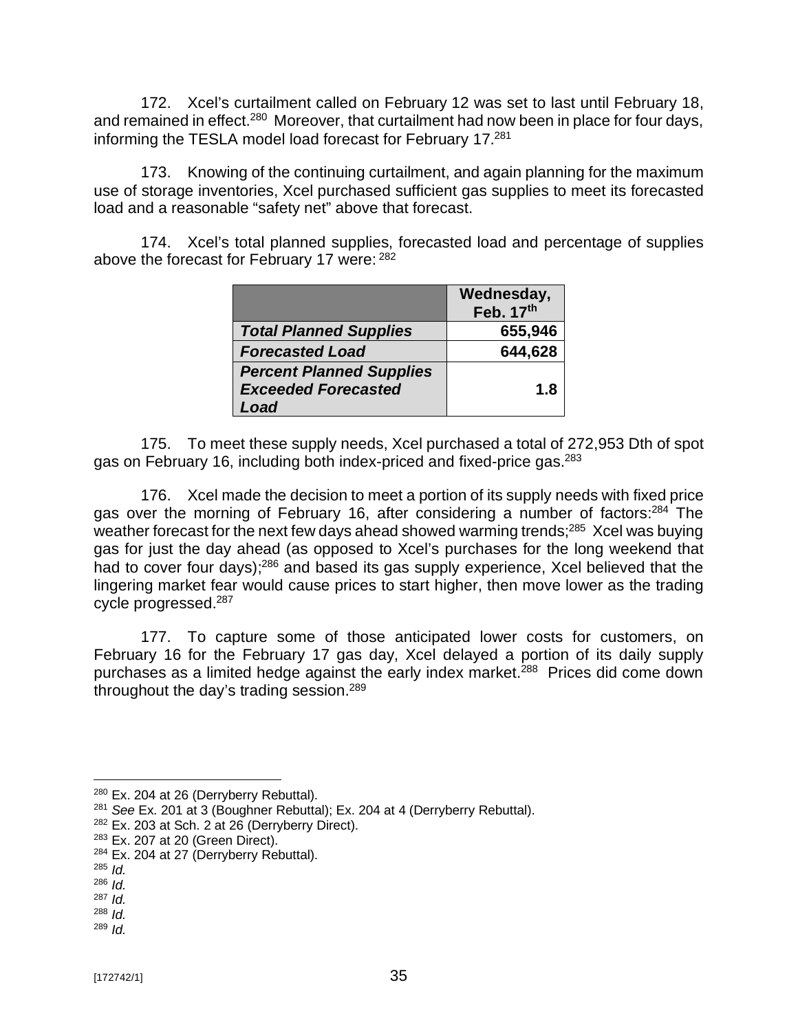172. Xcel's curtailment called on February 12 was set to last until February 18, and remained in effect.[280] Moreover, that curtailment had now been in place for four days, informing the TESLA model load forecast for February 17.[281]

173. Knowing of the continuing curtailment, and again planning for the maximum use of storage inventories, Xcel purchased sufficient gas supplies to meet its forecasted load and a reasonable "safety net" above that forecast.

174. Xcel's total planned supplies, forecasted load and percentage of supplies above the forecast for February 17 were: [282]

| | Wednesday, Feb. 17th |
|---|---|
| ***Total Planned Supplies*** | **655,946** |
| ***Forecasted Load*** | **644,628** |
| ***Percent Planned Supplies Exceeded Forecasted Load*** | **1.8** |

175. To meet these supply needs, Xcel purchased a total of 272,953 Dth of spot gas on February 16, including both index-priced and fixed-price gas.[283]

176. Xcel made the decision to meet a portion of its supply needs with fixed price gas over the morning of February 16, after considering a number of factors:[284] The weather forecast for the next few days ahead showed warming trends;[285] Xcel was buying gas for just the day ahead (as opposed to Xcel's purchases for the long weekend that had to cover four days);[286] and based its gas supply experience, Xcel believed that the lingering market fear would cause prices to start higher, then move lower as the trading cycle progressed.[287]

177. To capture some of those anticipated lower costs for customers, on February 16 for the February 17 gas day, Xcel delayed a portion of its daily supply purchases as a limited hedge against the early index market.[288] Prices did come down throughout the day's trading session.[289]

---

[280] Ex. 204 at 26 (Derryberry Rebuttal).
[281] *See* Ex. 201 at 3 (Boughner Rebuttal); Ex. 204 at 4 (Derryberry Rebuttal).
[282] Ex. 203 at Sch. 2 at 26 (Derryberry Direct).
[283] Ex. 207 at 20 (Green Direct).
[284] Ex. 204 at 27 (Derryberry Rebuttal).
[285] *Id.*
[286] *Id.*
[287] *Id.*
[288] *Id.*
[289] *Id.*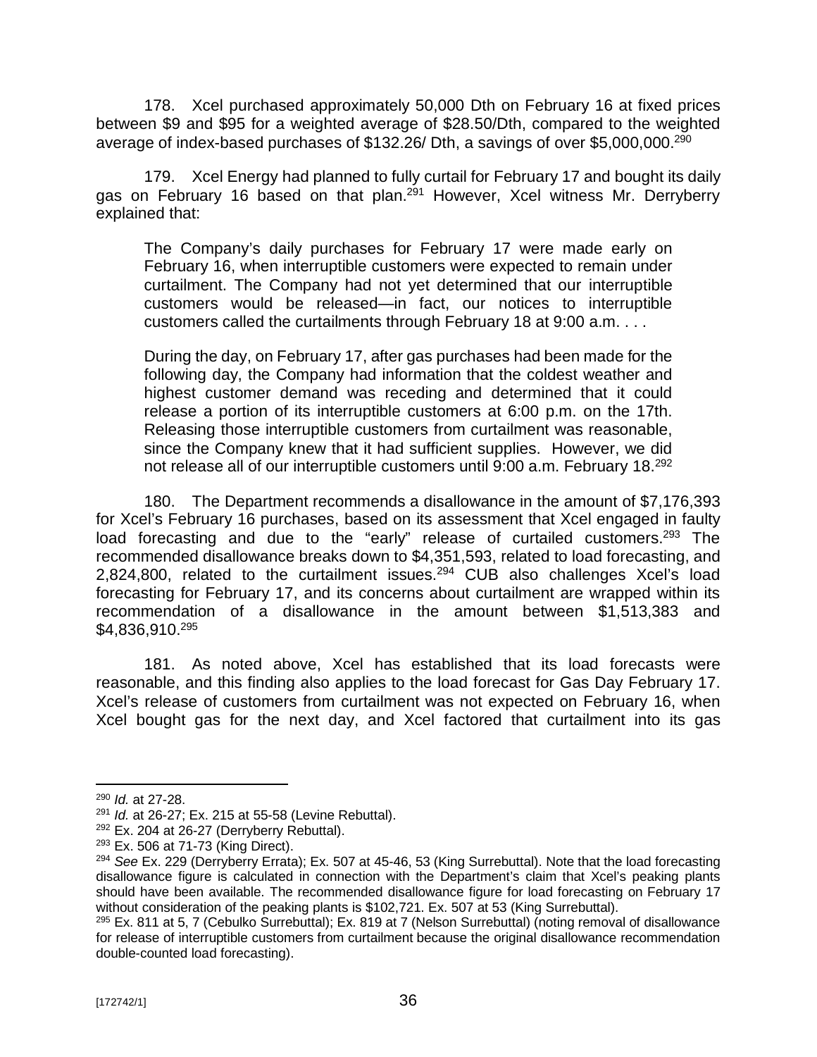178. Xcel purchased approximately 50,000 Dth on February 16 at fixed prices between $9 and $95 for a weighted average of $28.50/Dth, compared to the weighted average of index-based purchases of $132.26/ Dth, a savings of over $5,000,000.[290]

179. Xcel Energy had planned to fully curtail for February 17 and bought its daily gas on February 16 based on that plan.[291] However, Xcel witness Mr. Derryberry explained that:

> The Company's daily purchases for February 17 were made early on February 16, when interruptible customers were expected to remain under curtailment. The Company had not yet determined that our interruptible customers would be released—in fact, our notices to interruptible customers called the curtailments through February 18 at 9:00 a.m. . . .
>
> During the day, on February 17, after gas purchases had been made for the following day, the Company had information that the coldest weather and highest customer demand was receding and determined that it could release a portion of its interruptible customers at 6:00 p.m. on the 17th. Releasing those interruptible customers from curtailment was reasonable, since the Company knew that it had sufficient supplies. However, we did not release all of our interruptible customers until 9:00 a.m. February 18.[292]

180. The Department recommends a disallowance in the amount of $7,176,393 for Xcel's February 16 purchases, based on its assessment that Xcel engaged in faulty load forecasting and due to the "early" release of curtailed customers.[293] The recommended disallowance breaks down to $4,351,593, related to load forecasting, and 2,824,800, related to the curtailment issues.[294] CUB also challenges Xcel's load forecasting for February 17, and its concerns about curtailment are wrapped within its recommendation of a disallowance in the amount between $1,513,383 and $4,836,910.[295]

181. As noted above, Xcel has established that its load forecasts were reasonable, and this finding also applies to the load forecast for Gas Day February 17. Xcel's release of customers from curtailment was not expected on February 16, when Xcel bought gas for the next day, and Xcel factored that curtailment into its gas

---

[290] *Id.* at 27-28.

[291] *Id.* at 26-27; Ex. 215 at 55-58 (Levine Rebuttal).

[292] Ex. 204 at 26-27 (Derryberry Rebuttal).

[293] Ex. 506 at 71-73 (King Direct).

[294] *See* Ex. 229 (Derryberry Errata); Ex. 507 at 45-46, 53 (King Surrebuttal). Note that the load forecasting disallowance figure is calculated in connection with the Department's claim that Xcel's peaking plants should have been available. The recommended disallowance figure for load forecasting on February 17 without consideration of the peaking plants is $102,721. Ex. 507 at 53 (King Surrebuttal).

[295] Ex. 811 at 5, 7 (Cebulko Surrebuttal); Ex. 819 at 7 (Nelson Surrebuttal) (noting removal of disallowance for release of interruptible customers from curtailment because the original disallowance recommendation double-counted load forecasting).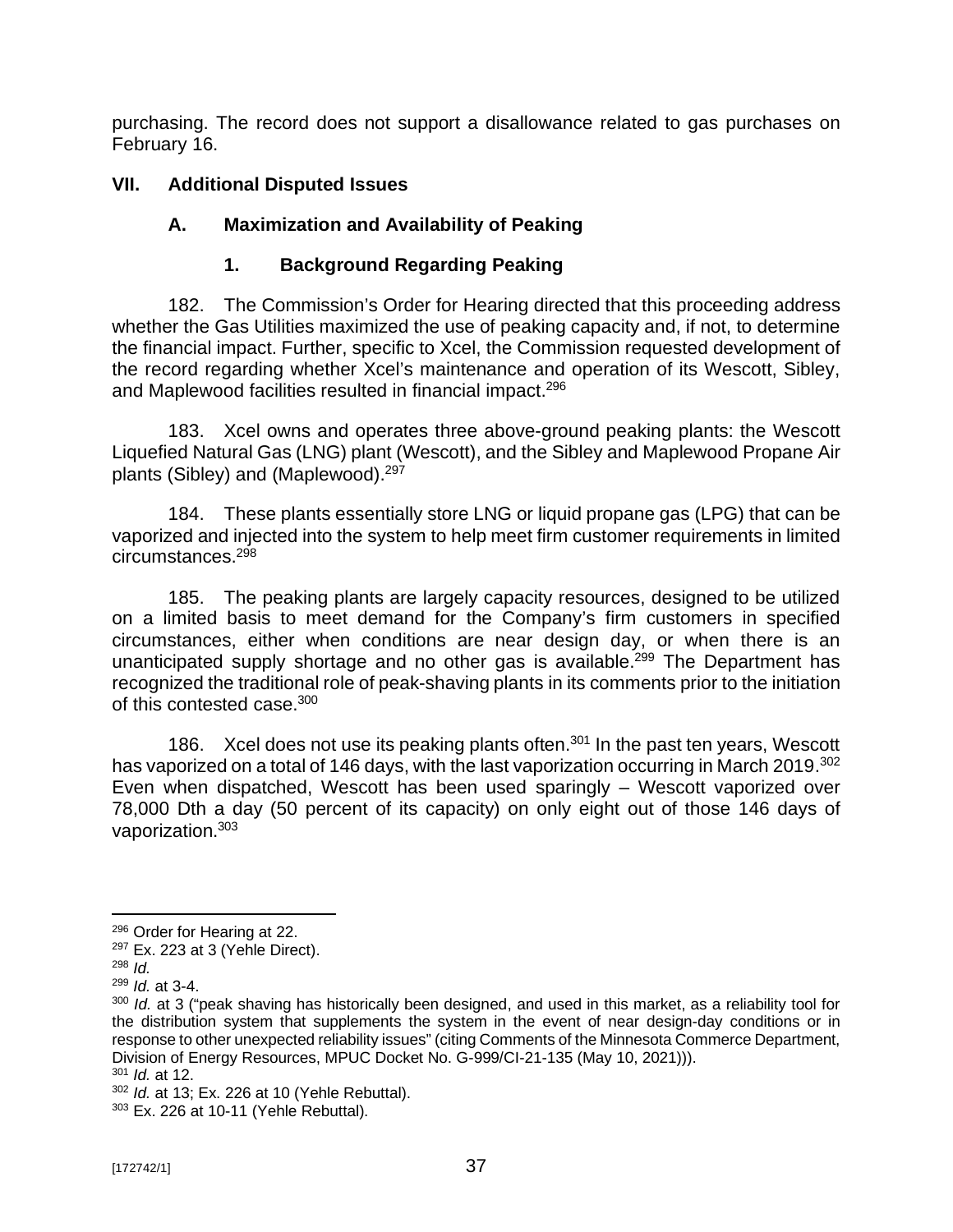purchasing. The record does not support a disallowance related to gas purchases on February 16.

## VII. Additional Disputed Issues

### A. Maximization and Availability of Peaking

#### 1. Background Regarding Peaking

182. The Commission's Order for Hearing directed that this proceeding address whether the Gas Utilities maximized the use of peaking capacity and, if not, to determine the financial impact. Further, specific to Xcel, the Commission requested development of the record regarding whether Xcel's maintenance and operation of its Wescott, Sibley, and Maplewood facilities resulted in financial impact.[296]

183. Xcel owns and operates three above-ground peaking plants: the Wescott Liquefied Natural Gas (LNG) plant (Wescott), and the Sibley and Maplewood Propane Air plants (Sibley) and (Maplewood).[297]

184. These plants essentially store LNG or liquid propane gas (LPG) that can be vaporized and injected into the system to help meet firm customer requirements in limited circumstances.[298]

185. The peaking plants are largely capacity resources, designed to be utilized on a limited basis to meet demand for the Company's firm customers in specified circumstances, either when conditions are near design day, or when there is an unanticipated supply shortage and no other gas is available.[299] The Department has recognized the traditional role of peak-shaving plants in its comments prior to the initiation of this contested case.[300]

186. Xcel does not use its peaking plants often.[301] In the past ten years, Wescott has vaporized on a total of 146 days, with the last vaporization occurring in March 2019.[302] Even when dispatched, Wescott has been used sparingly – Wescott vaporized over 78,000 Dth a day (50 percent of its capacity) on only eight out of those 146 days of vaporization.[303]

---

[296] Order for Hearing at 22.
[297] Ex. 223 at 3 (Yehle Direct).
[298] *Id.*
[299] *Id.* at 3-4.
[300] *Id.* at 3 ("peak shaving has historically been designed, and used in this market, as a reliability tool for the distribution system that supplements the system in the event of near design-day conditions or in response to other unexpected reliability issues" (citing Comments of the Minnesota Commerce Department, Division of Energy Resources, MPUC Docket No. G-999/CI-21-135 (May 10, 2021))).
[301] *Id.* at 12.
[302] *Id.* at 13; Ex. 226 at 10 (Yehle Rebuttal).
[303] Ex. 226 at 10-11 (Yehle Rebuttal).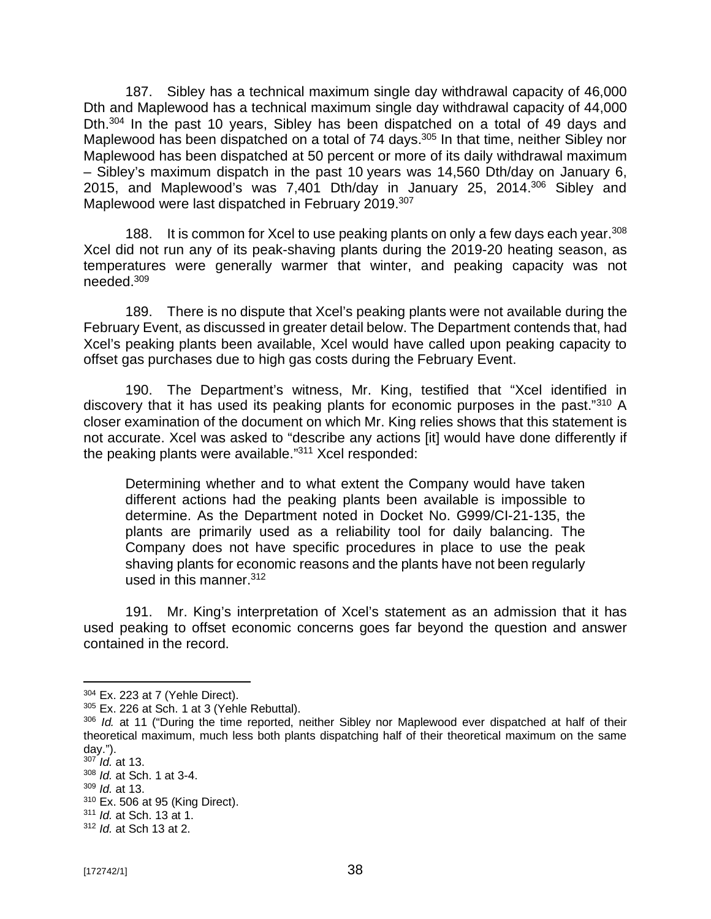187. Sibley has a technical maximum single day withdrawal capacity of 46,000 Dth and Maplewood has a technical maximum single day withdrawal capacity of 44,000 Dth.[304] In the past 10 years, Sibley has been dispatched on a total of 49 days and Maplewood has been dispatched on a total of 74 days.[305] In that time, neither Sibley nor Maplewood has been dispatched at 50 percent or more of its daily withdrawal maximum – Sibley's maximum dispatch in the past 10 years was 14,560 Dth/day on January 6, 2015, and Maplewood's was 7,401 Dth/day in January 25, 2014.[306] Sibley and Maplewood were last dispatched in February 2019.[307]

188. It is common for Xcel to use peaking plants on only a few days each year.[308] Xcel did not run any of its peak-shaving plants during the 2019-20 heating season, as temperatures were generally warmer that winter, and peaking capacity was not needed.[309]

189. There is no dispute that Xcel's peaking plants were not available during the February Event, as discussed in greater detail below. The Department contends that, had Xcel's peaking plants been available, Xcel would have called upon peaking capacity to offset gas purchases due to high gas costs during the February Event.

190. The Department's witness, Mr. King, testified that "Xcel identified in discovery that it has used its peaking plants for economic purposes in the past."[310] A closer examination of the document on which Mr. King relies shows that this statement is not accurate. Xcel was asked to "describe any actions [it] would have done differently if the peaking plants were available."[311] Xcel responded:

> Determining whether and to what extent the Company would have taken different actions had the peaking plants been available is impossible to determine. As the Department noted in Docket No. G999/CI-21-135, the plants are primarily used as a reliability tool for daily balancing. The Company does not have specific procedures in place to use the peak shaving plants for economic reasons and the plants have not been regularly used in this manner.[312]

191. Mr. King's interpretation of Xcel's statement as an admission that it has used peaking to offset economic concerns goes far beyond the question and answer contained in the record.

---

[304] Ex. 223 at 7 (Yehle Direct).

[305] Ex. 226 at Sch. 1 at 3 (Yehle Rebuttal).

[306] *Id.* at 11 ("During the time reported, neither Sibley nor Maplewood ever dispatched at half of their theoretical maximum, much less both plants dispatching half of their theoretical maximum on the same day.").

[307] *Id.* at 13.

[308] *Id.* at Sch. 1 at 3-4.

[309] *Id.* at 13.

[310] Ex. 506 at 95 (King Direct).

[311] *Id.* at Sch. 13 at 1.

[312] *Id.* at Sch 13 at 2.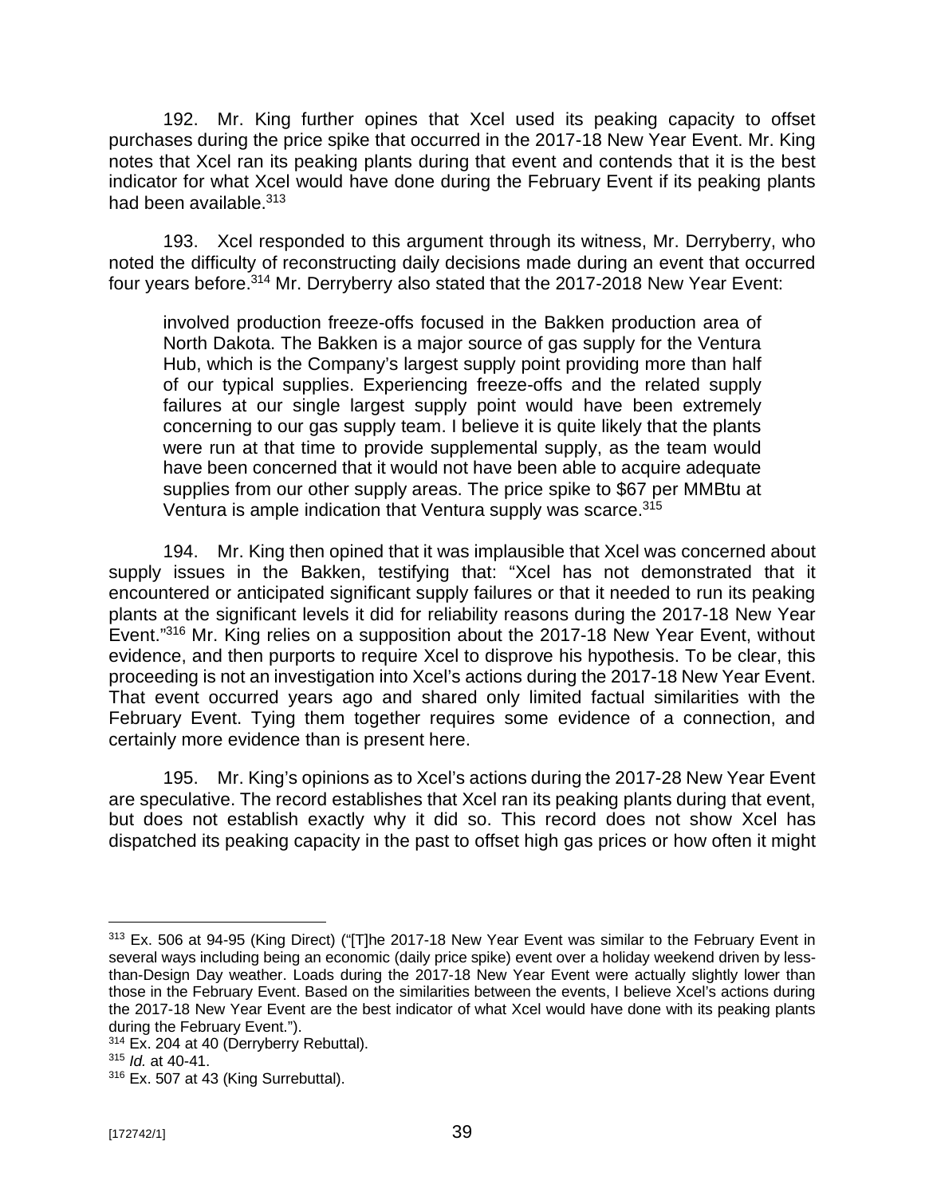192. Mr. King further opines that Xcel used its peaking capacity to offset purchases during the price spike that occurred in the 2017-18 New Year Event. Mr. King notes that Xcel ran its peaking plants during that event and contends that it is the best indicator for what Xcel would have done during the February Event if its peaking plants had been available.[313]

193. Xcel responded to this argument through its witness, Mr. Derryberry, who noted the difficulty of reconstructing daily decisions made during an event that occurred four years before.[314] Mr. Derryberry also stated that the 2017-2018 New Year Event:

> involved production freeze-offs focused in the Bakken production area of North Dakota. The Bakken is a major source of gas supply for the Ventura Hub, which is the Company's largest supply point providing more than half of our typical supplies. Experiencing freeze-offs and the related supply failures at our single largest supply point would have been extremely concerning to our gas supply team. I believe it is quite likely that the plants were run at that time to provide supplemental supply, as the team would have been concerned that it would not have been able to acquire adequate supplies from our other supply areas. The price spike to $67 per MMBtu at Ventura is ample indication that Ventura supply was scarce.[315]

194. Mr. King then opined that it was implausible that Xcel was concerned about supply issues in the Bakken, testifying that: "Xcel has not demonstrated that it encountered or anticipated significant supply failures or that it needed to run its peaking plants at the significant levels it did for reliability reasons during the 2017-18 New Year Event."[316] Mr. King relies on a supposition about the 2017-18 New Year Event, without evidence, and then purports to require Xcel to disprove his hypothesis. To be clear, this proceeding is not an investigation into Xcel's actions during the 2017-18 New Year Event. That event occurred years ago and shared only limited factual similarities with the February Event. Tying them together requires some evidence of a connection, and certainly more evidence than is present here.

195. Mr. King's opinions as to Xcel's actions during the 2017-28 New Year Event are speculative. The record establishes that Xcel ran its peaking plants during that event, but does not establish exactly why it did so. This record does not show Xcel has dispatched its peaking capacity in the past to offset high gas prices or how often it might

---

[313] Ex. 506 at 94-95 (King Direct) ("[T]he 2017-18 New Year Event was similar to the February Event in several ways including being an economic (daily price spike) event over a holiday weekend driven by less-than-Design Day weather. Loads during the 2017-18 New Year Event were actually slightly lower than those in the February Event. Based on the similarities between the events, I believe Xcel's actions during the 2017-18 New Year Event are the best indicator of what Xcel would have done with its peaking plants during the February Event.").

[314] Ex. 204 at 40 (Derryberry Rebuttal).

[315] *Id.* at 40-41.

[316] Ex. 507 at 43 (King Surrebuttal).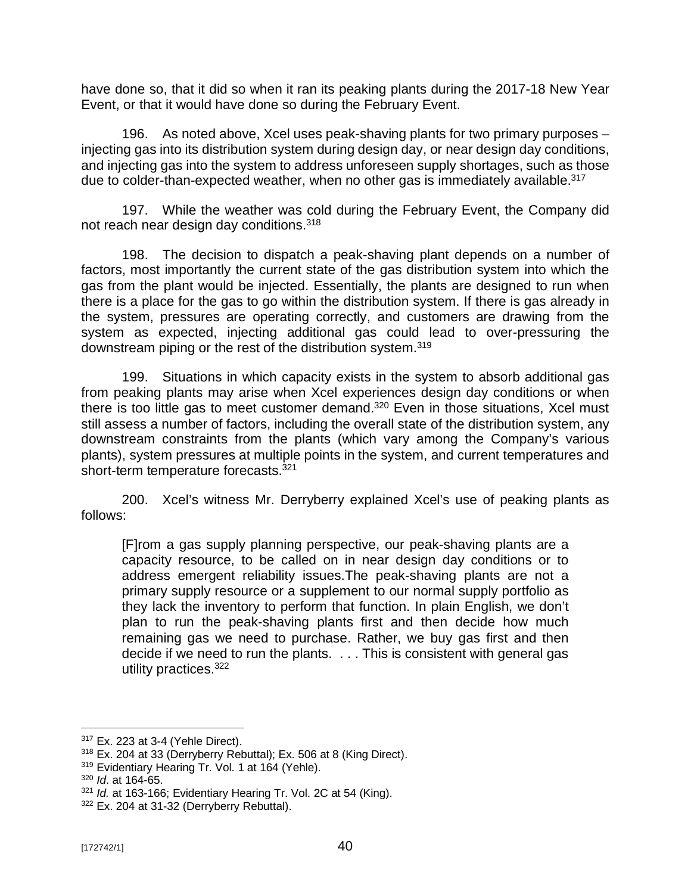have done so, that it did so when it ran its peaking plants during the 2017-18 New Year Event, or that it would have done so during the February Event.

196. As noted above, Xcel uses peak-shaving plants for two primary purposes – injecting gas into its distribution system during design day, or near design day conditions, and injecting gas into the system to address unforeseen supply shortages, such as those due to colder-than-expected weather, when no other gas is immediately available.[317]

197. While the weather was cold during the February Event, the Company did not reach near design day conditions.[318]

198. The decision to dispatch a peak-shaving plant depends on a number of factors, most importantly the current state of the gas distribution system into which the gas from the plant would be injected. Essentially, the plants are designed to run when there is a place for the gas to go within the distribution system. If there is gas already in the system, pressures are operating correctly, and customers are drawing from the system as expected, injecting additional gas could lead to over-pressuring the downstream piping or the rest of the distribution system.[319]

199. Situations in which capacity exists in the system to absorb additional gas from peaking plants may arise when Xcel experiences design day conditions or when there is too little gas to meet customer demand.[320] Even in those situations, Xcel must still assess a number of factors, including the overall state of the distribution system, any downstream constraints from the plants (which vary among the Company's various plants), system pressures at multiple points in the system, and current temperatures and short-term temperature forecasts.[321]

200. Xcel's witness Mr. Derryberry explained Xcel's use of peaking plants as follows:

> [F]rom a gas supply planning perspective, our peak-shaving plants are a capacity resource, to be called on in near design day conditions or to address emergent reliability issues.The peak-shaving plants are not a primary supply resource or a supplement to our normal supply portfolio as they lack the inventory to perform that function. In plain English, we don't plan to run the peak-shaving plants first and then decide how much remaining gas we need to purchase. Rather, we buy gas first and then decide if we need to run the plants. . . . This is consistent with general gas utility practices.[322]

---

[317] Ex. 223 at 3-4 (Yehle Direct).

[318] Ex. 204 at 33 (Derryberry Rebuttal); Ex. 506 at 8 (King Direct).

[319] Evidentiary Hearing Tr. Vol. 1 at 164 (Yehle).

[320] *Id*. at 164-65.

[321] *Id.* at 163-166; Evidentiary Hearing Tr. Vol. 2C at 54 (King).

[322] Ex. 204 at 31-32 (Derryberry Rebuttal).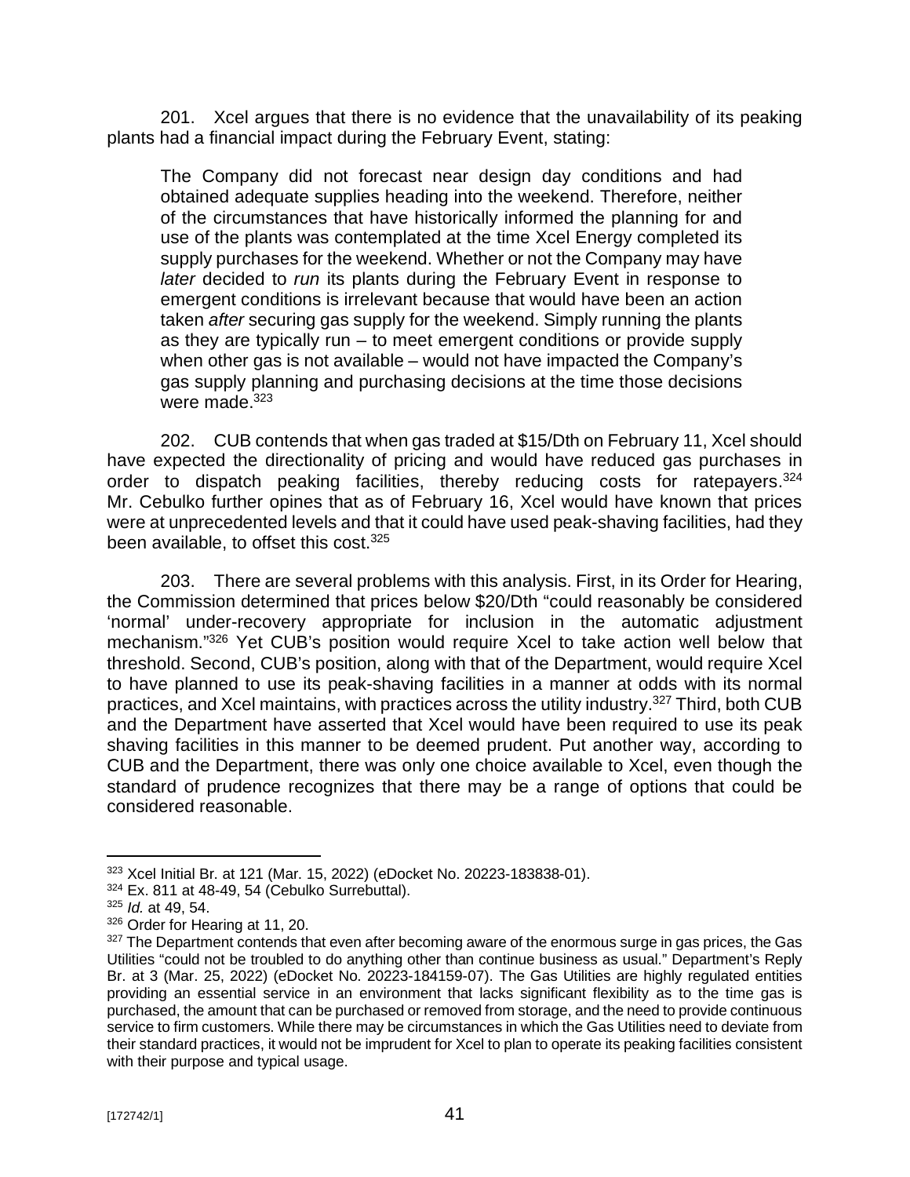201. Xcel argues that there is no evidence that the unavailability of its peaking plants had a financial impact during the February Event, stating:

> The Company did not forecast near design day conditions and had obtained adequate supplies heading into the weekend. Therefore, neither of the circumstances that have historically informed the planning for and use of the plants was contemplated at the time Xcel Energy completed its supply purchases for the weekend. Whether or not the Company may have *later* decided to *run* its plants during the February Event in response to emergent conditions is irrelevant because that would have been an action taken *after* securing gas supply for the weekend. Simply running the plants as they are typically run – to meet emergent conditions or provide supply when other gas is not available – would not have impacted the Company's gas supply planning and purchasing decisions at the time those decisions were made.[323]

202. CUB contends that when gas traded at $15/Dth on February 11, Xcel should have expected the directionality of pricing and would have reduced gas purchases in order to dispatch peaking facilities, thereby reducing costs for ratepayers.[324] Mr. Cebulko further opines that as of February 16, Xcel would have known that prices were at unprecedented levels and that it could have used peak-shaving facilities, had they been available, to offset this cost.[325]

203. There are several problems with this analysis. First, in its Order for Hearing, the Commission determined that prices below $20/Dth "could reasonably be considered 'normal' under-recovery appropriate for inclusion in the automatic adjustment mechanism."[326] Yet CUB's position would require Xcel to take action well below that threshold. Second, CUB's position, along with that of the Department, would require Xcel to have planned to use its peak-shaving facilities in a manner at odds with its normal practices, and Xcel maintains, with practices across the utility industry.[327] Third, both CUB and the Department have asserted that Xcel would have been required to use its peak shaving facilities in this manner to be deemed prudent. Put another way, according to CUB and the Department, there was only one choice available to Xcel, even though the standard of prudence recognizes that there may be a range of options that could be considered reasonable.

---

[323] Xcel Initial Br. at 121 (Mar. 15, 2022) (eDocket No. 20223-183838-01).

[324] Ex. 811 at 48-49, 54 (Cebulko Surrebuttal).

[325] *Id.* at 49, 54.

[326] Order for Hearing at 11, 20.

[327] The Department contends that even after becoming aware of the enormous surge in gas prices, the Gas Utilities "could not be troubled to do anything other than continue business as usual." Department's Reply Br. at 3 (Mar. 25, 2022) (eDocket No. 20223-184159-07). The Gas Utilities are highly regulated entities providing an essential service in an environment that lacks significant flexibility as to the time gas is purchased, the amount that can be purchased or removed from storage, and the need to provide continuous service to firm customers. While there may be circumstances in which the Gas Utilities need to deviate from their standard practices, it would not be imprudent for Xcel to plan to operate its peaking facilities consistent with their purpose and typical usage.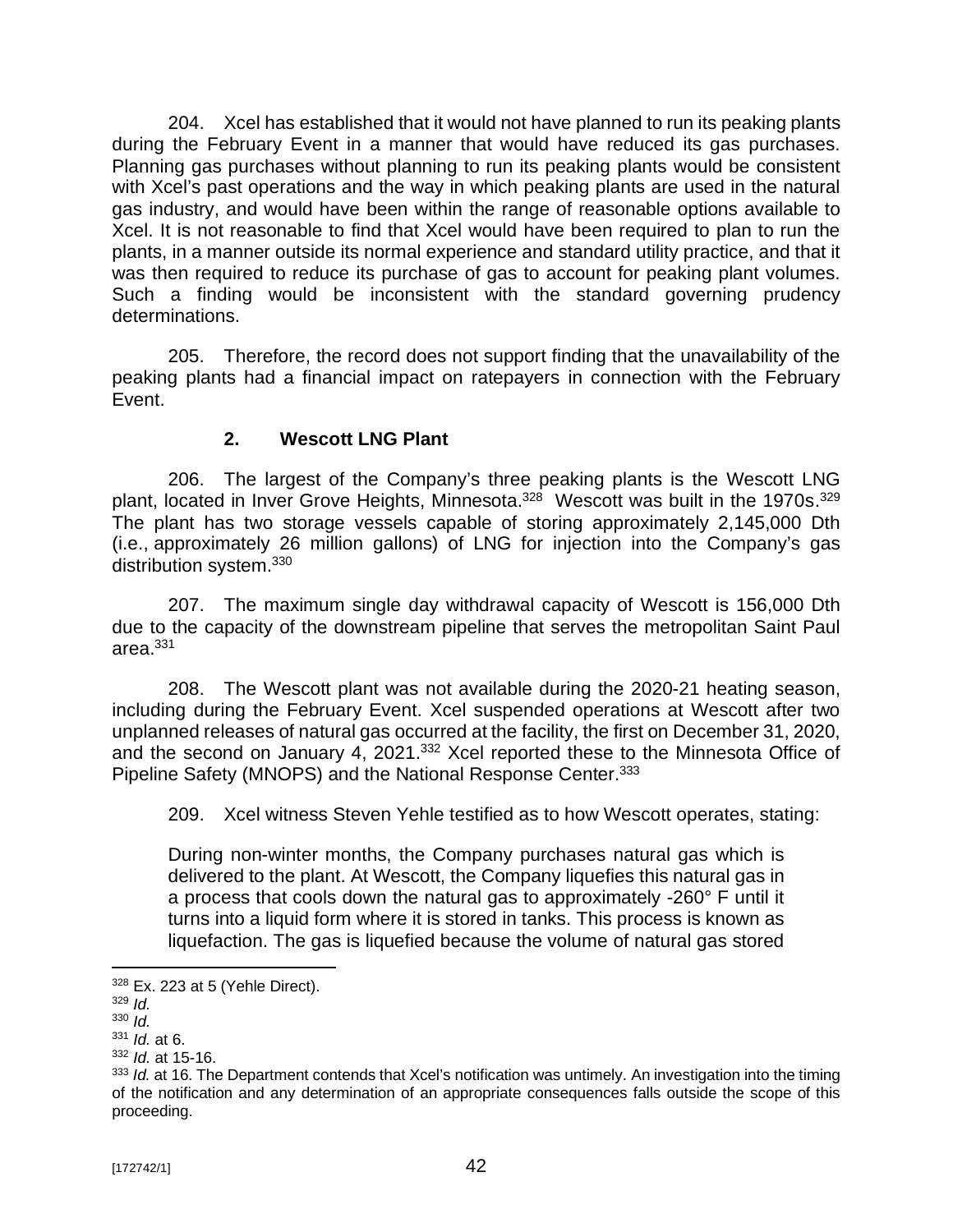204. Xcel has established that it would not have planned to run its peaking plants during the February Event in a manner that would have reduced its gas purchases. Planning gas purchases without planning to run its peaking plants would be consistent with Xcel's past operations and the way in which peaking plants are used in the natural gas industry, and would have been within the range of reasonable options available to Xcel. It is not reasonable to find that Xcel would have been required to plan to run the plants, in a manner outside its normal experience and standard utility practice, and that it was then required to reduce its purchase of gas to account for peaking plant volumes. Such a finding would be inconsistent with the standard governing prudency determinations.

205. Therefore, the record does not support finding that the unavailability of the peaking plants had a financial impact on ratepayers in connection with the February Event.

### 2. Wescott LNG Plant

206. The largest of the Company's three peaking plants is the Wescott LNG plant, located in Inver Grove Heights, Minnesota.[328] Wescott was built in the 1970s.[329] The plant has two storage vessels capable of storing approximately 2,145,000 Dth (i.e., approximately 26 million gallons) of LNG for injection into the Company's gas distribution system.[330]

207. The maximum single day withdrawal capacity of Wescott is 156,000 Dth due to the capacity of the downstream pipeline that serves the metropolitan Saint Paul area.[331]

208. The Wescott plant was not available during the 2020-21 heating season, including during the February Event. Xcel suspended operations at Wescott after two unplanned releases of natural gas occurred at the facility, the first on December 31, 2020, and the second on January 4, 2021.[332] Xcel reported these to the Minnesota Office of Pipeline Safety (MNOPS) and the National Response Center.[333]

209. Xcel witness Steven Yehle testified as to how Wescott operates, stating:

> During non-winter months, the Company purchases natural gas which is delivered to the plant. At Wescott, the Company liquefies this natural gas in a process that cools down the natural gas to approximately -260° F until it turns into a liquid form where it is stored in tanks. This process is known as liquefaction. The gas is liquefied because the volume of natural gas stored

---

[328] Ex. 223 at 5 (Yehle Direct).

[329] *Id.*

[330] *Id.*

[331] *Id.* at 6.

[332] *Id.* at 15-16.

[333] *Id.* at 16. The Department contends that Xcel's notification was untimely. An investigation into the timing of the notification and any determination of an appropriate consequences falls outside the scope of this proceeding.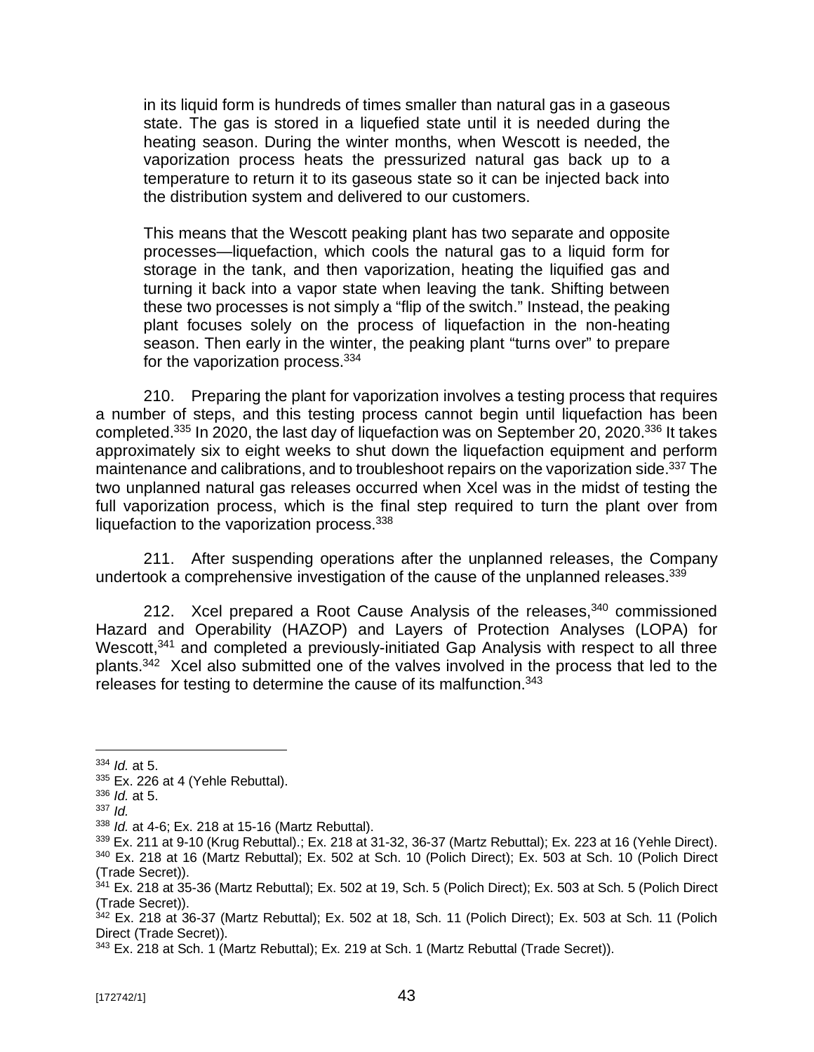> in its liquid form is hundreds of times smaller than natural gas in a gaseous state. The gas is stored in a liquefied state until it is needed during the heating season. During the winter months, when Wescott is needed, the vaporization process heats the pressurized natural gas back up to a temperature to return it to its gaseous state so it can be injected back into the distribution system and delivered to our customers.
>
> This means that the Wescott peaking plant has two separate and opposite processes—liquefaction, which cools the natural gas to a liquid form for storage in the tank, and then vaporization, heating the liquified gas and turning it back into a vapor state when leaving the tank. Shifting between these two processes is not simply a "flip of the switch." Instead, the peaking plant focuses solely on the process of liquefaction in the non-heating season. Then early in the winter, the peaking plant "turns over" to prepare for the vaporization process.[334]

210. Preparing the plant for vaporization involves a testing process that requires a number of steps, and this testing process cannot begin until liquefaction has been completed.[335] In 2020, the last day of liquefaction was on September 20, 2020.[336] It takes approximately six to eight weeks to shut down the liquefaction equipment and perform maintenance and calibrations, and to troubleshoot repairs on the vaporization side.[337] The two unplanned natural gas releases occurred when Xcel was in the midst of testing the full vaporization process, which is the final step required to turn the plant over from liquefaction to the vaporization process.[338]

211. After suspending operations after the unplanned releases, the Company undertook a comprehensive investigation of the cause of the unplanned releases.[339]

212. Xcel prepared a Root Cause Analysis of the releases,[340] commissioned Hazard and Operability (HAZOP) and Layers of Protection Analyses (LOPA) for Wescott,[341] and completed a previously-initiated Gap Analysis with respect to all three plants.[342] Xcel also submitted one of the valves involved in the process that led to the releases for testing to determine the cause of its malfunction.[343]

---

[334] *Id.* at 5.
[335] Ex. 226 at 4 (Yehle Rebuttal).
[336] *Id.* at 5.
[337] *Id.*
[338] *Id.* at 4-6; Ex. 218 at 15-16 (Martz Rebuttal).
[339] Ex. 211 at 9-10 (Krug Rebuttal).; Ex. 218 at 31-32, 36-37 (Martz Rebuttal); Ex. 223 at 16 (Yehle Direct).
[340] Ex. 218 at 16 (Martz Rebuttal); Ex. 502 at Sch. 10 (Polich Direct); Ex. 503 at Sch. 10 (Polich Direct (Trade Secret)).
[341] Ex. 218 at 35-36 (Martz Rebuttal); Ex. 502 at 19, Sch. 5 (Polich Direct); Ex. 503 at Sch. 5 (Polich Direct (Trade Secret)).
[342] Ex. 218 at 36-37 (Martz Rebuttal); Ex. 502 at 18, Sch. 11 (Polich Direct); Ex. 503 at Sch. 11 (Polich Direct (Trade Secret)).
[343] Ex. 218 at Sch. 1 (Martz Rebuttal); Ex. 219 at Sch. 1 (Martz Rebuttal (Trade Secret)).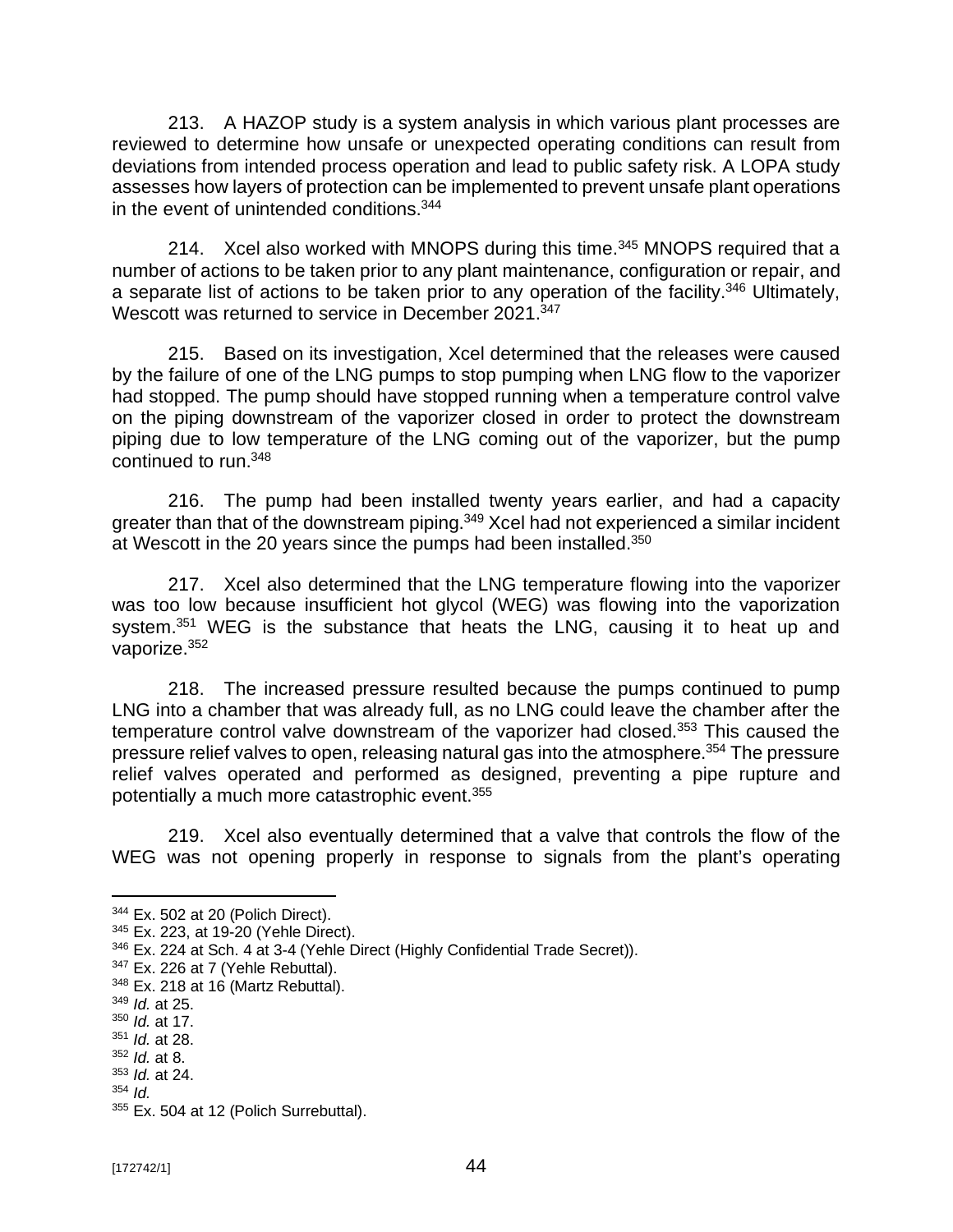213. A HAZOP study is a system analysis in which various plant processes are reviewed to determine how unsafe or unexpected operating conditions can result from deviations from intended process operation and lead to public safety risk. A LOPA study assesses how layers of protection can be implemented to prevent unsafe plant operations in the event of unintended conditions.[344]

214. Xcel also worked with MNOPS during this time.[345] MNOPS required that a number of actions to be taken prior to any plant maintenance, configuration or repair, and a separate list of actions to be taken prior to any operation of the facility.[346] Ultimately, Wescott was returned to service in December 2021.[347]

215. Based on its investigation, Xcel determined that the releases were caused by the failure of one of the LNG pumps to stop pumping when LNG flow to the vaporizer had stopped. The pump should have stopped running when a temperature control valve on the piping downstream of the vaporizer closed in order to protect the downstream piping due to low temperature of the LNG coming out of the vaporizer, but the pump continued to run.[348]

216. The pump had been installed twenty years earlier, and had a capacity greater than that of the downstream piping.[349] Xcel had not experienced a similar incident at Wescott in the 20 years since the pumps had been installed.[350]

217. Xcel also determined that the LNG temperature flowing into the vaporizer was too low because insufficient hot glycol (WEG) was flowing into the vaporization system.[351] WEG is the substance that heats the LNG, causing it to heat up and vaporize.[352]

218. The increased pressure resulted because the pumps continued to pump LNG into a chamber that was already full, as no LNG could leave the chamber after the temperature control valve downstream of the vaporizer had closed.[353] This caused the pressure relief valves to open, releasing natural gas into the atmosphere.[354] The pressure relief valves operated and performed as designed, preventing a pipe rupture and potentially a much more catastrophic event.[355]

219. Xcel also eventually determined that a valve that controls the flow of the WEG was not opening properly in response to signals from the plant's operating

---

[344] Ex. 502 at 20 (Polich Direct).
[345] Ex. 223, at 19-20 (Yehle Direct).
[346] Ex. 224 at Sch. 4 at 3-4 (Yehle Direct (Highly Confidential Trade Secret)).
[347] Ex. 226 at 7 (Yehle Rebuttal).
[348] Ex. 218 at 16 (Martz Rebuttal).
[349] *Id.* at 25.
[350] *Id.* at 17.
[351] *Id.* at 28.
[352] *Id.* at 8.
[353] *Id.* at 24.
[354] *Id.*
[355] Ex. 504 at 12 (Polich Surrebuttal).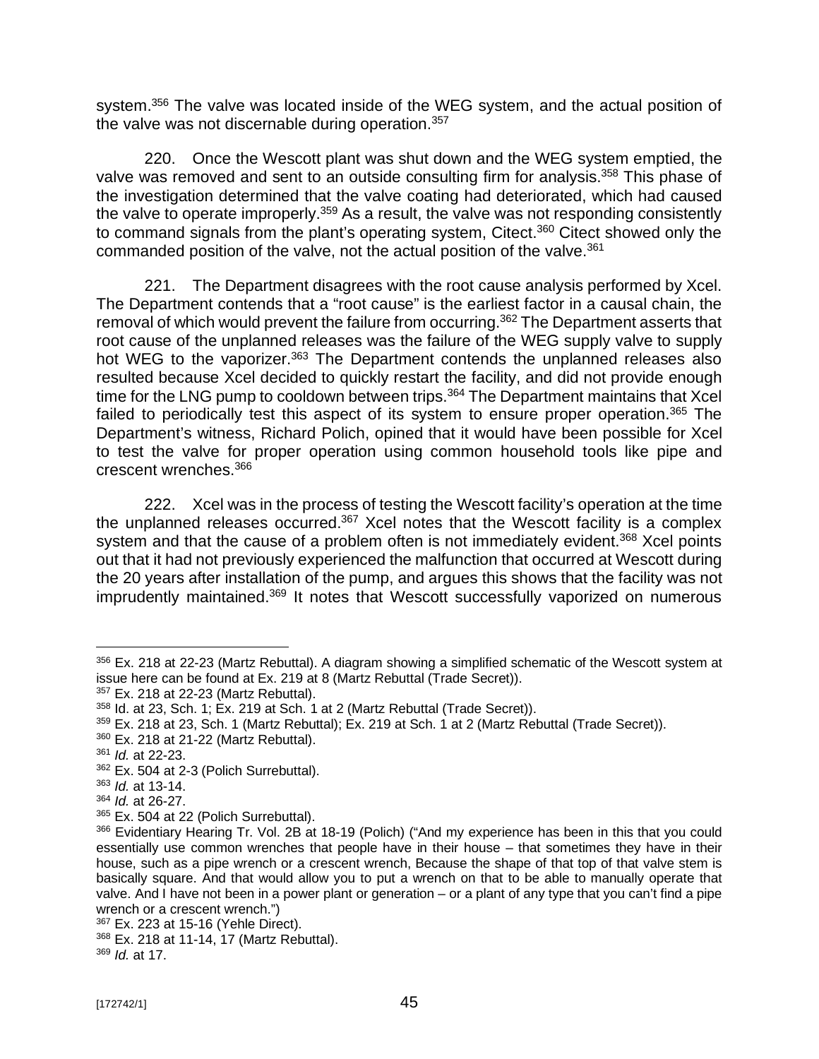system.[356] The valve was located inside of the WEG system, and the actual position of the valve was not discernable during operation.[357]

220. Once the Wescott plant was shut down and the WEG system emptied, the valve was removed and sent to an outside consulting firm for analysis.[358] This phase of the investigation determined that the valve coating had deteriorated, which had caused the valve to operate improperly.[359] As a result, the valve was not responding consistently to command signals from the plant's operating system, Citect.[360] Citect showed only the commanded position of the valve, not the actual position of the valve.[361]

221. The Department disagrees with the root cause analysis performed by Xcel. The Department contends that a "root cause" is the earliest factor in a causal chain, the removal of which would prevent the failure from occurring.[362] The Department asserts that root cause of the unplanned releases was the failure of the WEG supply valve to supply hot WEG to the vaporizer.[363] The Department contends the unplanned releases also resulted because Xcel decided to quickly restart the facility, and did not provide enough time for the LNG pump to cooldown between trips.[364] The Department maintains that Xcel failed to periodically test this aspect of its system to ensure proper operation.[365] The Department's witness, Richard Polich, opined that it would have been possible for Xcel to test the valve for proper operation using common household tools like pipe and crescent wrenches.[366]

222. Xcel was in the process of testing the Wescott facility's operation at the time the unplanned releases occurred.[367] Xcel notes that the Wescott facility is a complex system and that the cause of a problem often is not immediately evident.[368] Xcel points out that it had not previously experienced the malfunction that occurred at Wescott during the 20 years after installation of the pump, and argues this shows that the facility was not imprudently maintained.[369] It notes that Wescott successfully vaporized on numerous

---

[356] Ex. 218 at 22-23 (Martz Rebuttal). A diagram showing a simplified schematic of the Wescott system at issue here can be found at Ex. 219 at 8 (Martz Rebuttal (Trade Secret)).

[357] Ex. 218 at 22-23 (Martz Rebuttal).

[358] Id. at 23, Sch. 1; Ex. 219 at Sch. 1 at 2 (Martz Rebuttal (Trade Secret)).

[359] Ex. 218 at 23, Sch. 1 (Martz Rebuttal); Ex. 219 at Sch. 1 at 2 (Martz Rebuttal (Trade Secret)).

[360] Ex. 218 at 21-22 (Martz Rebuttal).

[361] *Id.* at 22-23.

[362] Ex. 504 at 2-3 (Polich Surrebuttal).

[363] *Id.* at 13-14.

[364] *Id.* at 26-27.

[365] Ex. 504 at 22 (Polich Surrebuttal).

[366] Evidentiary Hearing Tr. Vol. 2B at 18-19 (Polich) ("And my experience has been in this that you could essentially use common wrenches that people have in their house – that sometimes they have in their house, such as a pipe wrench or a crescent wrench, Because the shape of that top of that valve stem is basically square. And that would allow you to put a wrench on that to be able to manually operate that valve. And I have not been in a power plant or generation – or a plant of any type that you can't find a pipe wrench or a crescent wrench.")

[367] Ex. 223 at 15-16 (Yehle Direct).

[368] Ex. 218 at 11-14, 17 (Martz Rebuttal).

[369] *Id.* at 17.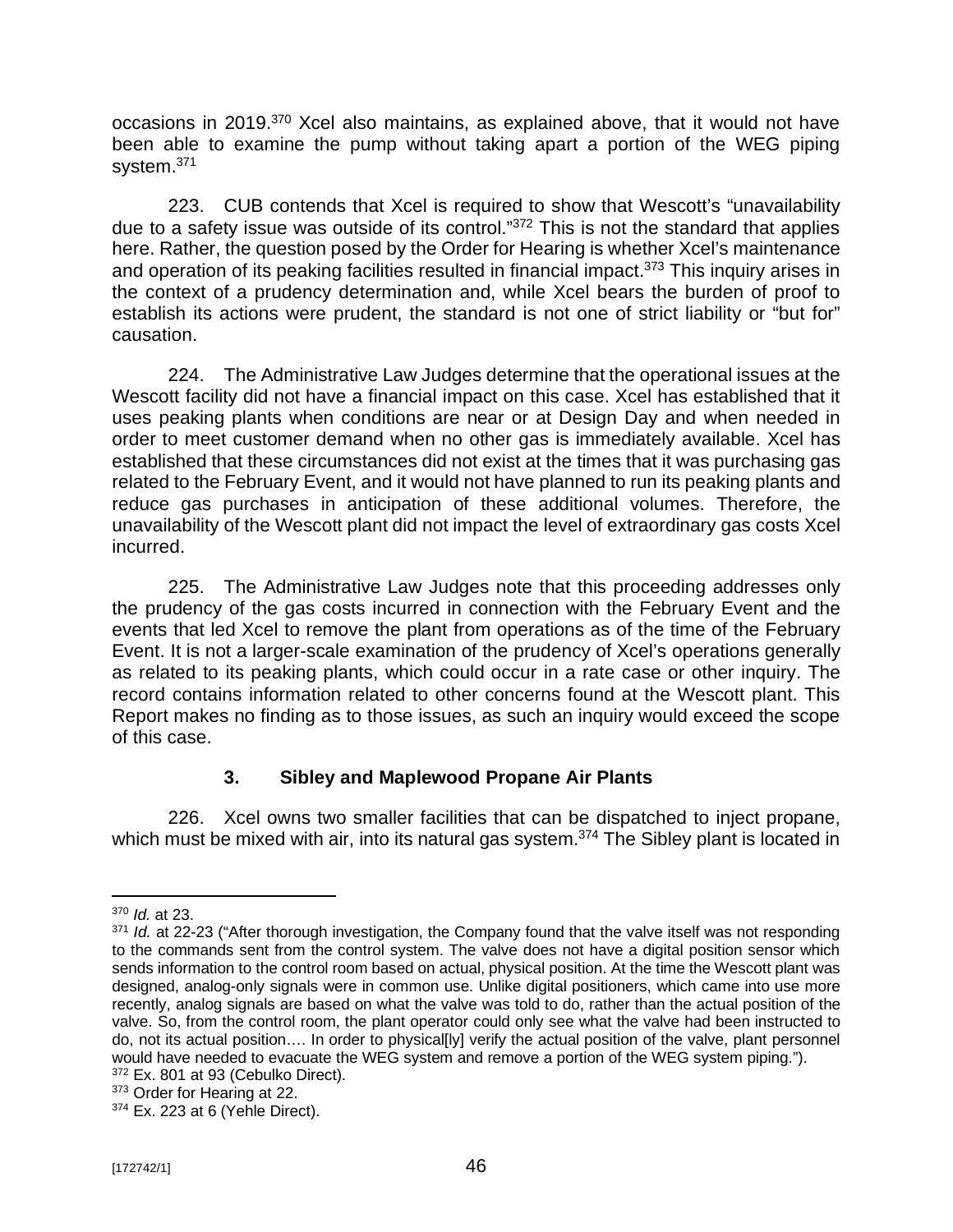occasions in 2019.[370] Xcel also maintains, as explained above, that it would not have been able to examine the pump without taking apart a portion of the WEG piping system.[371]

223. CUB contends that Xcel is required to show that Wescott's "unavailability due to a safety issue was outside of its control."[372] This is not the standard that applies here. Rather, the question posed by the Order for Hearing is whether Xcel's maintenance and operation of its peaking facilities resulted in financial impact.[373] This inquiry arises in the context of a prudency determination and, while Xcel bears the burden of proof to establish its actions were prudent, the standard is not one of strict liability or "but for" causation.

224. The Administrative Law Judges determine that the operational issues at the Wescott facility did not have a financial impact on this case. Xcel has established that it uses peaking plants when conditions are near or at Design Day and when needed in order to meet customer demand when no other gas is immediately available. Xcel has established that these circumstances did not exist at the times that it was purchasing gas related to the February Event, and it would not have planned to run its peaking plants and reduce gas purchases in anticipation of these additional volumes. Therefore, the unavailability of the Wescott plant did not impact the level of extraordinary gas costs Xcel incurred.

225. The Administrative Law Judges note that this proceeding addresses only the prudency of the gas costs incurred in connection with the February Event and the events that led Xcel to remove the plant from operations as of the time of the February Event. It is not a larger-scale examination of the prudency of Xcel's operations generally as related to its peaking plants, which could occur in a rate case or other inquiry. The record contains information related to other concerns found at the Wescott plant. This Report makes no finding as to those issues, as such an inquiry would exceed the scope of this case.

### 3. Sibley and Maplewood Propane Air Plants

226. Xcel owns two smaller facilities that can be dispatched to inject propane, which must be mixed with air, into its natural gas system.[374] The Sibley plant is located in

---

[370] *Id.* at 23.

[371] *Id.* at 22-23 ("After thorough investigation, the Company found that the valve itself was not responding to the commands sent from the control system. The valve does not have a digital position sensor which sends information to the control room based on actual, physical position. At the time the Wescott plant was designed, analog-only signals were in common use. Unlike digital positioners, which came into use more recently, analog signals are based on what the valve was told to do, rather than the actual position of the valve. So, from the control room, the plant operator could only see what the valve had been instructed to do, not its actual position…. In order to physical[ly] verify the actual position of the valve, plant personnel would have needed to evacuate the WEG system and remove a portion of the WEG system piping.").

[372] Ex. 801 at 93 (Cebulko Direct).

[373] Order for Hearing at 22.

[374] Ex. 223 at 6 (Yehle Direct).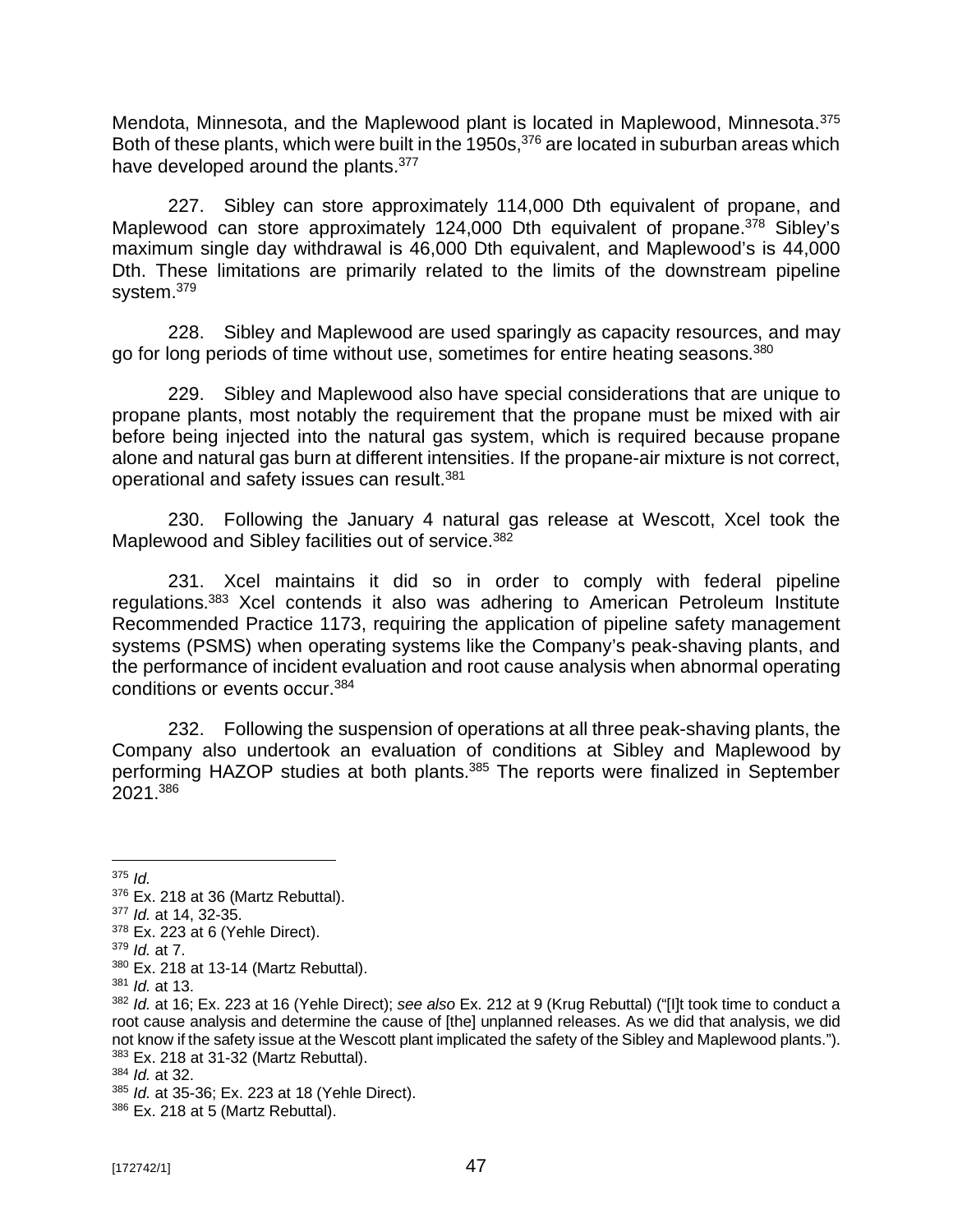Mendota, Minnesota, and the Maplewood plant is located in Maplewood, Minnesota.[375] Both of these plants, which were built in the 1950s,[376] are located in suburban areas which have developed around the plants.[377]

227. Sibley can store approximately 114,000 Dth equivalent of propane, and Maplewood can store approximately 124,000 Dth equivalent of propane.[378] Sibley's maximum single day withdrawal is 46,000 Dth equivalent, and Maplewood's is 44,000 Dth. These limitations are primarily related to the limits of the downstream pipeline system.[379]

228. Sibley and Maplewood are used sparingly as capacity resources, and may go for long periods of time without use, sometimes for entire heating seasons.[380]

229. Sibley and Maplewood also have special considerations that are unique to propane plants, most notably the requirement that the propane must be mixed with air before being injected into the natural gas system, which is required because propane alone and natural gas burn at different intensities. If the propane-air mixture is not correct, operational and safety issues can result.[381]

230. Following the January 4 natural gas release at Wescott, Xcel took the Maplewood and Sibley facilities out of service.[382]

231. Xcel maintains it did so in order to comply with federal pipeline regulations.[383] Xcel contends it also was adhering to American Petroleum Institute Recommended Practice 1173, requiring the application of pipeline safety management systems (PSMS) when operating systems like the Company's peak-shaving plants, and the performance of incident evaluation and root cause analysis when abnormal operating conditions or events occur.[384]

232. Following the suspension of operations at all three peak-shaving plants, the Company also undertook an evaluation of conditions at Sibley and Maplewood by performing HAZOP studies at both plants.[385] The reports were finalized in September 2021.[386]

---

[375] *Id.*

[376] Ex. 218 at 36 (Martz Rebuttal).

[377] *Id.* at 14, 32-35.

[378] Ex. 223 at 6 (Yehle Direct).

[379] *Id.* at 7.

[380] Ex. 218 at 13-14 (Martz Rebuttal).

[381] *Id.* at 13.

[382] *Id.* at 16; Ex. 223 at 16 (Yehle Direct); *see also* Ex. 212 at 9 (Krug Rebuttal) ("[I]t took time to conduct a root cause analysis and determine the cause of [the] unplanned releases. As we did that analysis, we did not know if the safety issue at the Wescott plant implicated the safety of the Sibley and Maplewood plants.").

[383] Ex. 218 at 31-32 (Martz Rebuttal).

[384] *Id.* at 32.

[385] *Id.* at 35-36; Ex. 223 at 18 (Yehle Direct).

[386] Ex. 218 at 5 (Martz Rebuttal).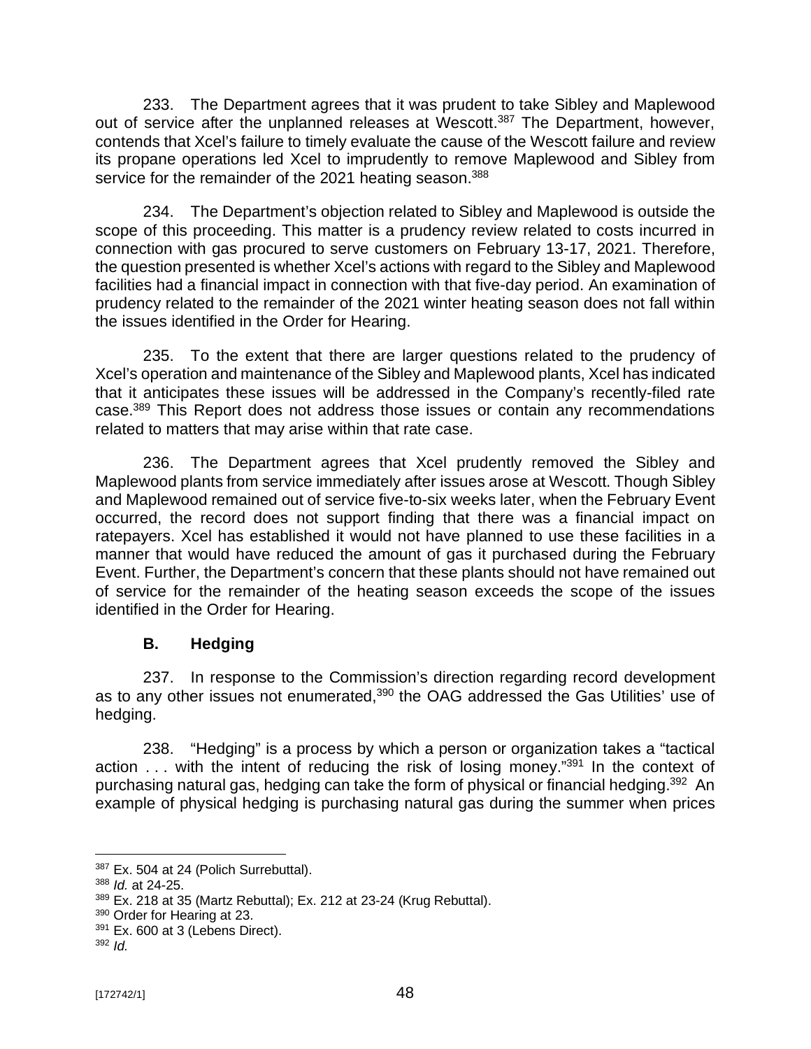233. The Department agrees that it was prudent to take Sibley and Maplewood out of service after the unplanned releases at Wescott.[387] The Department, however, contends that Xcel's failure to timely evaluate the cause of the Wescott failure and review its propane operations led Xcel to imprudently to remove Maplewood and Sibley from service for the remainder of the 2021 heating season.[388]

234. The Department's objection related to Sibley and Maplewood is outside the scope of this proceeding. This matter is a prudency review related to costs incurred in connection with gas procured to serve customers on February 13-17, 2021. Therefore, the question presented is whether Xcel's actions with regard to the Sibley and Maplewood facilities had a financial impact in connection with that five-day period. An examination of prudency related to the remainder of the 2021 winter heating season does not fall within the issues identified in the Order for Hearing.

235. To the extent that there are larger questions related to the prudency of Xcel's operation and maintenance of the Sibley and Maplewood plants, Xcel has indicated that it anticipates these issues will be addressed in the Company's recently-filed rate case.[389] This Report does not address those issues or contain any recommendations related to matters that may arise within that rate case.

236. The Department agrees that Xcel prudently removed the Sibley and Maplewood plants from service immediately after issues arose at Wescott. Though Sibley and Maplewood remained out of service five-to-six weeks later, when the February Event occurred, the record does not support finding that there was a financial impact on ratepayers. Xcel has established it would not have planned to use these facilities in a manner that would have reduced the amount of gas it purchased during the February Event. Further, the Department's concern that these plants should not have remained out of service for the remainder of the heating season exceeds the scope of the issues identified in the Order for Hearing.

### B. Hedging

237. In response to the Commission's direction regarding record development as to any other issues not enumerated,[390] the OAG addressed the Gas Utilities' use of hedging.

238. "Hedging" is a process by which a person or organization takes a "tactical action . . . with the intent of reducing the risk of losing money."[391] In the context of purchasing natural gas, hedging can take the form of physical or financial hedging.[392] An example of physical hedging is purchasing natural gas during the summer when prices

---

[387] Ex. 504 at 24 (Polich Surrebuttal).

[388] *Id.* at 24-25.

[389] Ex. 218 at 35 (Martz Rebuttal); Ex. 212 at 23-24 (Krug Rebuttal).

[390] Order for Hearing at 23.

[391] Ex. 600 at 3 (Lebens Direct).

[392] *Id.*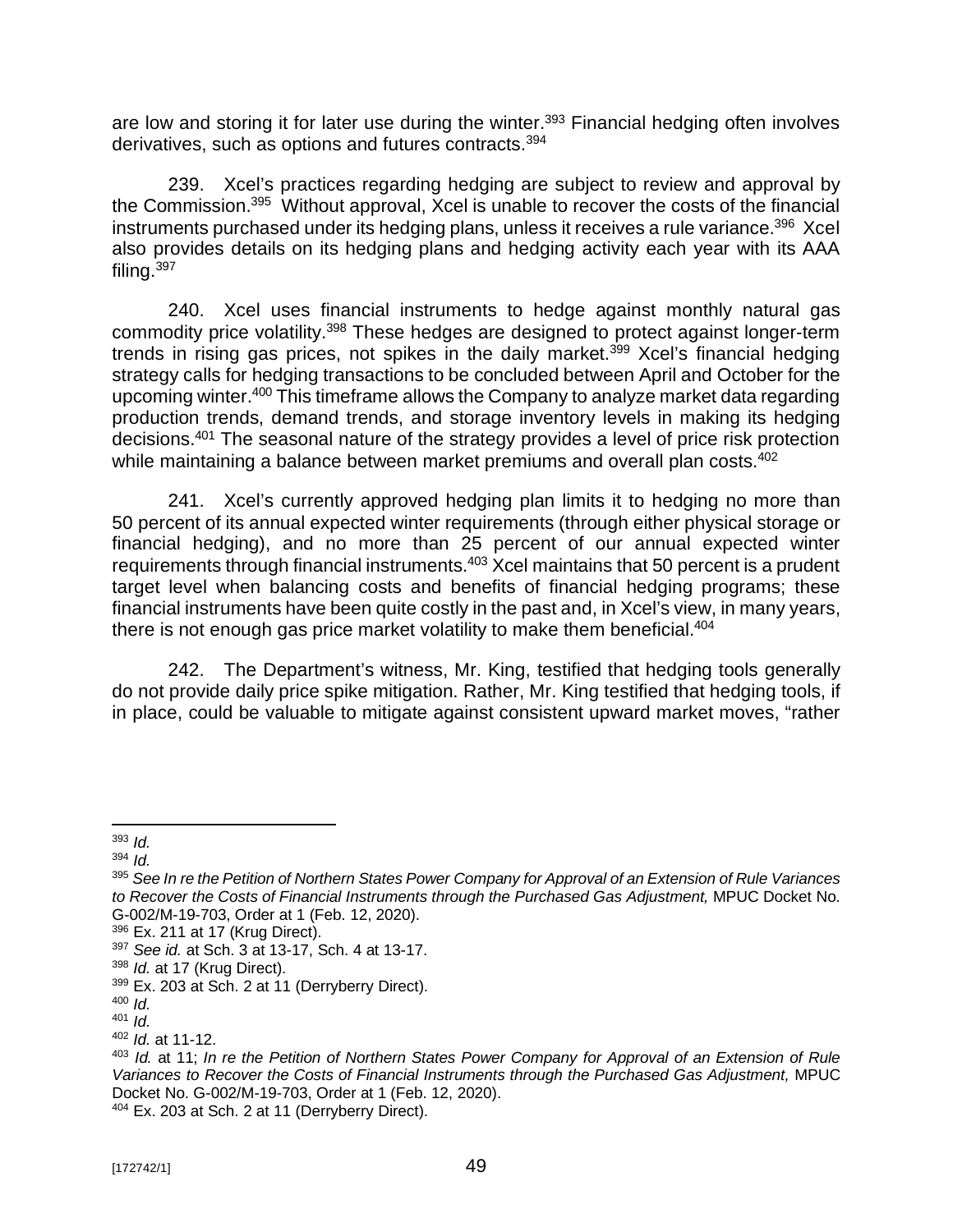are low and storing it for later use during the winter.[393] Financial hedging often involves derivatives, such as options and futures contracts.[394]

239. Xcel's practices regarding hedging are subject to review and approval by the Commission.[395] Without approval, Xcel is unable to recover the costs of the financial instruments purchased under its hedging plans, unless it receives a rule variance.[396] Xcel also provides details on its hedging plans and hedging activity each year with its AAA filing.[397]

240. Xcel uses financial instruments to hedge against monthly natural gas commodity price volatility.[398] These hedges are designed to protect against longer-term trends in rising gas prices, not spikes in the daily market.[399] Xcel's financial hedging strategy calls for hedging transactions to be concluded between April and October for the upcoming winter.[400] This timeframe allows the Company to analyze market data regarding production trends, demand trends, and storage inventory levels in making its hedging decisions.[401] The seasonal nature of the strategy provides a level of price risk protection while maintaining a balance between market premiums and overall plan costs.[402]

241. Xcel's currently approved hedging plan limits it to hedging no more than 50 percent of its annual expected winter requirements (through either physical storage or financial hedging), and no more than 25 percent of our annual expected winter requirements through financial instruments.[403] Xcel maintains that 50 percent is a prudent target level when balancing costs and benefits of financial hedging programs; these financial instruments have been quite costly in the past and, in Xcel's view, in many years, there is not enough gas price market volatility to make them beneficial.[404]

242. The Department's witness, Mr. King, testified that hedging tools generally do not provide daily price spike mitigation. Rather, Mr. King testified that hedging tools, if in place, could be valuable to mitigate against consistent upward market moves, "rather

---

[393] *Id.*

[394] *Id.*

[395] *See In re the Petition of Northern States Power Company for Approval of an Extension of Rule Variances to Recover the Costs of Financial Instruments through the Purchased Gas Adjustment,* MPUC Docket No. G-002/M-19-703, Order at 1 (Feb. 12, 2020).

[396] Ex. 211 at 17 (Krug Direct).

[397] *See id.* at Sch. 3 at 13-17, Sch. 4 at 13-17.

[398] *Id.* at 17 (Krug Direct).

[399] Ex. 203 at Sch. 2 at 11 (Derryberry Direct).

[400] *Id.*

[401] *Id.*

[402] *Id.* at 11-12.

[403] *Id.* at 11; *In re the Petition of Northern States Power Company for Approval of an Extension of Rule Variances to Recover the Costs of Financial Instruments through the Purchased Gas Adjustment,* MPUC Docket No. G-002/M-19-703, Order at 1 (Feb. 12, 2020).

[404] Ex. 203 at Sch. 2 at 11 (Derryberry Direct).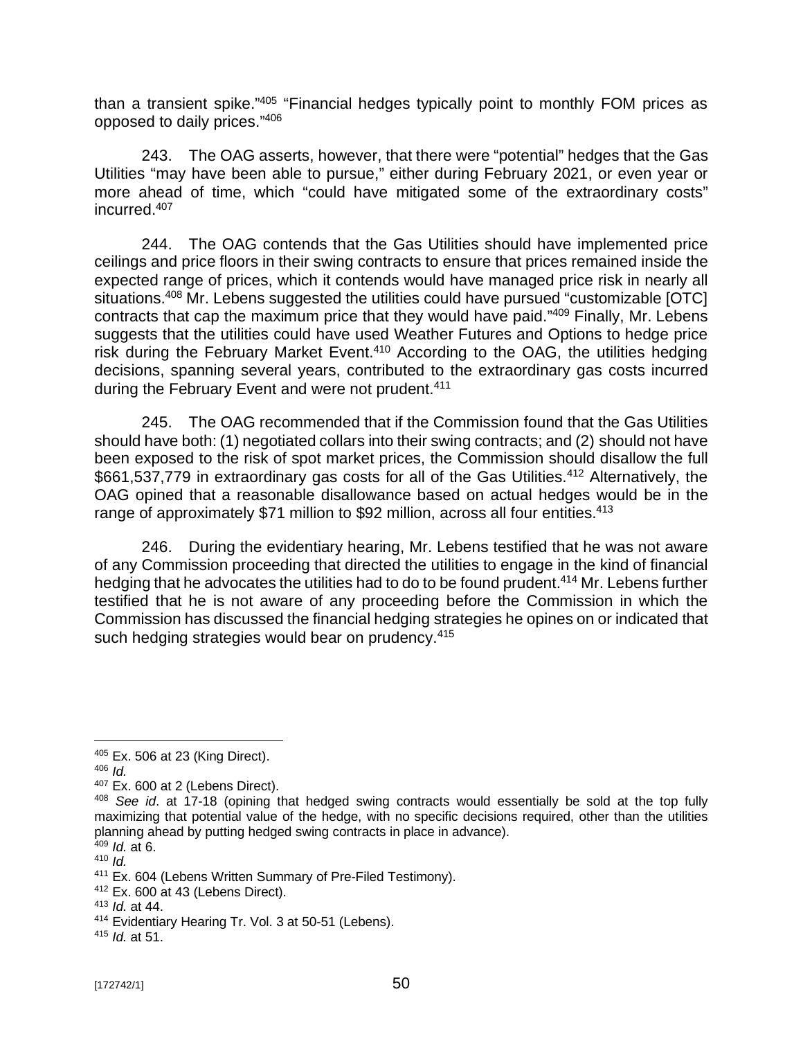than a transient spike."[405] "Financial hedges typically point to monthly FOM prices as opposed to daily prices."[406]

243. The OAG asserts, however, that there were "potential" hedges that the Gas Utilities "may have been able to pursue," either during February 2021, or even year or more ahead of time, which "could have mitigated some of the extraordinary costs" incurred.[407]

244. The OAG contends that the Gas Utilities should have implemented price ceilings and price floors in their swing contracts to ensure that prices remained inside the expected range of prices, which it contends would have managed price risk in nearly all situations.[408] Mr. Lebens suggested the utilities could have pursued "customizable [OTC] contracts that cap the maximum price that they would have paid."[409] Finally, Mr. Lebens suggests that the utilities could have used Weather Futures and Options to hedge price risk during the February Market Event.[410] According to the OAG, the utilities hedging decisions, spanning several years, contributed to the extraordinary gas costs incurred during the February Event and were not prudent.[411]

245. The OAG recommended that if the Commission found that the Gas Utilities should have both: (1) negotiated collars into their swing contracts; and (2) should not have been exposed to the risk of spot market prices, the Commission should disallow the full $661,537,779 in extraordinary gas costs for all of the Gas Utilities.[412] Alternatively, the OAG opined that a reasonable disallowance based on actual hedges would be in the range of approximately $71 million to $92 million, across all four entities.[413]

246. During the evidentiary hearing, Mr. Lebens testified that he was not aware of any Commission proceeding that directed the utilities to engage in the kind of financial hedging that he advocates the utilities had to do to be found prudent.[414] Mr. Lebens further testified that he is not aware of any proceeding before the Commission in which the Commission has discussed the financial hedging strategies he opines on or indicated that such hedging strategies would bear on prudency.[415]

---

[405] Ex. 506 at 23 (King Direct).

[406] *Id.*

[407] Ex. 600 at 2 (Lebens Direct).

[408] *See id*. at 17-18 (opining that hedged swing contracts would essentially be sold at the top fully maximizing that potential value of the hedge, with no specific decisions required, other than the utilities planning ahead by putting hedged swing contracts in place in advance).

[409] *Id.* at 6.

[410] *Id.*

[411] Ex. 604 (Lebens Written Summary of Pre-Filed Testimony).

[412] Ex. 600 at 43 (Lebens Direct).

[413] *Id.* at 44.

[414] Evidentiary Hearing Tr. Vol. 3 at 50-51 (Lebens).

[415] *Id.* at 51.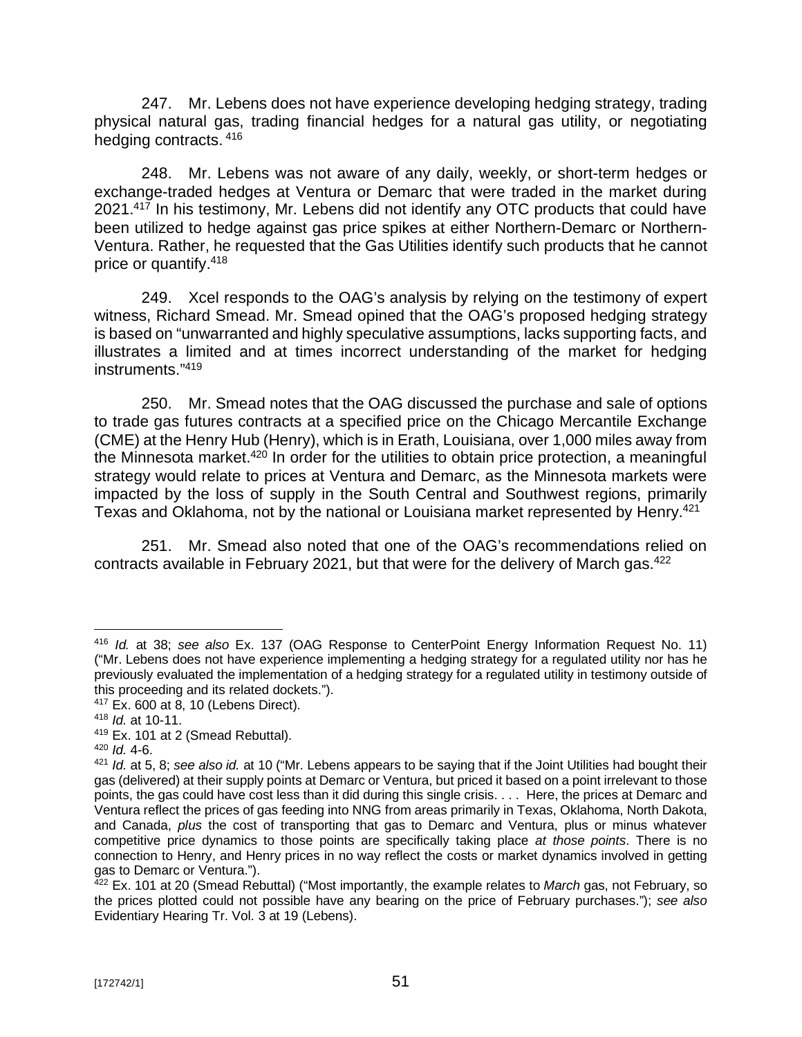247. Mr. Lebens does not have experience developing hedging strategy, trading physical natural gas, trading financial hedges for a natural gas utility, or negotiating hedging contracts.[416]

248. Mr. Lebens was not aware of any daily, weekly, or short-term hedges or exchange-traded hedges at Ventura or Demarc that were traded in the market during 2021.[417] In his testimony, Mr. Lebens did not identify any OTC products that could have been utilized to hedge against gas price spikes at either Northern-Demarc or Northern-Ventura. Rather, he requested that the Gas Utilities identify such products that he cannot price or quantify.[418]

249. Xcel responds to the OAG's analysis by relying on the testimony of expert witness, Richard Smead. Mr. Smead opined that the OAG's proposed hedging strategy is based on "unwarranted and highly speculative assumptions, lacks supporting facts, and illustrates a limited and at times incorrect understanding of the market for hedging instruments."[419]

250. Mr. Smead notes that the OAG discussed the purchase and sale of options to trade gas futures contracts at a specified price on the Chicago Mercantile Exchange (CME) at the Henry Hub (Henry), which is in Erath, Louisiana, over 1,000 miles away from the Minnesota market.[420] In order for the utilities to obtain price protection, a meaningful strategy would relate to prices at Ventura and Demarc, as the Minnesota markets were impacted by the loss of supply in the South Central and Southwest regions, primarily Texas and Oklahoma, not by the national or Louisiana market represented by Henry.[421]

251. Mr. Smead also noted that one of the OAG's recommendations relied on contracts available in February 2021, but that were for the delivery of March gas.[422]

---

[416] *Id.* at 38; *see also* Ex. 137 (OAG Response to CenterPoint Energy Information Request No. 11) ("Mr. Lebens does not have experience implementing a hedging strategy for a regulated utility nor has he previously evaluated the implementation of a hedging strategy for a regulated utility in testimony outside of this proceeding and its related dockets.").

[417] Ex. 600 at 8, 10 (Lebens Direct).

[418] *Id.* at 10-11.

[419] Ex. 101 at 2 (Smead Rebuttal).

[420] *Id.* 4-6.

[421] *Id.* at 5, 8; *see also id.* at 10 ("Mr. Lebens appears to be saying that if the Joint Utilities had bought their gas (delivered) at their supply points at Demarc or Ventura, but priced it based on a point irrelevant to those points, the gas could have cost less than it did during this single crisis. . . . Here, the prices at Demarc and Ventura reflect the prices of gas feeding into NNG from areas primarily in Texas, Oklahoma, North Dakota, and Canada, *plus* the cost of transporting that gas to Demarc and Ventura, plus or minus whatever competitive price dynamics to those points are specifically taking place *at those points*. There is no connection to Henry, and Henry prices in no way reflect the costs or market dynamics involved in getting gas to Demarc or Ventura.").

[422] Ex. 101 at 20 (Smead Rebuttal) ("Most importantly, the example relates to *March* gas, not February, so the prices plotted could not possible have any bearing on the price of February purchases."); *see also* Evidentiary Hearing Tr. Vol. 3 at 19 (Lebens).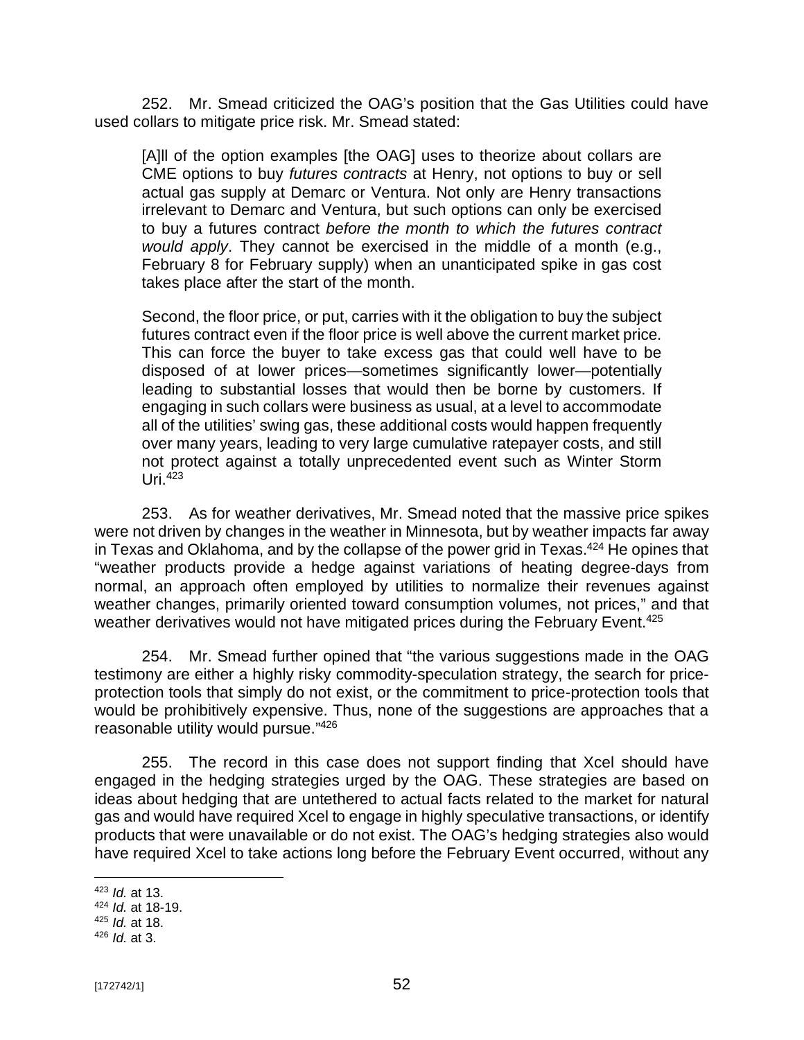252. Mr. Smead criticized the OAG's position that the Gas Utilities could have used collars to mitigate price risk. Mr. Smead stated:

> [A]ll of the option examples [the OAG] uses to theorize about collars are CME options to buy *futures contracts* at Henry, not options to buy or sell actual gas supply at Demarc or Ventura. Not only are Henry transactions irrelevant to Demarc and Ventura, but such options can only be exercised to buy a futures contract *before the month to which the futures contract would apply*. They cannot be exercised in the middle of a month (e.g., February 8 for February supply) when an unanticipated spike in gas cost takes place after the start of the month.
>
> Second, the floor price, or put, carries with it the obligation to buy the subject futures contract even if the floor price is well above the current market price. This can force the buyer to take excess gas that could well have to be disposed of at lower prices—sometimes significantly lower—potentially leading to substantial losses that would then be borne by customers. If engaging in such collars were business as usual, at a level to accommodate all of the utilities' swing gas, these additional costs would happen frequently over many years, leading to very large cumulative ratepayer costs, and still not protect against a totally unprecedented event such as Winter Storm Uri.[423]

253. As for weather derivatives, Mr. Smead noted that the massive price spikes were not driven by changes in the weather in Minnesota, but by weather impacts far away in Texas and Oklahoma, and by the collapse of the power grid in Texas.[424] He opines that "weather products provide a hedge against variations of heating degree-days from normal, an approach often employed by utilities to normalize their revenues against weather changes, primarily oriented toward consumption volumes, not prices," and that weather derivatives would not have mitigated prices during the February Event.[425]

254. Mr. Smead further opined that "the various suggestions made in the OAG testimony are either a highly risky commodity-speculation strategy, the search for price-protection tools that simply do not exist, or the commitment to price-protection tools that would be prohibitively expensive. Thus, none of the suggestions are approaches that a reasonable utility would pursue."[426]

255. The record in this case does not support finding that Xcel should have engaged in the hedging strategies urged by the OAG. These strategies are based on ideas about hedging that are untethered to actual facts related to the market for natural gas and would have required Xcel to engage in highly speculative transactions, or identify products that were unavailable or do not exist. The OAG's hedging strategies also would have required Xcel to take actions long before the February Event occurred, without any

---

[423] *Id.* at 13.
[424] *Id.* at 18-19.
[425] *Id.* at 18.
[426] *Id.* at 3.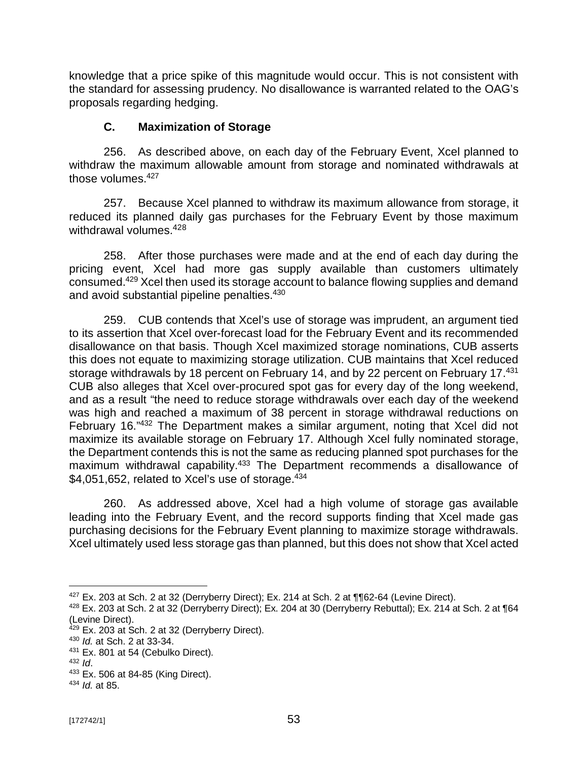knowledge that a price spike of this magnitude would occur. This is not consistent with the standard for assessing prudency. No disallowance is warranted related to the OAG's proposals regarding hedging.

### C. Maximization of Storage

256. As described above, on each day of the February Event, Xcel planned to withdraw the maximum allowable amount from storage and nominated withdrawals at those volumes.[427]

257. Because Xcel planned to withdraw its maximum allowance from storage, it reduced its planned daily gas purchases for the February Event by those maximum withdrawal volumes.[428]

258. After those purchases were made and at the end of each day during the pricing event, Xcel had more gas supply available than customers ultimately consumed.[429] Xcel then used its storage account to balance flowing supplies and demand and avoid substantial pipeline penalties.[430]

259. CUB contends that Xcel's use of storage was imprudent, an argument tied to its assertion that Xcel over-forecast load for the February Event and its recommended disallowance on that basis. Though Xcel maximized storage nominations, CUB asserts this does not equate to maximizing storage utilization. CUB maintains that Xcel reduced storage withdrawals by 18 percent on February 14, and by 22 percent on February 17.[431] CUB also alleges that Xcel over-procured spot gas for every day of the long weekend, and as a result "the need to reduce storage withdrawals over each day of the weekend was high and reached a maximum of 38 percent in storage withdrawal reductions on February 16."[432] The Department makes a similar argument, noting that Xcel did not maximize its available storage on February 17. Although Xcel fully nominated storage, the Department contends this is not the same as reducing planned spot purchases for the maximum withdrawal capability.[433] The Department recommends a disallowance of $4,051,652, related to Xcel's use of storage.[434]

260. As addressed above, Xcel had a high volume of storage gas available leading into the February Event, and the record supports finding that Xcel made gas purchasing decisions for the February Event planning to maximize storage withdrawals. Xcel ultimately used less storage gas than planned, but this does not show that Xcel acted

---

[427] Ex. 203 at Sch. 2 at 32 (Derryberry Direct); Ex. 214 at Sch. 2 at ¶¶62-64 (Levine Direct).

[428] Ex. 203 at Sch. 2 at 32 (Derryberry Direct); Ex. 204 at 30 (Derryberry Rebuttal); Ex. 214 at Sch. 2 at ¶64 (Levine Direct).

[429] Ex. 203 at Sch. 2 at 32 (Derryberry Direct).

[430] *Id.* at Sch. 2 at 33-34.

[431] Ex. 801 at 54 (Cebulko Direct).

[432] *Id*.

[433] Ex. 506 at 84-85 (King Direct).

[434] *Id.* at 85.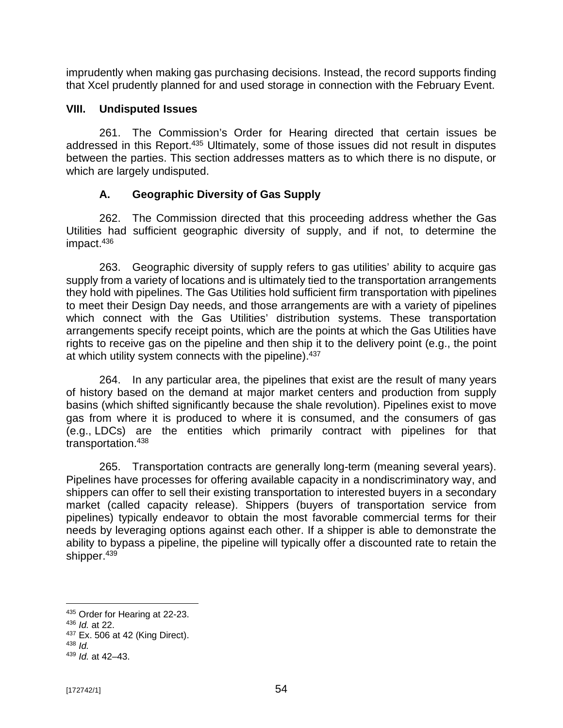imprudently when making gas purchasing decisions. Instead, the record supports finding that Xcel prudently planned for and used storage in connection with the February Event.

## VIII. Undisputed Issues

261. The Commission's Order for Hearing directed that certain issues be addressed in this Report.[435] Ultimately, some of those issues did not result in disputes between the parties. This section addresses matters as to which there is no dispute, or which are largely undisputed.

### A. Geographic Diversity of Gas Supply

262. The Commission directed that this proceeding address whether the Gas Utilities had sufficient geographic diversity of supply, and if not, to determine the impact.[436]

263. Geographic diversity of supply refers to gas utilities' ability to acquire gas supply from a variety of locations and is ultimately tied to the transportation arrangements they hold with pipelines. The Gas Utilities hold sufficient firm transportation with pipelines to meet their Design Day needs, and those arrangements are with a variety of pipelines which connect with the Gas Utilities' distribution systems. These transportation arrangements specify receipt points, which are the points at which the Gas Utilities have rights to receive gas on the pipeline and then ship it to the delivery point (e.g., the point at which utility system connects with the pipeline).[437]

264. In any particular area, the pipelines that exist are the result of many years of history based on the demand at major market centers and production from supply basins (which shifted significantly because the shale revolution). Pipelines exist to move gas from where it is produced to where it is consumed, and the consumers of gas (e.g., LDCs) are the entities which primarily contract with pipelines for that transportation.[438]

265. Transportation contracts are generally long-term (meaning several years). Pipelines have processes for offering available capacity in a nondiscriminatory way, and shippers can offer to sell their existing transportation to interested buyers in a secondary market (called capacity release). Shippers (buyers of transportation service from pipelines) typically endeavor to obtain the most favorable commercial terms for their needs by leveraging options against each other. If a shipper is able to demonstrate the ability to bypass a pipeline, the pipeline will typically offer a discounted rate to retain the shipper.[439]

---

[435] Order for Hearing at 22-23.
[436] *Id.* at 22.
[437] Ex. 506 at 42 (King Direct).
[438] *Id.*
[439] *Id.* at 42–43.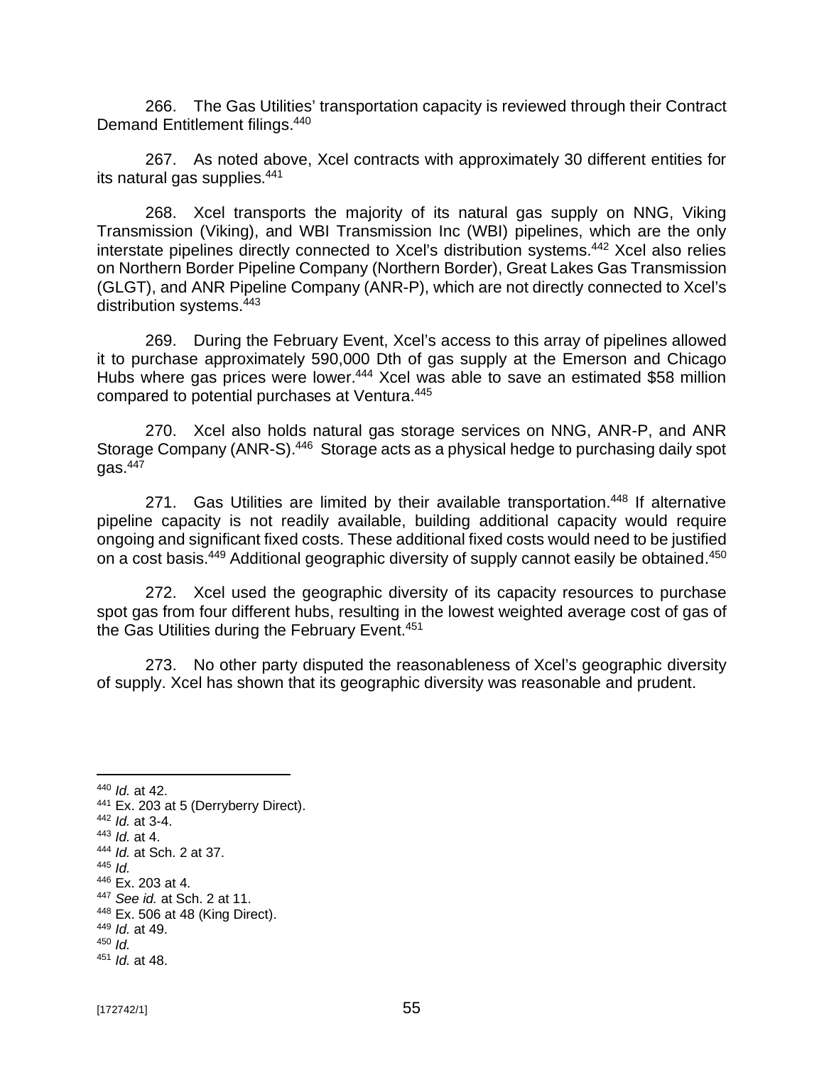266. The Gas Utilities' transportation capacity is reviewed through their Contract Demand Entitlement filings.[440]

267. As noted above, Xcel contracts with approximately 30 different entities for its natural gas supplies.[441]

268. Xcel transports the majority of its natural gas supply on NNG, Viking Transmission (Viking), and WBI Transmission Inc (WBI) pipelines, which are the only interstate pipelines directly connected to Xcel's distribution systems.[442] Xcel also relies on Northern Border Pipeline Company (Northern Border), Great Lakes Gas Transmission (GLGT), and ANR Pipeline Company (ANR-P), which are not directly connected to Xcel's distribution systems.[443]

269. During the February Event, Xcel's access to this array of pipelines allowed it to purchase approximately 590,000 Dth of gas supply at the Emerson and Chicago Hubs where gas prices were lower.[444] Xcel was able to save an estimated $58 million compared to potential purchases at Ventura.[445]

270. Xcel also holds natural gas storage services on NNG, ANR-P, and ANR Storage Company (ANR-S).[446] Storage acts as a physical hedge to purchasing daily spot gas.[447]

271. Gas Utilities are limited by their available transportation.[448] If alternative pipeline capacity is not readily available, building additional capacity would require ongoing and significant fixed costs. These additional fixed costs would need to be justified on a cost basis.[449] Additional geographic diversity of supply cannot easily be obtained.[450]

272. Xcel used the geographic diversity of its capacity resources to purchase spot gas from four different hubs, resulting in the lowest weighted average cost of gas of the Gas Utilities during the February Event.[451]

273. No other party disputed the reasonableness of Xcel's geographic diversity of supply. Xcel has shown that its geographic diversity was reasonable and prudent.

---

[440] *Id.* at 42.
[441] Ex. 203 at 5 (Derryberry Direct).
[442] *Id.* at 3-4.
[443] *Id.* at 4.
[444] *Id.* at Sch. 2 at 37.
[445] *Id.*
[446] Ex. 203 at 4.
[447] *See id.* at Sch. 2 at 11.
[448] Ex. 506 at 48 (King Direct).
[449] *Id.* at 49.
[450] *Id.*
[451] *Id.* at 48.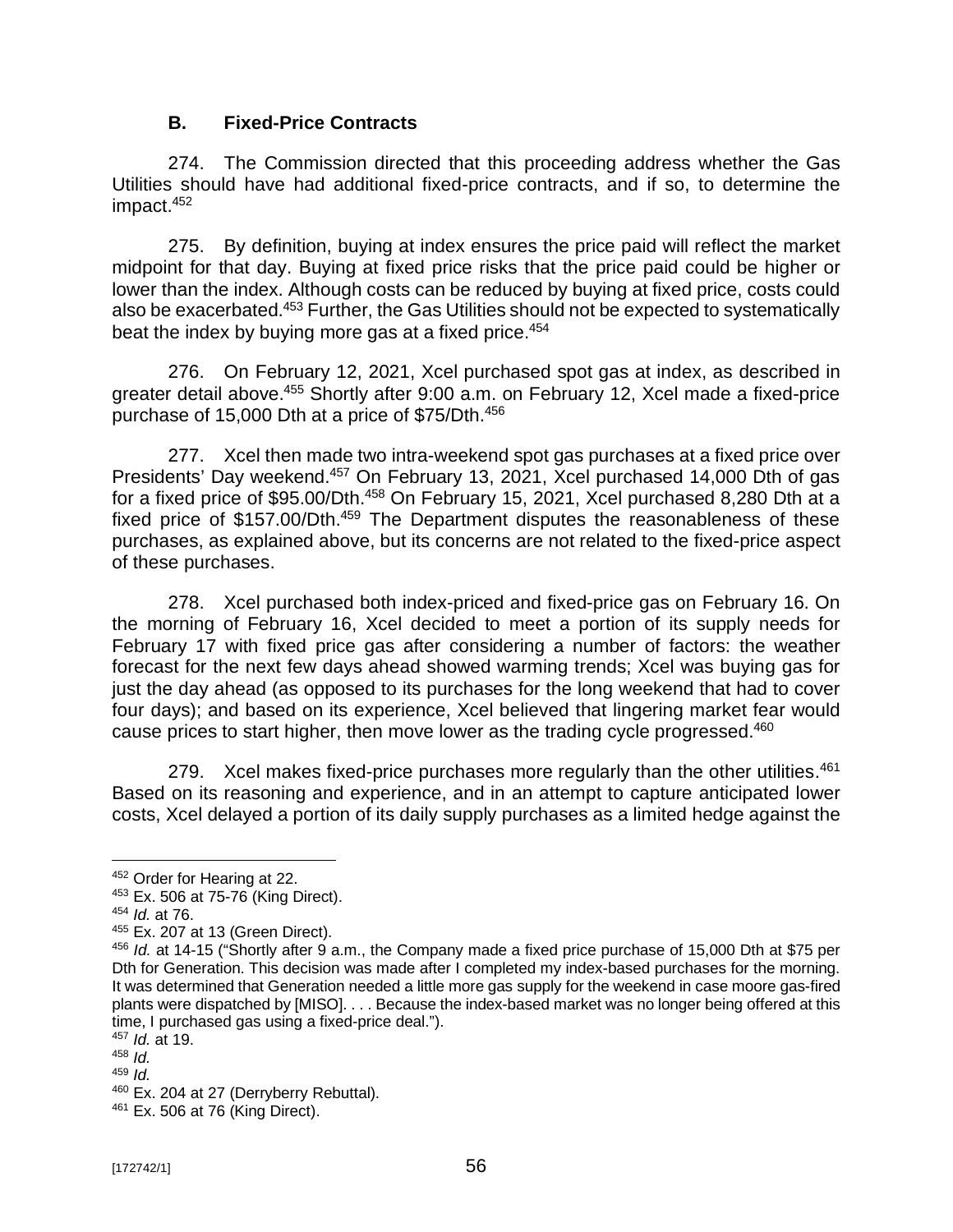### B. Fixed-Price Contracts

274. The Commission directed that this proceeding address whether the Gas Utilities should have had additional fixed-price contracts, and if so, to determine the impact.[452]

275. By definition, buying at index ensures the price paid will reflect the market midpoint for that day. Buying at fixed price risks that the price paid could be higher or lower than the index. Although costs can be reduced by buying at fixed price, costs could also be exacerbated.[453] Further, the Gas Utilities should not be expected to systematically beat the index by buying more gas at a fixed price.[454]

276. On February 12, 2021, Xcel purchased spot gas at index, as described in greater detail above.[455] Shortly after 9:00 a.m. on February 12, Xcel made a fixed-price purchase of 15,000 Dth at a price of $75/Dth.[456]

277. Xcel then made two intra-weekend spot gas purchases at a fixed price over Presidents' Day weekend.[457] On February 13, 2021, Xcel purchased 14,000 Dth of gas for a fixed price of $95.00/Dth.[458] On February 15, 2021, Xcel purchased 8,280 Dth at a fixed price of $157.00/Dth.[459] The Department disputes the reasonableness of these purchases, as explained above, but its concerns are not related to the fixed-price aspect of these purchases.

278. Xcel purchased both index-priced and fixed-price gas on February 16. On the morning of February 16, Xcel decided to meet a portion of its supply needs for February 17 with fixed price gas after considering a number of factors: the weather forecast for the next few days ahead showed warming trends; Xcel was buying gas for just the day ahead (as opposed to its purchases for the long weekend that had to cover four days); and based on its experience, Xcel believed that lingering market fear would cause prices to start higher, then move lower as the trading cycle progressed.[460]

279. Xcel makes fixed-price purchases more regularly than the other utilities.[461] Based on its reasoning and experience, and in an attempt to capture anticipated lower costs, Xcel delayed a portion of its daily supply purchases as a limited hedge against the

---

[452] Order for Hearing at 22.

[453] Ex. 506 at 75-76 (King Direct).

[454] *Id.* at 76.

[455] Ex. 207 at 13 (Green Direct).

[456] *Id.* at 14-15 ("Shortly after 9 a.m., the Company made a fixed price purchase of 15,000 Dth at $75 per Dth for Generation. This decision was made after I completed my index-based purchases for the morning. It was determined that Generation needed a little more gas supply for the weekend in case moore gas-fired plants were dispatched by [MISO]. . . . Because the index-based market was no longer being offered at this time, I purchased gas using a fixed-price deal.").

[457] *Id.* at 19.

[458] *Id.*

[459] *Id.*

[460] Ex. 204 at 27 (Derryberry Rebuttal).

[461] Ex. 506 at 76 (King Direct).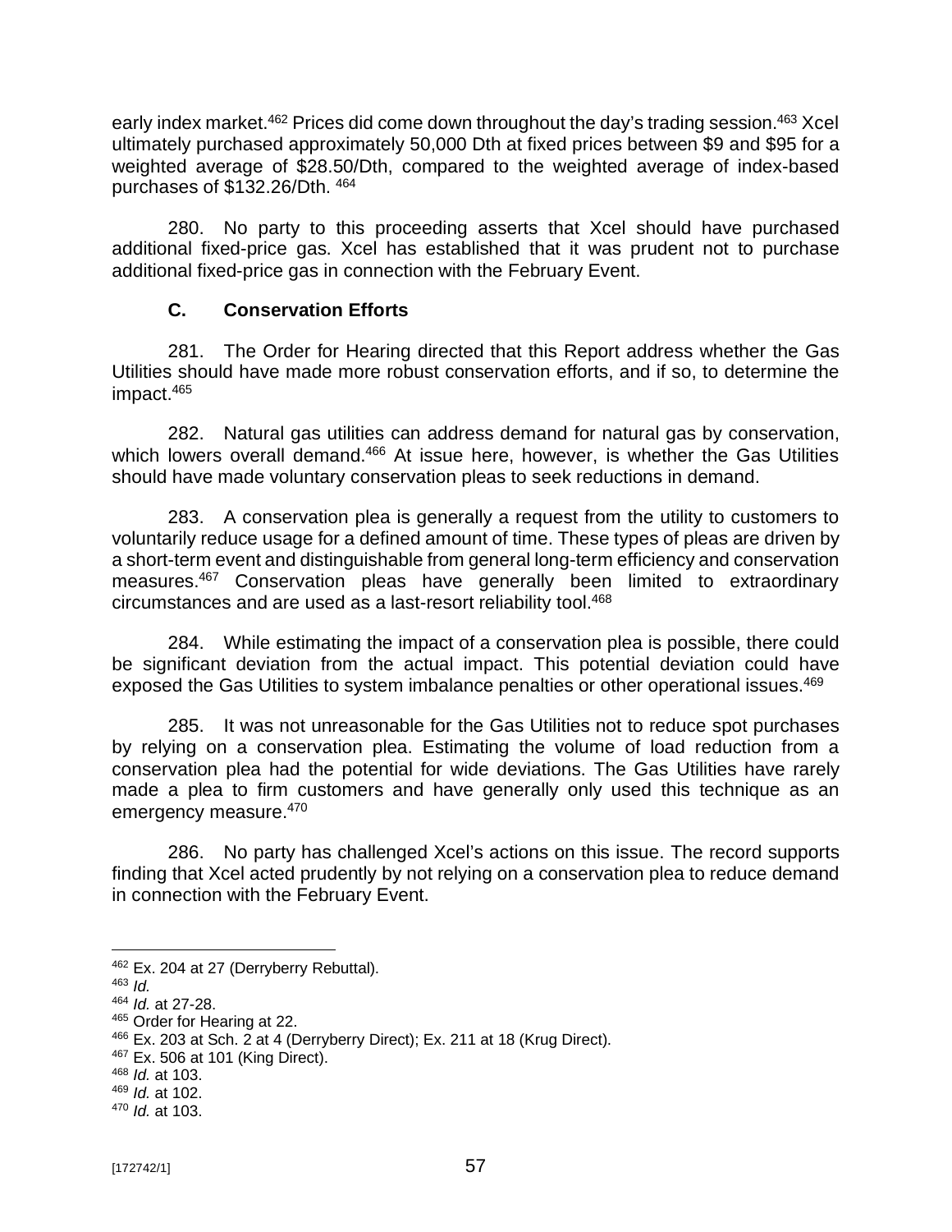early index market.[462] Prices did come down throughout the day's trading session.[463] Xcel ultimately purchased approximately 50,000 Dth at fixed prices between $9 and $95 for a weighted average of $28.50/Dth, compared to the weighted average of index-based purchases of $132.26/Dth. [464]

280. No party to this proceeding asserts that Xcel should have purchased additional fixed-price gas. Xcel has established that it was prudent not to purchase additional fixed-price gas in connection with the February Event.

### C. Conservation Efforts

281. The Order for Hearing directed that this Report address whether the Gas Utilities should have made more robust conservation efforts, and if so, to determine the impact.[465]

282. Natural gas utilities can address demand for natural gas by conservation, which lowers overall demand.[466] At issue here, however, is whether the Gas Utilities should have made voluntary conservation pleas to seek reductions in demand.

283. A conservation plea is generally a request from the utility to customers to voluntarily reduce usage for a defined amount of time. These types of pleas are driven by a short-term event and distinguishable from general long-term efficiency and conservation measures.[467] Conservation pleas have generally been limited to extraordinary circumstances and are used as a last-resort reliability tool.[468]

284. While estimating the impact of a conservation plea is possible, there could be significant deviation from the actual impact. This potential deviation could have exposed the Gas Utilities to system imbalance penalties or other operational issues.[469]

285. It was not unreasonable for the Gas Utilities not to reduce spot purchases by relying on a conservation plea. Estimating the volume of load reduction from a conservation plea had the potential for wide deviations. The Gas Utilities have rarely made a plea to firm customers and have generally only used this technique as an emergency measure.[470]

286. No party has challenged Xcel's actions on this issue. The record supports finding that Xcel acted prudently by not relying on a conservation plea to reduce demand in connection with the February Event.

---

[462] Ex. 204 at 27 (Derryberry Rebuttal).
[463] *Id.*
[464] *Id.* at 27-28.
[465] Order for Hearing at 22.
[466] Ex. 203 at Sch. 2 at 4 (Derryberry Direct); Ex. 211 at 18 (Krug Direct).
[467] Ex. 506 at 101 (King Direct).
[468] *Id.* at 103.
[469] *Id.* at 102.
[470] *Id.* at 103.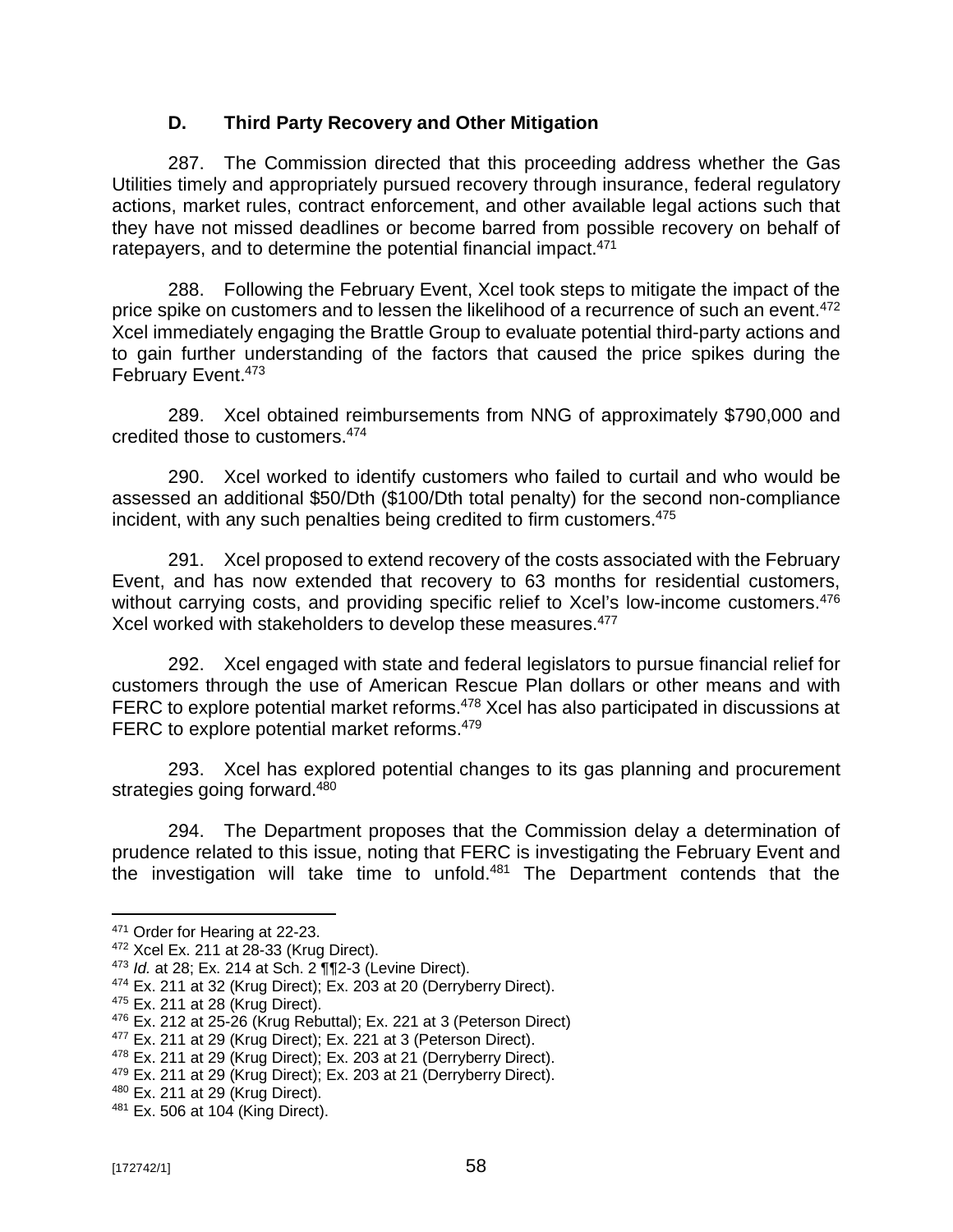### D. Third Party Recovery and Other Mitigation

287. The Commission directed that this proceeding address whether the Gas Utilities timely and appropriately pursued recovery through insurance, federal regulatory actions, market rules, contract enforcement, and other available legal actions such that they have not missed deadlines or become barred from possible recovery on behalf of ratepayers, and to determine the potential financial impact.[471]

288. Following the February Event, Xcel took steps to mitigate the impact of the price spike on customers and to lessen the likelihood of a recurrence of such an event.[472] Xcel immediately engaging the Brattle Group to evaluate potential third-party actions and to gain further understanding of the factors that caused the price spikes during the February Event.[473]

289. Xcel obtained reimbursements from NNG of approximately $790,000 and credited those to customers.[474]

290. Xcel worked to identify customers who failed to curtail and who would be assessed an additional $50/Dth ($100/Dth total penalty) for the second non-compliance incident, with any such penalties being credited to firm customers.[475]

291. Xcel proposed to extend recovery of the costs associated with the February Event, and has now extended that recovery to 63 months for residential customers, without carrying costs, and providing specific relief to Xcel's low-income customers.[476] Xcel worked with stakeholders to develop these measures.[477]

292. Xcel engaged with state and federal legislators to pursue financial relief for customers through the use of American Rescue Plan dollars or other means and with FERC to explore potential market reforms.[478] Xcel has also participated in discussions at FERC to explore potential market reforms.[479]

293. Xcel has explored potential changes to its gas planning and procurement strategies going forward.[480]

294. The Department proposes that the Commission delay a determination of prudence related to this issue, noting that FERC is investigating the February Event and the investigation will take time to unfold.[481] The Department contends that the

---

[471] Order for Hearing at 22-23.
[472] Xcel Ex. 211 at 28-33 (Krug Direct).
[473] *Id.* at 28; Ex. 214 at Sch. 2 ¶¶2-3 (Levine Direct).
[474] Ex. 211 at 32 (Krug Direct); Ex. 203 at 20 (Derryberry Direct).
[475] Ex. 211 at 28 (Krug Direct).
[476] Ex. 212 at 25-26 (Krug Rebuttal); Ex. 221 at 3 (Peterson Direct)
[477] Ex. 211 at 29 (Krug Direct); Ex. 221 at 3 (Peterson Direct).
[478] Ex. 211 at 29 (Krug Direct); Ex. 203 at 21 (Derryberry Direct).
[479] Ex. 211 at 29 (Krug Direct); Ex. 203 at 21 (Derryberry Direct).
[480] Ex. 211 at 29 (Krug Direct).
[481] Ex. 506 at 104 (King Direct).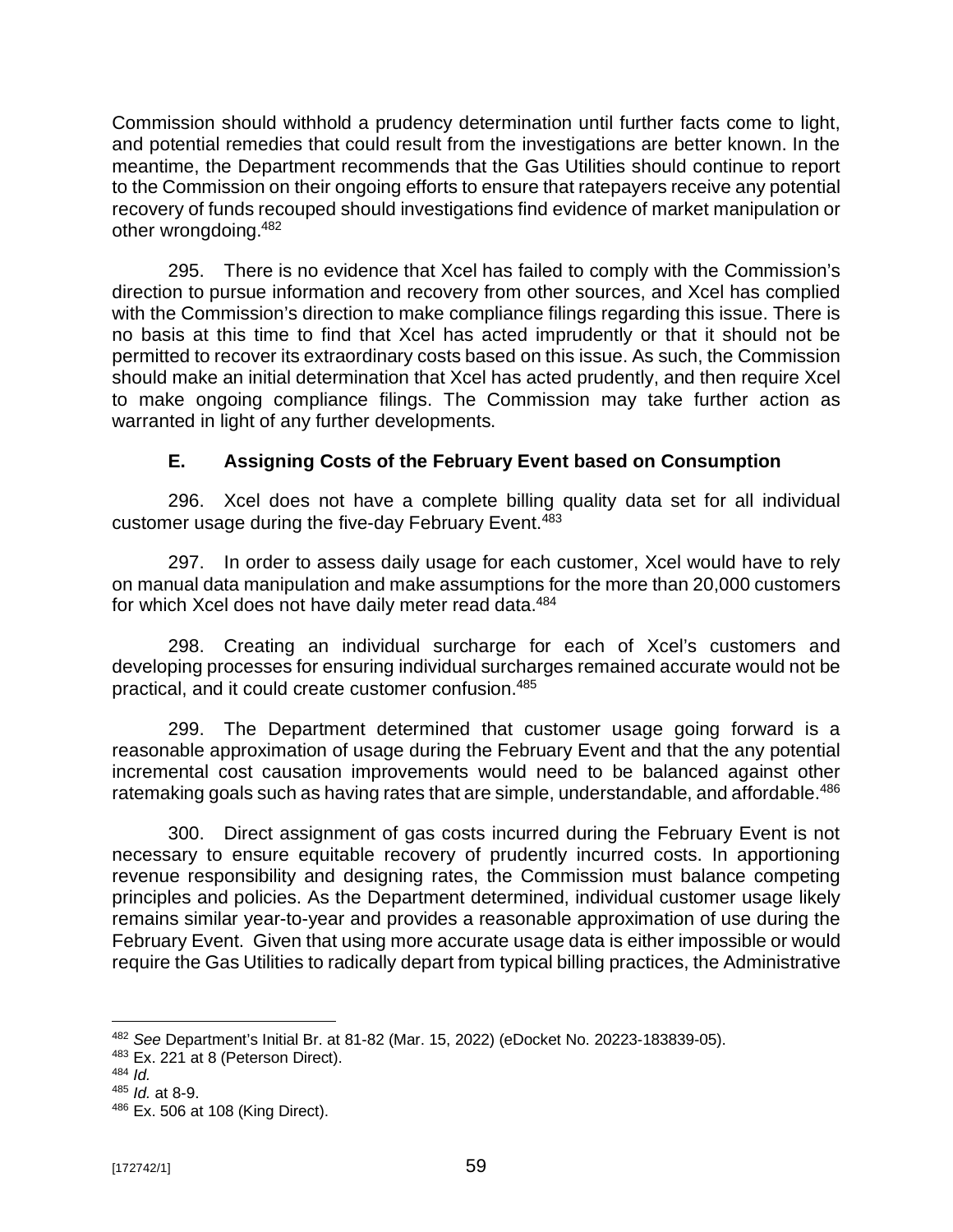Commission should withhold a prudency determination until further facts come to light, and potential remedies that could result from the investigations are better known. In the meantime, the Department recommends that the Gas Utilities should continue to report to the Commission on their ongoing efforts to ensure that ratepayers receive any potential recovery of funds recouped should investigations find evidence of market manipulation or other wrongdoing.[482]

295. There is no evidence that Xcel has failed to comply with the Commission's direction to pursue information and recovery from other sources, and Xcel has complied with the Commission's direction to make compliance filings regarding this issue. There is no basis at this time to find that Xcel has acted imprudently or that it should not be permitted to recover its extraordinary costs based on this issue. As such, the Commission should make an initial determination that Xcel has acted prudently, and then require Xcel to make ongoing compliance filings. The Commission may take further action as warranted in light of any further developments.

### E. Assigning Costs of the February Event based on Consumption

296. Xcel does not have a complete billing quality data set for all individual customer usage during the five-day February Event.[483]

297. In order to assess daily usage for each customer, Xcel would have to rely on manual data manipulation and make assumptions for the more than 20,000 customers for which Xcel does not have daily meter read data.[484]

298. Creating an individual surcharge for each of Xcel's customers and developing processes for ensuring individual surcharges remained accurate would not be practical, and it could create customer confusion.[485]

299. The Department determined that customer usage going forward is a reasonable approximation of usage during the February Event and that the any potential incremental cost causation improvements would need to be balanced against other ratemaking goals such as having rates that are simple, understandable, and affordable.[486]

300. Direct assignment of gas costs incurred during the February Event is not necessary to ensure equitable recovery of prudently incurred costs. In apportioning revenue responsibility and designing rates, the Commission must balance competing principles and policies. As the Department determined, individual customer usage likely remains similar year-to-year and provides a reasonable approximation of use during the February Event. Given that using more accurate usage data is either impossible or would require the Gas Utilities to radically depart from typical billing practices, the Administrative

---

[482] *See* Department's Initial Br. at 81-82 (Mar. 15, 2022) (eDocket No. 20223-183839-05).

[483] Ex. 221 at 8 (Peterson Direct).

[484] *Id.*

[485] *Id.* at 8-9.

[486] Ex. 506 at 108 (King Direct).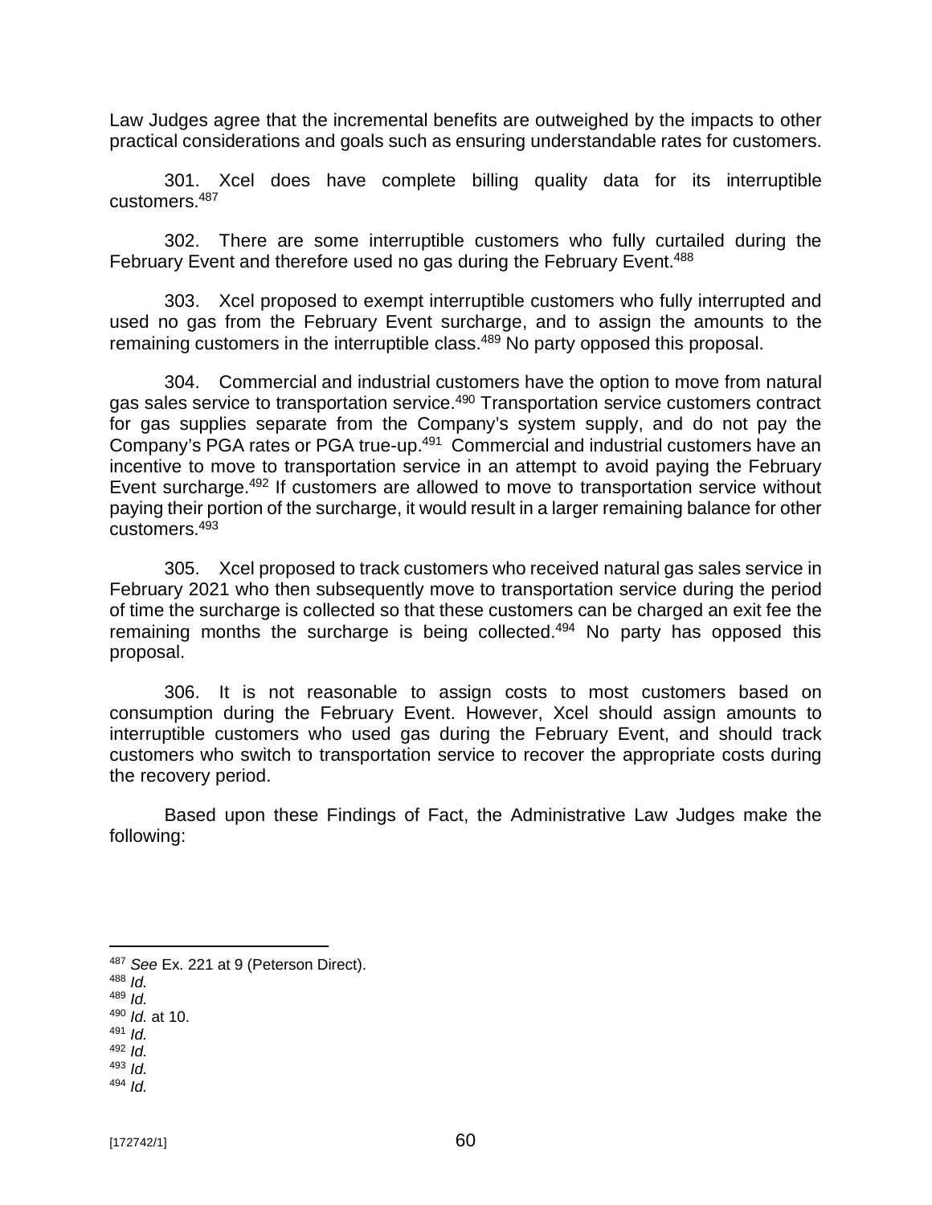Law Judges agree that the incremental benefits are outweighed by the impacts to other practical considerations and goals such as ensuring understandable rates for customers.

301. Xcel does have complete billing quality data for its interruptible customers.[487]

302. There are some interruptible customers who fully curtailed during the February Event and therefore used no gas during the February Event.[488]

303. Xcel proposed to exempt interruptible customers who fully interrupted and used no gas from the February Event surcharge, and to assign the amounts to the remaining customers in the interruptible class.[489] No party opposed this proposal.

304. Commercial and industrial customers have the option to move from natural gas sales service to transportation service.[490] Transportation service customers contract for gas supplies separate from the Company's system supply, and do not pay the Company's PGA rates or PGA true-up.[491] Commercial and industrial customers have an incentive to move to transportation service in an attempt to avoid paying the February Event surcharge.[492] If customers are allowed to move to transportation service without paying their portion of the surcharge, it would result in a larger remaining balance for other customers.[493]

305. Xcel proposed to track customers who received natural gas sales service in February 2021 who then subsequently move to transportation service during the period of time the surcharge is collected so that these customers can be charged an exit fee the remaining months the surcharge is being collected.[494] No party has opposed this proposal.

306. It is not reasonable to assign costs to most customers based on consumption during the February Event. However, Xcel should assign amounts to interruptible customers who used gas during the February Event, and should track customers who switch to transportation service to recover the appropriate costs during the recovery period.

Based upon these Findings of Fact, the Administrative Law Judges make the following:

---

[487] *See* Ex. 221 at 9 (Peterson Direct).
[488] *Id.*
[489] *Id.*
[490] *Id.* at 10.
[491] *Id.*
[492] *Id.*
[493] *Id.*
[494] *Id.*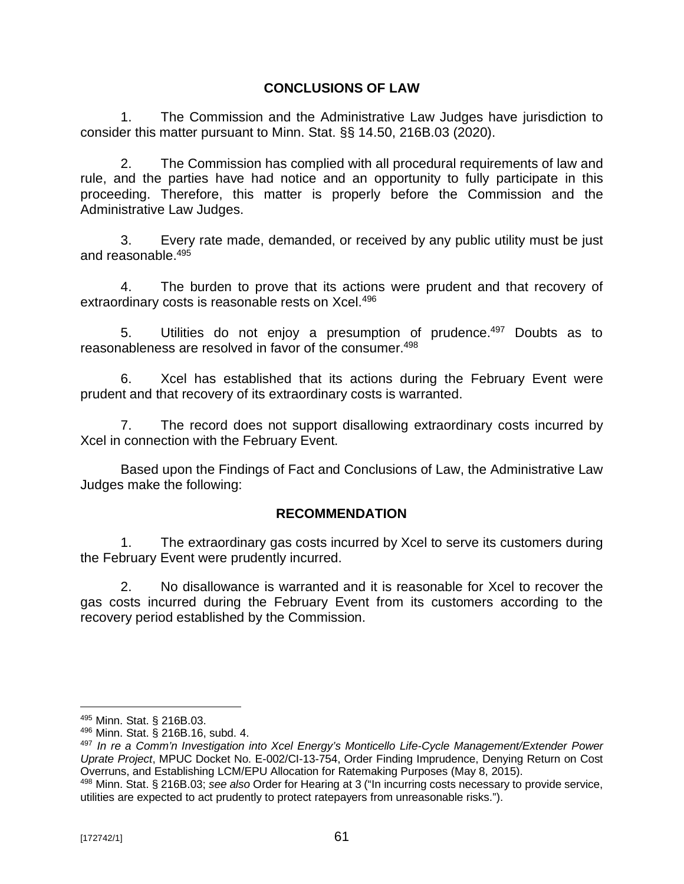## CONCLUSIONS OF LAW

1. The Commission and the Administrative Law Judges have jurisdiction to consider this matter pursuant to Minn. Stat. §§ 14.50, 216B.03 (2020).

2. The Commission has complied with all procedural requirements of law and rule, and the parties have had notice and an opportunity to fully participate in this proceeding. Therefore, this matter is properly before the Commission and the Administrative Law Judges.

3. Every rate made, demanded, or received by any public utility must be just and reasonable.[495]

4. The burden to prove that its actions were prudent and that recovery of extraordinary costs is reasonable rests on Xcel.[496]

5. Utilities do not enjoy a presumption of prudence.[497] Doubts as to reasonableness are resolved in favor of the consumer.[498]

6. Xcel has established that its actions during the February Event were prudent and that recovery of its extraordinary costs is warranted.

7. The record does not support disallowing extraordinary costs incurred by Xcel in connection with the February Event.

Based upon the Findings of Fact and Conclusions of Law, the Administrative Law Judges make the following:

## RECOMMENDATION

1. The extraordinary gas costs incurred by Xcel to serve its customers during the February Event were prudently incurred.

2. No disallowance is warranted and it is reasonable for Xcel to recover the gas costs incurred during the February Event from its customers according to the recovery period established by the Commission.

---

[495] Minn. Stat. § 216B.03.

[496] Minn. Stat. § 216B.16, subd. 4.

[497] *In re a Comm'n Investigation into Xcel Energy's Monticello Life-Cycle Management/Extender Power Uprate Project*, MPUC Docket No. E-002/CI-13-754, Order Finding Imprudence, Denying Return on Cost Overruns, and Establishing LCM/EPU Allocation for Ratemaking Purposes (May 8, 2015).

[498] Minn. Stat. § 216B.03; *see also* Order for Hearing at 3 ("In incurring costs necessary to provide service, utilities are expected to act prudently to protect ratepayers from unreasonable risks.").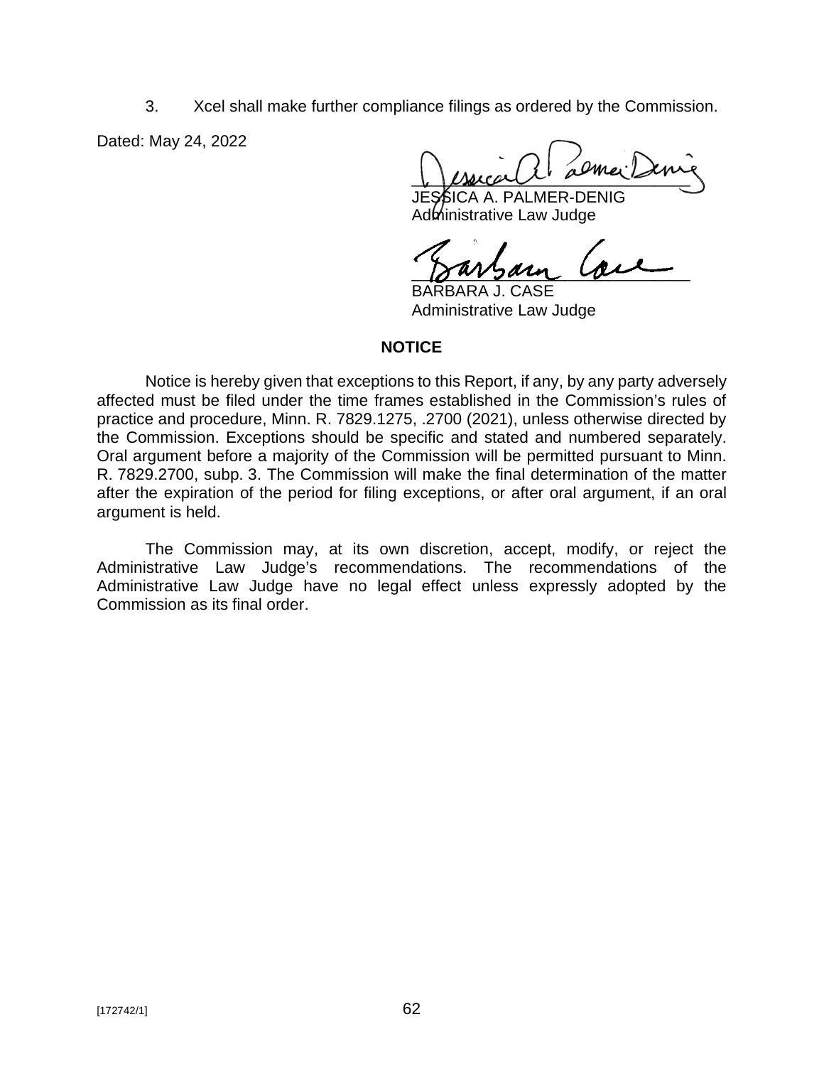3. Xcel shall make further compliance filings as ordered by the Commission.

Dated: May 24, 2022

JESSICA A. PALMER-DENIG
Administrative Law Judge

BARBARA J. CASE
Administrative Law Judge

**NOTICE**

Notice is hereby given that exceptions to this Report, if any, by any party adversely affected must be filed under the time frames established in the Commission's rules of practice and procedure, Minn. R. 7829.1275, .2700 (2021), unless otherwise directed by the Commission. Exceptions should be specific and stated and numbered separately. Oral argument before a majority of the Commission will be permitted pursuant to Minn. R. 7829.2700, subp. 3. The Commission will make the final determination of the matter after the expiration of the period for filing exceptions, or after oral argument, if an oral argument is held.

The Commission may, at its own discretion, accept, modify, or reject the Administrative Law Judge's recommendations. The recommendations of the Administrative Law Judge have no legal effect unless expressly adopted by the Commission as its final order.

[172742/1]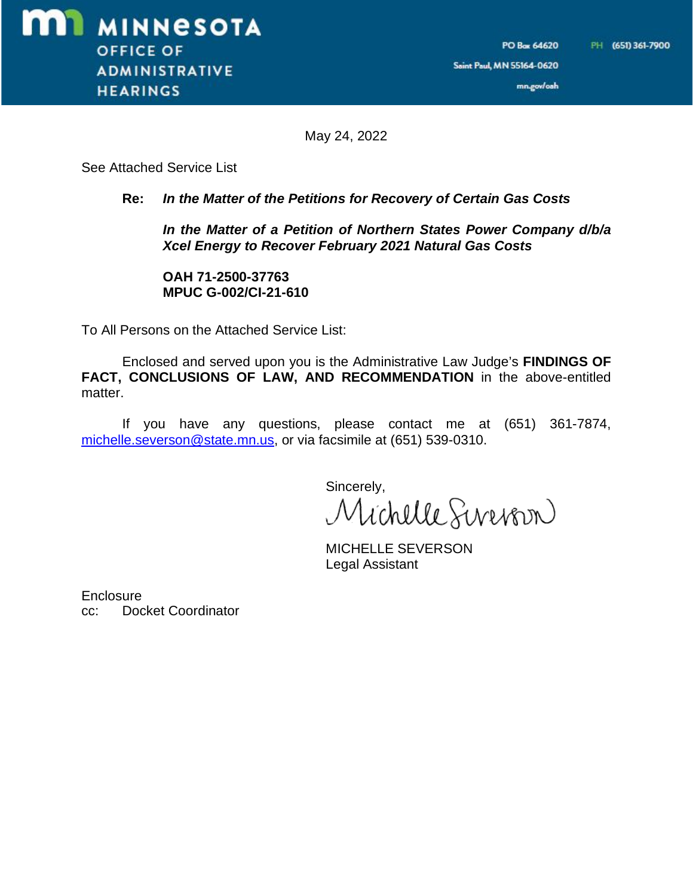**MINNESOTA OFFICE OF ADMINISTRATIVE HEARINGS**

PO Box 64620
Saint Paul, MN 55164-0620
mn.gov/oah

PH (651) 361-7900

May 24, 2022

See Attached Service List

**Re:** ***In the Matter of the Petitions for Recovery of Certain Gas Costs***

***In the Matter of a Petition of Northern States Power Company d/b/a Xcel Energy to Recover February 2021 Natural Gas Costs***

**OAH 71-2500-37763**
**MPUC G-002/CI-21-610**

To All Persons on the Attached Service List:

Enclosed and served upon you is the Administrative Law Judge's **FINDINGS OF FACT, CONCLUSIONS OF LAW, AND RECOMMENDATION** in the above-entitled matter.

If you have any questions, please contact me at (651) 361-7874, michelle.severson@state.mn.us, or via facsimile at (651) 539-0310.

Sincerely,

Michelle Severson

MICHELLE SEVERSON
Legal Assistant

Enclosure
cc: Docket Coordinator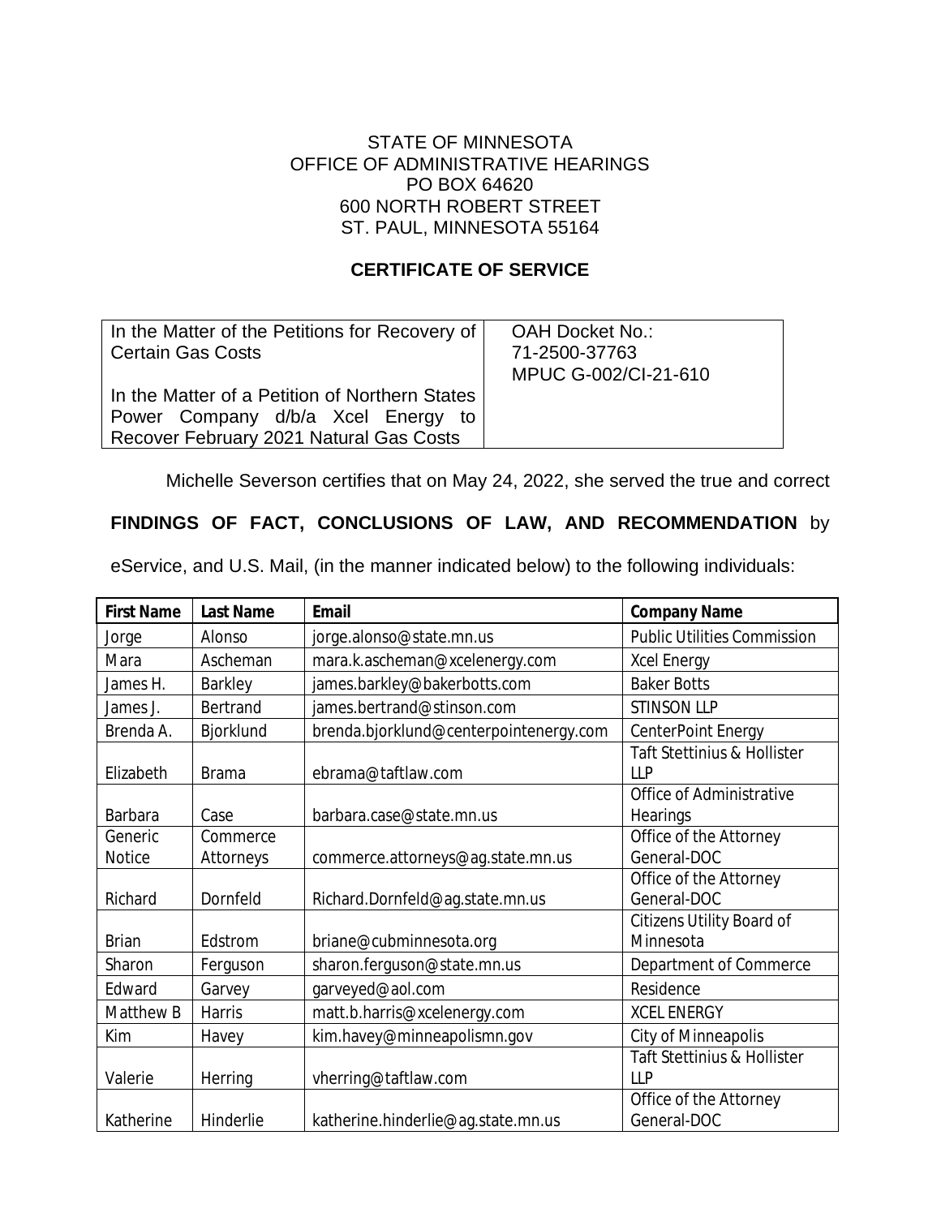STATE OF MINNESOTA
OFFICE OF ADMINISTRATIVE HEARINGS
PO BOX 64620
600 NORTH ROBERT STREET
ST. PAUL, MINNESOTA 55164

**CERTIFICATE OF SERVICE**

| In the Matter of the Petitions for Recovery of Certain Gas Costs<br><br>In the Matter of a Petition of Northern States Power Company d/b/a Xcel Energy to Recover February 2021 Natural Gas Costs | OAH Docket No.:<br>71-2500-37763<br>MPUC G-002/CI-21-610 |
|---|---|

Michelle Severson certifies that on May 24, 2022, she served the true and correct **FINDINGS OF FACT, CONCLUSIONS OF LAW, AND RECOMMENDATION** by eService, and U.S. Mail, (in the manner indicated below) to the following individuals:

| First Name | Last Name | Email | Company Name |
|---|---|---|---|
| Jorge | Alonso | jorge.alonso@state.mn.us | Public Utilities Commission |
| Mara | Ascheman | mara.k.ascheman@xcelenergy.com | Xcel Energy |
| James H. | Barkley | james.barkley@bakerbotts.com | Baker Botts |
| James J. | Bertrand | james.bertrand@stinson.com | STINSON LLP |
| Brenda A. | Bjorklund | brenda.bjorklund@centerpointenergy.com | CenterPoint Energy |
| Elizabeth | Brama | ebrama@taftlaw.com | Taft Stettinius & Hollister LLP |
| Barbara | Case | barbara.case@state.mn.us | Office of Administrative Hearings |
| Generic Notice | Commerce Attorneys | commerce.attorneys@ag.state.mn.us | Office of the Attorney General-DOC |
| Richard | Dornfeld | Richard.Dornfeld@ag.state.mn.us | Office of the Attorney General-DOC |
| Brian | Edstrom | briane@cubminnesota.org | Citizens Utility Board of Minnesota |
| Sharon | Ferguson | sharon.ferguson@state.mn.us | Department of Commerce |
| Edward | Garvey | garveyed@aol.com | Residence |
| Matthew B | Harris | matt.b.harris@xcelenergy.com | XCEL ENERGY |
| Kim | Havey | kim.havey@minneapolismn.gov | City of Minneapolis |
| Valerie | Herring | vherring@taftlaw.com | Taft Stettinius & Hollister LLP |
| Katherine | Hinderlie | katherine.hinderlie@ag.state.mn.us | Office of the Attorney General-DOC |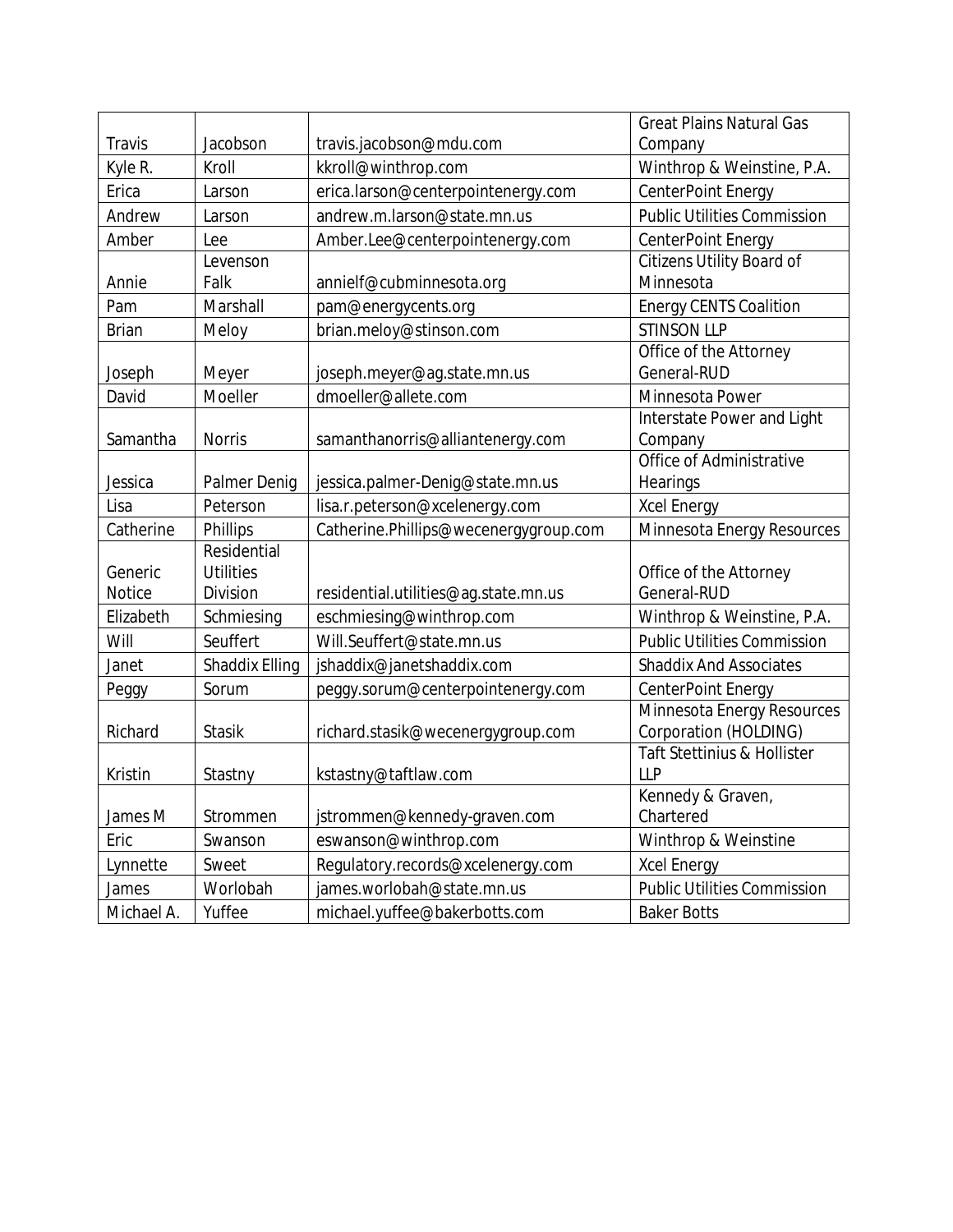| | | | |
|---|---|---|---|
| Travis | Jacobson | travis.jacobson@mdu.com | Great Plains Natural Gas Company |
| Kyle R. | Kroll | kkroll@winthrop.com | Winthrop & Weinstine, P.A. |
| Erica | Larson | erica.larson@centerpointenergy.com | CenterPoint Energy |
| Andrew | Larson | andrew.m.larson@state.mn.us | Public Utilities Commission |
| Amber | Lee | Amber.Lee@centerpointenergy.com | CenterPoint Energy |
| Annie | Levenson Falk | annielf@cubminnesota.org | Citizens Utility Board of Minnesota |
| Pam | Marshall | pam@energycents.org | Energy CENTS Coalition |
| Brian | Meloy | brian.meloy@stinson.com | STINSON LLP |
| Joseph | Meyer | joseph.meyer@ag.state.mn.us | Office of the Attorney General-RUD |
| David | Moeller | dmoeller@allete.com | Minnesota Power |
| Samantha | Norris | samanthanorris@alliantenergy.com | Interstate Power and Light Company |
| Jessica | Palmer Denig | jessica.palmer-Denig@state.mn.us | Office of Administrative Hearings |
| Lisa | Peterson | lisa.r.peterson@xcelenergy.com | Xcel Energy |
| Catherine | Phillips | Catherine.Phillips@wecenergygroup.com | Minnesota Energy Resources |
| Generic Notice | Residential Utilities Division | residential.utilities@ag.state.mn.us | Office of the Attorney General-RUD |
| Elizabeth | Schmiesing | eschmiesing@winthrop.com | Winthrop & Weinstine, P.A. |
| Will | Seuffert | Will.Seuffert@state.mn.us | Public Utilities Commission |
| Janet | Shaddix Elling | jshaddix@janetshaddix.com | Shaddix And Associates |
| Peggy | Sorum | peggy.sorum@centerpointenergy.com | CenterPoint Energy |
| Richard | Stasik | richard.stasik@wecenergygroup.com | Minnesota Energy Resources Corporation (HOLDING) |
| Kristin | Stastny | kstastny@taftlaw.com | Taft Stettinius & Hollister LLP |
| James M | Strommen | jstrommen@kennedy-graven.com | Kennedy & Graven, Chartered |
| Eric | Swanson | eswanson@winthrop.com | Winthrop & Weinstine |
| Lynnette | Sweet | Regulatory.records@xcelenergy.com | Xcel Energy |
| James | Worlobah | james.worlobah@state.mn.us | Public Utilities Commission |
| Michael A. | Yuffee | michael.yuffee@bakerbotts.com | Baker Botts |